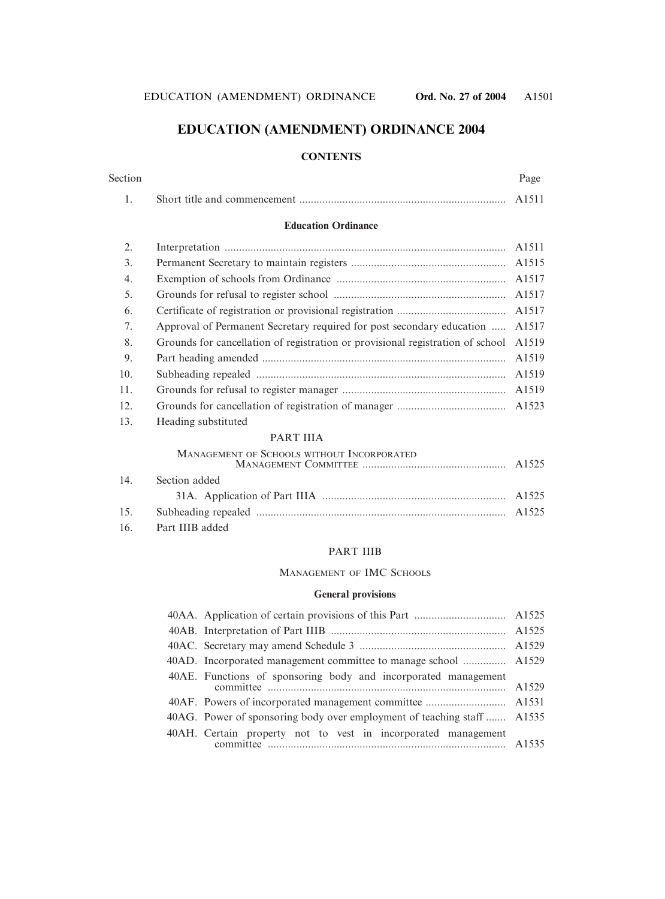# EDUCATION (AMENDMENT) ORDINANCE 2004

## CONTENTS

| Section | | Page |
|---|---|---|
| 1. | Short title and commencement | A1511 |

### Education Ordinance

| Section | | Page |
|---|---|---|
| 2. | Interpretation | A1511 |
| 3. | Permanent Secretary to maintain registers | A1515 |
| 4. | Exemption of schools from Ordinance | A1517 |
| 5. | Grounds for refusal to register school | A1517 |
| 6. | Certificate of registration or provisional registration | A1517 |
| 7. | Approval of Permanent Secretary required for post secondary education | A1517 |
| 8. | Grounds for cancellation of registration or provisional registration of school | A1519 |
| 9. | Part heading amended | A1519 |
| 10. | Subheading repealed | A1519 |
| 11. | Grounds for refusal to register manager | A1519 |
| 12. | Grounds for cancellation of registration of manager | A1523 |
| 13. | Heading substituted | |
| | PART IIIA | |
| | MANAGEMENT OF SCHOOLS WITHOUT INCORPORATED MANAGEMENT COMMITTEE | A1525 |
| 14. | Section added | |
| | 31A. Application of Part IIIA | A1525 |
| 15. | Subheading repealed | A1525 |
| 16. | Part IIIB added | |

### PART IIIB

### MANAGEMENT OF IMC SCHOOLS

#### General provisions

| Section | Page |
|---|---|
| 40AA. Application of certain provisions of this Part | A1525 |
| 40AB. Interpretation of Part IIIB | A1525 |
| 40AC. Secretary may amend Schedule 3 | A1529 |
| 40AD. Incorporated management committee to manage school | A1529 |
| 40AE. Functions of sponsoring body and incorporated management committee | A1529 |
| 40AF. Powers of incorporated management committee | A1531 |
| 40AG. Power of sponsoring body over employment of teaching staff | A1535 |
| 40AH. Certain property not to vest in incorporated management committee | A1535 |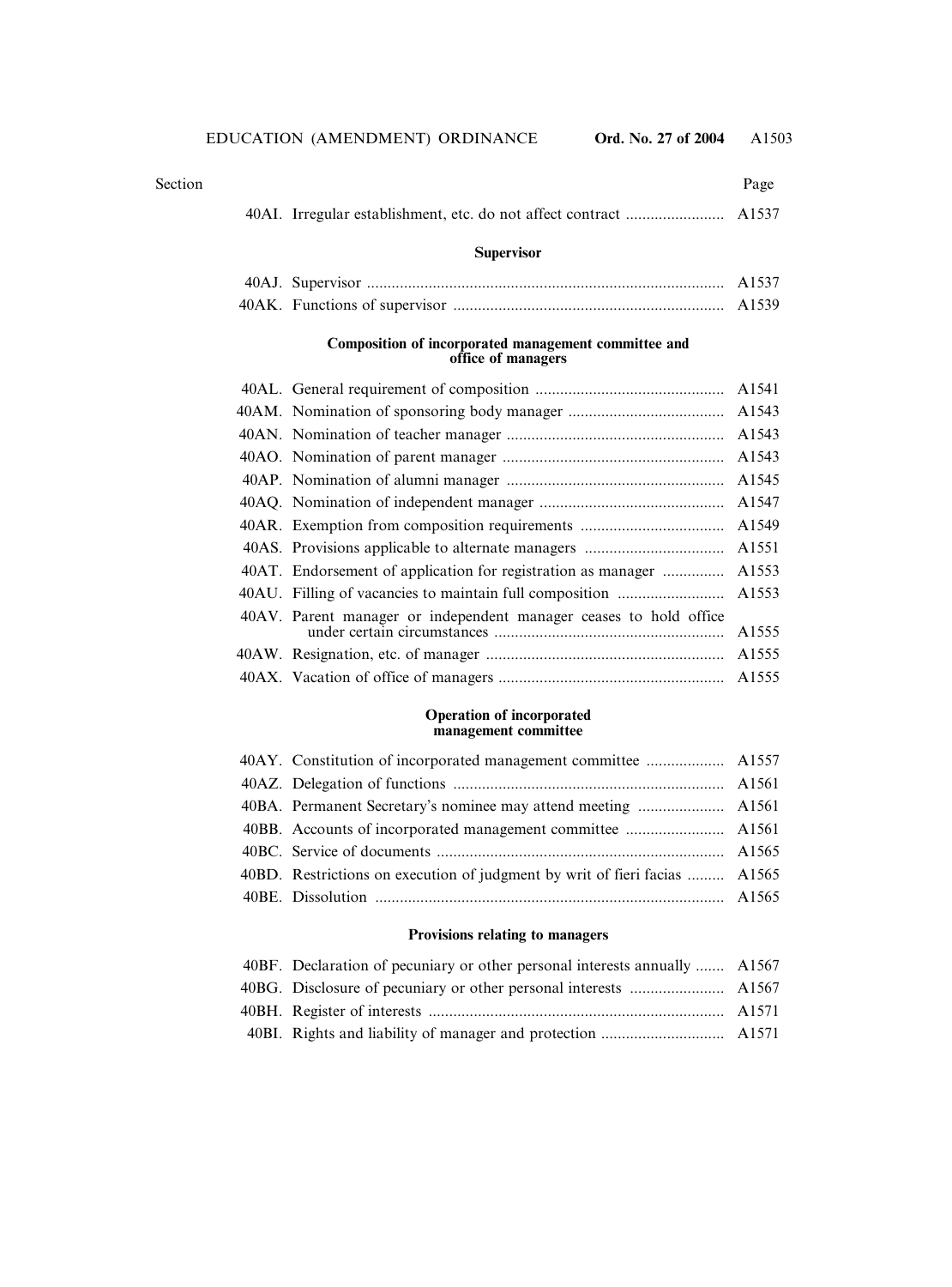| Section | | Page |
|---|---|---|
| 40AI. | Irregular establishment, etc. do not affect contract | A1537 |

**Supervisor**

| Section | | Page |
|---|---|---|
| 40AJ. | Supervisor | A1537 |
| 40AK. | Functions of supervisor | A1539 |

**Composition of incorporated management committee and office of managers**

| Section | | Page |
|---|---|---|
| 40AL. | General requirement of composition | A1541 |
| 40AM. | Nomination of sponsoring body manager | A1543 |
| 40AN. | Nomination of teacher manager | A1543 |
| 40AO. | Nomination of parent manager | A1543 |
| 40AP. | Nomination of alumni manager | A1545 |
| 40AQ. | Nomination of independent manager | A1547 |
| 40AR. | Exemption from composition requirements | A1549 |
| 40AS. | Provisions applicable to alternate managers | A1551 |
| 40AT. | Endorsement of application for registration as manager | A1553 |
| 40AU. | Filling of vacancies to maintain full composition | A1553 |
| 40AV. | Parent manager or independent manager ceases to hold office under certain circumstances | A1555 |
| 40AW. | Resignation, etc. of manager | A1555 |
| 40AX. | Vacation of office of managers | A1555 |

**Operation of incorporated management committee**

| Section | | Page |
|---|---|---|
| 40AY. | Constitution of incorporated management committee | A1557 |
| 40AZ. | Delegation of functions | A1561 |
| 40BA. | Permanent Secretary's nominee may attend meeting | A1561 |
| 40BB. | Accounts of incorporated management committee | A1561 |
| 40BC. | Service of documents | A1565 |
| 40BD. | Restrictions on execution of judgment by writ of fieri facias | A1565 |
| 40BE. | Dissolution | A1565 |

**Provisions relating to managers**

| Section | | Page |
|---|---|---|
| 40BF. | Declaration of pecuniary or other personal interests annually | A1567 |
| 40BG. | Disclosure of pecuniary or other personal interests | A1567 |
| 40BH. | Register of interests | A1571 |
| 40BI. | Rights and liability of manager and protection | A1571 |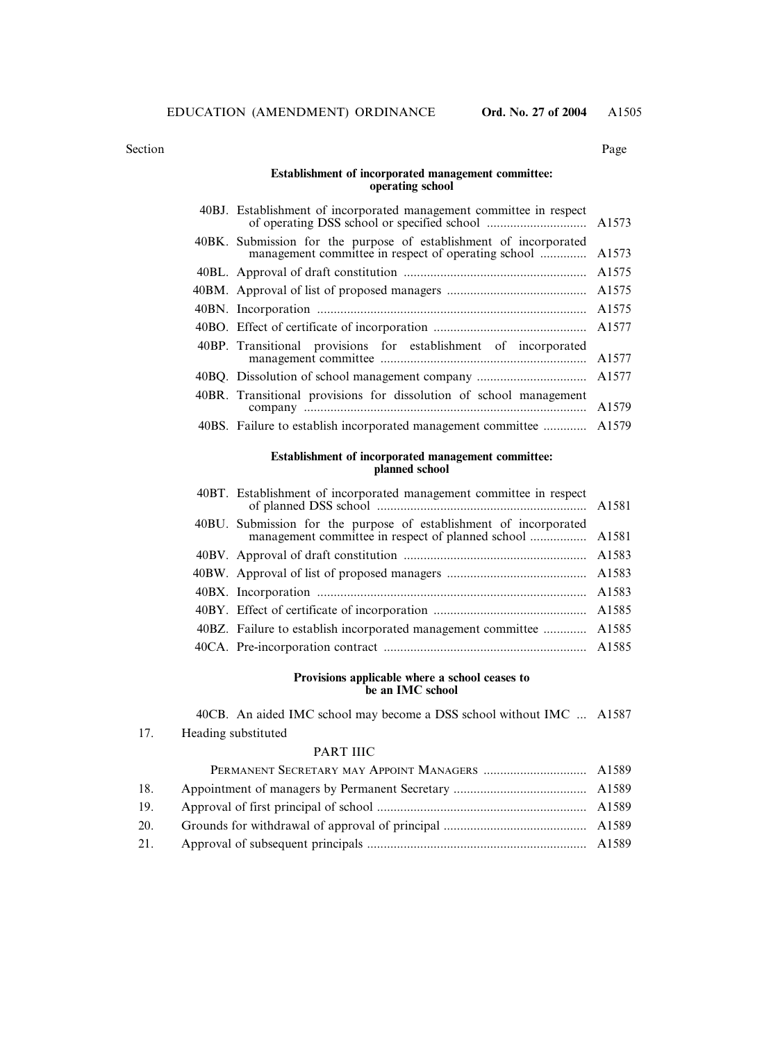| Section | | Page |
|---|---|---|
| | **Establishment of incorporated management committee: operating school** | |
| | 40BJ. Establishment of incorporated management committee in respect of operating DSS school or specified school | A1573 |
| | 40BK. Submission for the purpose of establishment of incorporated management committee in respect of operating school | A1573 |
| | 40BL. Approval of draft constitution | A1575 |
| | 40BM. Approval of list of proposed managers | A1575 |
| | 40BN. Incorporation | A1575 |
| | 40BO. Effect of certificate of incorporation | A1577 |
| | 40BP. Transitional provisions for establishment of incorporated management committee | A1577 |
| | 40BQ. Dissolution of school management company | A1577 |
| | 40BR. Transitional provisions for dissolution of school management company | A1579 |
| | 40BS. Failure to establish incorporated management committee | A1579 |
| | **Establishment of incorporated management committee: planned school** | |
| | 40BT. Establishment of incorporated management committee in respect of planned DSS school | A1581 |
| | 40BU. Submission for the purpose of establishment of incorporated management committee in respect of planned school | A1581 |
| | 40BV. Approval of draft constitution | A1583 |
| | 40BW. Approval of list of proposed managers | A1583 |
| | 40BX. Incorporation | A1583 |
| | 40BY. Effect of certificate of incorporation | A1585 |
| | 40BZ. Failure to establish incorporated management committee | A1585 |
| | 40CA. Pre-incorporation contract | A1585 |
| | **Provisions applicable where a school ceases to be an IMC school** | |
| | 40CB. An aided IMC school may become a DSS school without IMC | A1587 |
| 17. | Heading substituted | |
| | PART IIIC | |
| | PERMANENT SECRETARY MAY APPOINT MANAGERS | A1589 |
| 18. | Appointment of managers by Permanent Secretary | A1589 |
| 19. | Approval of first principal of school | A1589 |
| 20. | Grounds for withdrawal of approval of principal | A1589 |
| 21. | Approval of subsequent principals | A1589 |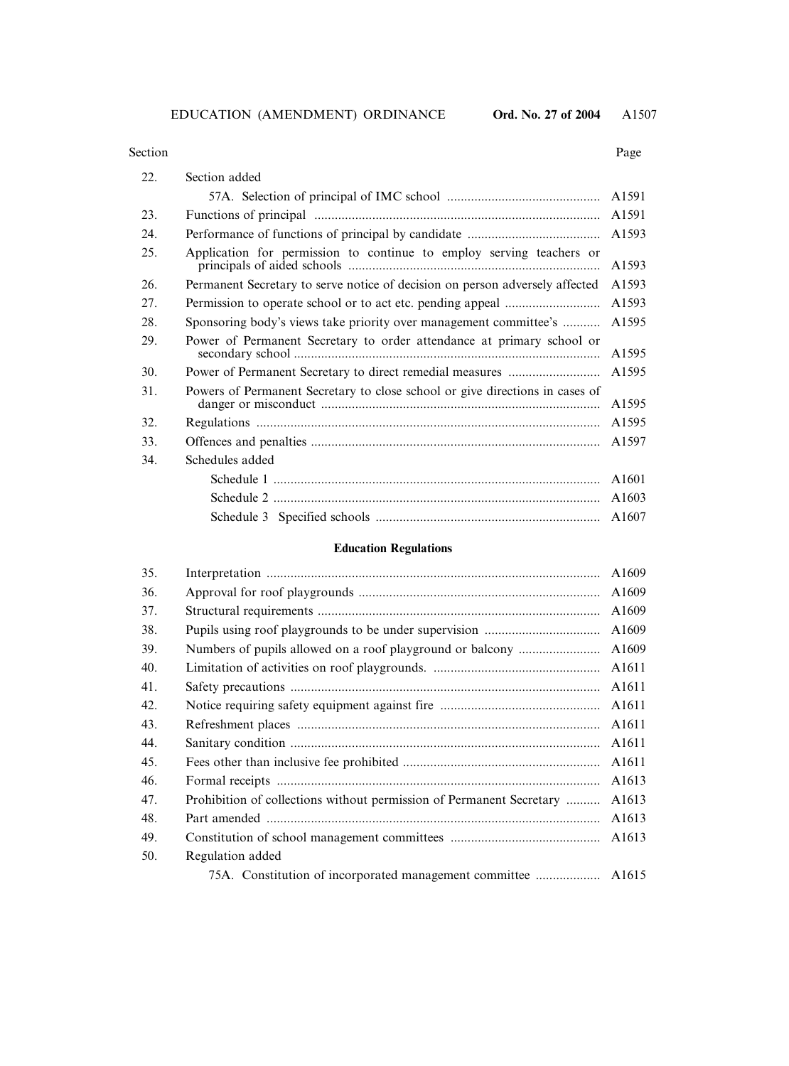| Section | | Page |
|---|---|---|
| 22. | Section added | |
| | 57A. Selection of principal of IMC school | A1591 |
| 23. | Functions of principal | A1591 |
| 24. | Performance of functions of principal by candidate | A1593 |
| 25. | Application for permission to continue to employ serving teachers or principals of aided schools | A1593 |
| 26. | Permanent Secretary to serve notice of decision on person adversely affected | A1593 |
| 27. | Permission to operate school or to act etc. pending appeal | A1593 |
| 28. | Sponsoring body's views take priority over management committee's | A1595 |
| 29. | Power of Permanent Secretary to order attendance at primary school or secondary school | A1595 |
| 30. | Power of Permanent Secretary to direct remedial measures | A1595 |
| 31. | Powers of Permanent Secretary to close school or give directions in cases of danger or misconduct | A1595 |
| 32. | Regulations | A1595 |
| 33. | Offences and penalties | A1597 |
| 34. | Schedules added | |
| | Schedule 1 | A1601 |
| | Schedule 2 | A1603 |
| | Schedule 3 Specified schools | A1607 |

**Education Regulations**

| Section | | Page |
|---|---|---|
| 35. | Interpretation | A1609 |
| 36. | Approval for roof playgrounds | A1609 |
| 37. | Structural requirements | A1609 |
| 38. | Pupils using roof playgrounds to be under supervision | A1609 |
| 39. | Numbers of pupils allowed on a roof playground or balcony | A1609 |
| 40. | Limitation of activities on roof playgrounds. | A1611 |
| 41. | Safety precautions | A1611 |
| 42. | Notice requiring safety equipment against fire | A1611 |
| 43. | Refreshment places | A1611 |
| 44. | Sanitary condition | A1611 |
| 45. | Fees other than inclusive fee prohibited | A1611 |
| 46. | Formal receipts | A1613 |
| 47. | Prohibition of collections without permission of Permanent Secretary | A1613 |
| 48. | Part amended | A1613 |
| 49. | Constitution of school management committees | A1613 |
| 50. | Regulation added | |
| | 75A. Constitution of incorporated management committee | A1615 |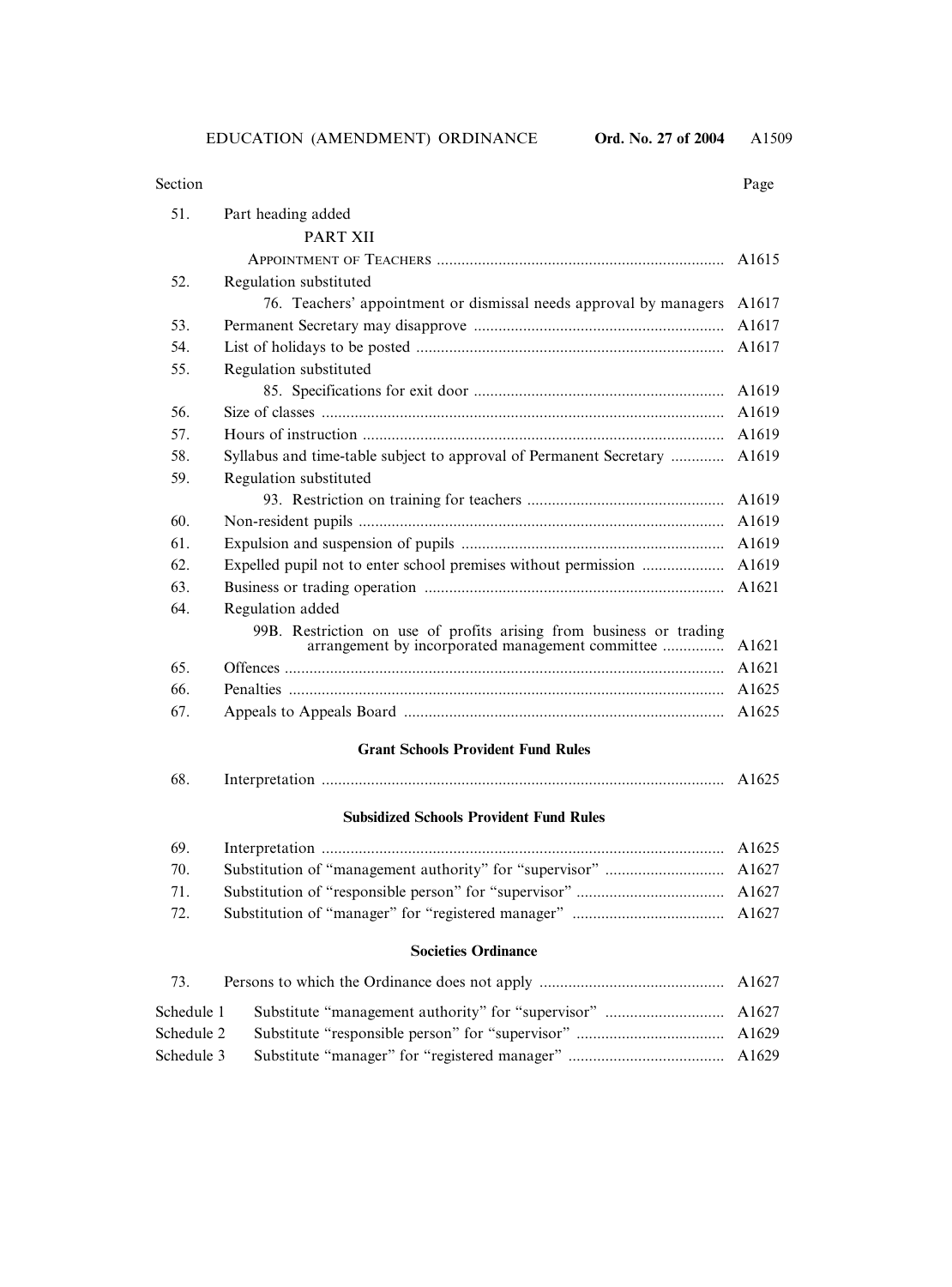| Section | | Page |
|---|---|---|
| 51. | Part heading added | |
| | PART XII | |
| | APPOINTMENT OF TEACHERS | A1615 |
| 52. | Regulation substituted | |
| | 76. Teachers' appointment or dismissal needs approval by managers | A1617 |
| 53. | Permanent Secretary may disapprove | A1617 |
| 54. | List of holidays to be posted | A1617 |
| 55. | Regulation substituted | |
| | 85. Specifications for exit door | A1619 |
| 56. | Size of classes | A1619 |
| 57. | Hours of instruction | A1619 |
| 58. | Syllabus and time-table subject to approval of Permanent Secretary | A1619 |
| 59. | Regulation substituted | |
| | 93. Restriction on training for teachers | A1619 |
| 60. | Non-resident pupils | A1619 |
| 61. | Expulsion and suspension of pupils | A1619 |
| 62. | Expelled pupil not to enter school premises without permission | A1619 |
| 63. | Business or trading operation | A1621 |
| 64. | Regulation added | |
| | 99B. Restriction on use of profits arising from business or trading arrangement by incorporated management committee | A1621 |
| 65. | Offences | A1621 |
| 66. | Penalties | A1625 |
| 67. | Appeals to Appeals Board | A1625 |

**Grant Schools Provident Fund Rules**

| | | |
|---|---|---|
| 68. | Interpretation | A1625 |

**Subsidized Schools Provident Fund Rules**

| | | |
|---|---|---|
| 69. | Interpretation | A1625 |
| 70. | Substitution of "management authority" for "supervisor" | A1627 |
| 71. | Substitution of "responsible person" for "supervisor" | A1627 |
| 72. | Substitution of "manager" for "registered manager" | A1627 |

**Societies Ordinance**

| | | |
|---|---|---|
| 73. | Persons to which the Ordinance does not apply | A1627 |
| Schedule 1 | Substitute "management authority" for "supervisor" | A1627 |
| Schedule 2 | Substitute "responsible person" for "supervisor" | A1629 |
| Schedule 3 | Substitute "manager" for "registered manager" | A1629 |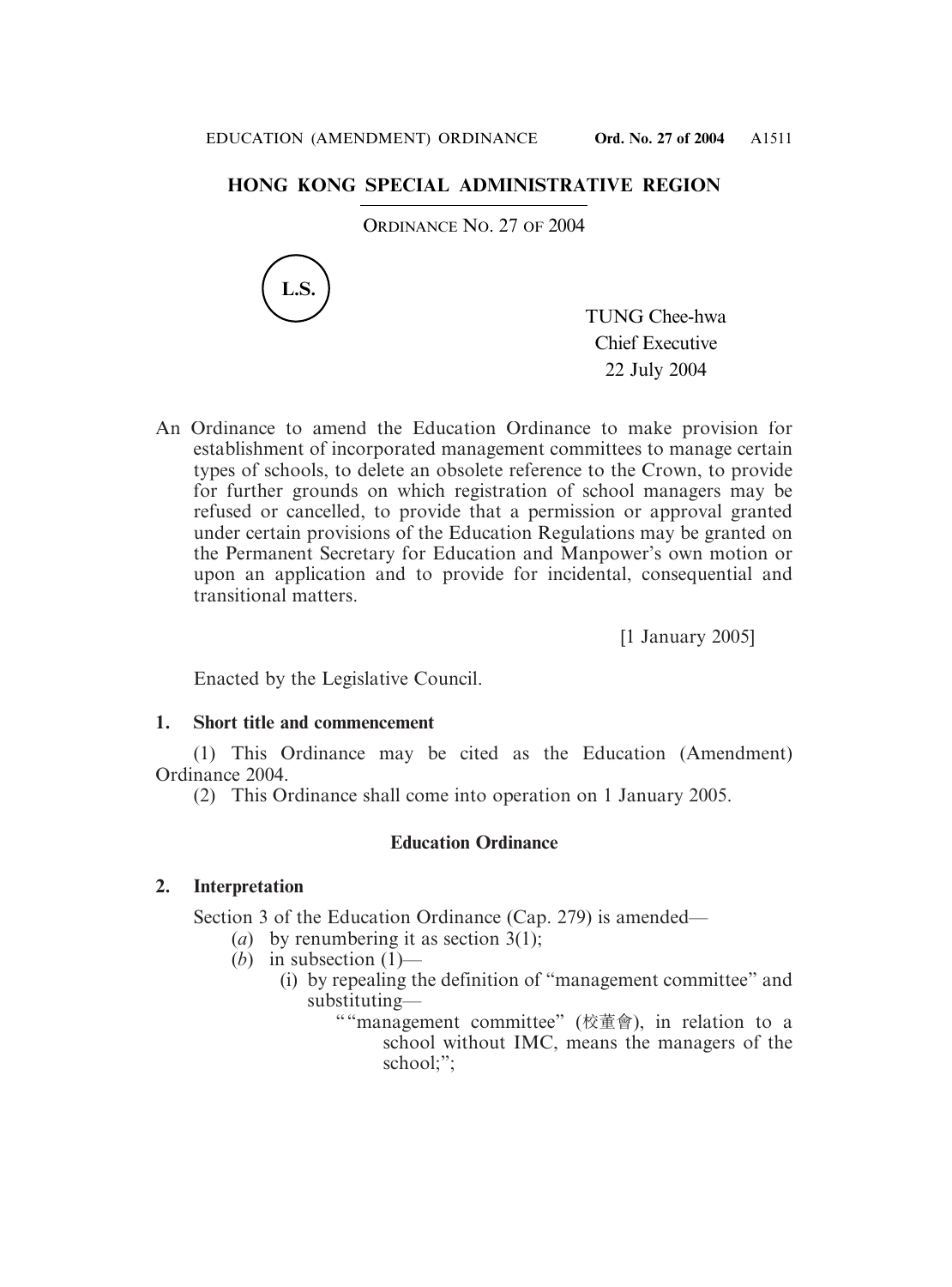## HONG KONG SPECIAL ADMINISTRATIVE REGION

ORDINANCE NO. 27 OF 2004

L.S.

TUNG Chee-hwa
Chief Executive
22 July 2004

An Ordinance to amend the Education Ordinance to make provision for establishment of incorporated management committees to manage certain types of schools, to delete an obsolete reference to the Crown, to provide for further grounds on which registration of school managers may be refused or cancelled, to provide that a permission or approval granted under certain provisions of the Education Regulations may be granted on the Permanent Secretary for Education and Manpower's own motion or upon an application and to provide for incidental, consequential and transitional matters.

[1 January 2005]

Enacted by the Legislative Council.

**1. Short title and commencement**

(1) This Ordinance may be cited as the Education (Amendment) Ordinance 2004.

(2) This Ordinance shall come into operation on 1 January 2005.

**Education Ordinance**

**2. Interpretation**

Section 3 of the Education Ordinance (Cap. 279) is amended—

(*a*) by renumbering it as section 3(1);

(*b*) in subsection (1)—

(i) by repealing the definition of "management committee" and substituting—

""management committee" (校董會), in relation to a school without IMC, means the managers of the school;";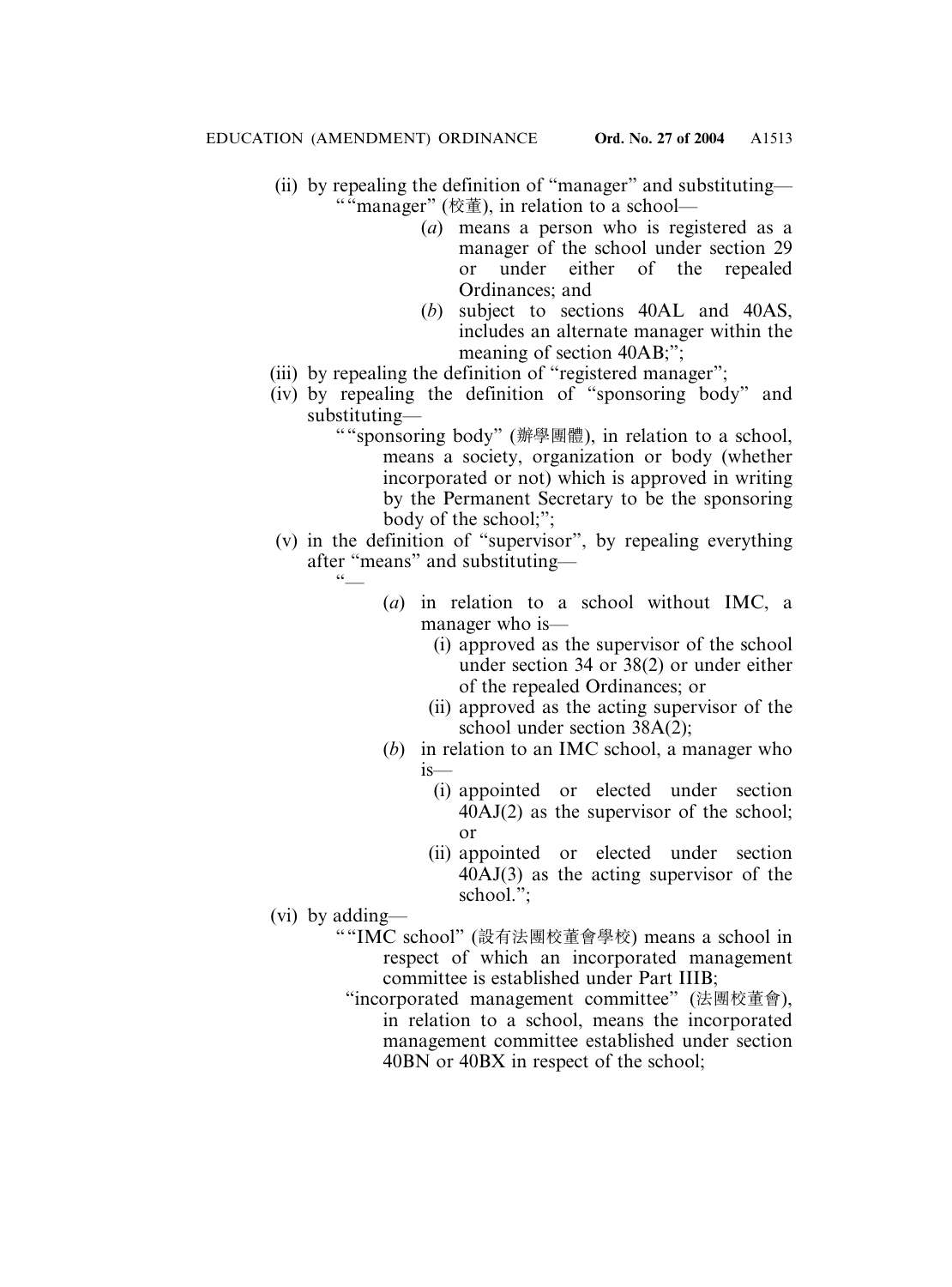(ii) by repealing the definition of "manager" and substituting—

""manager" (校董), in relation to a school—

(*a*) means a person who is registered as a manager of the school under section 29 or under either of the repealed Ordinances; and

(*b*) subject to sections 40AL and 40AS, includes an alternate manager within the meaning of section 40AB;";

(iii) by repealing the definition of "registered manager";

(iv) by repealing the definition of "sponsoring body" and substituting—

""sponsoring body" (辦學團體), in relation to a school, means a society, organization or body (whether incorporated or not) which is approved in writing by the Permanent Secretary to be the sponsoring body of the school;";

(v) in the definition of "supervisor", by repealing everything after "means" and substituting—

"—

(*a*) in relation to a school without IMC, a manager who is—

(i) approved as the supervisor of the school under section 34 or 38(2) or under either of the repealed Ordinances; or

(ii) approved as the acting supervisor of the school under section 38A(2);

(*b*) in relation to an IMC school, a manager who is—

(i) appointed or elected under section 40AJ(2) as the supervisor of the school; or

(ii) appointed or elected under section 40AJ(3) as the acting supervisor of the school.";

(vi) by adding—

""IMC school" (設有法團校董會學校) means a school in respect of which an incorporated management committee is established under Part IIIB;

"incorporated management committee" (法團校董會), in relation to a school, means the incorporated management committee established under section 40BN or 40BX in respect of the school;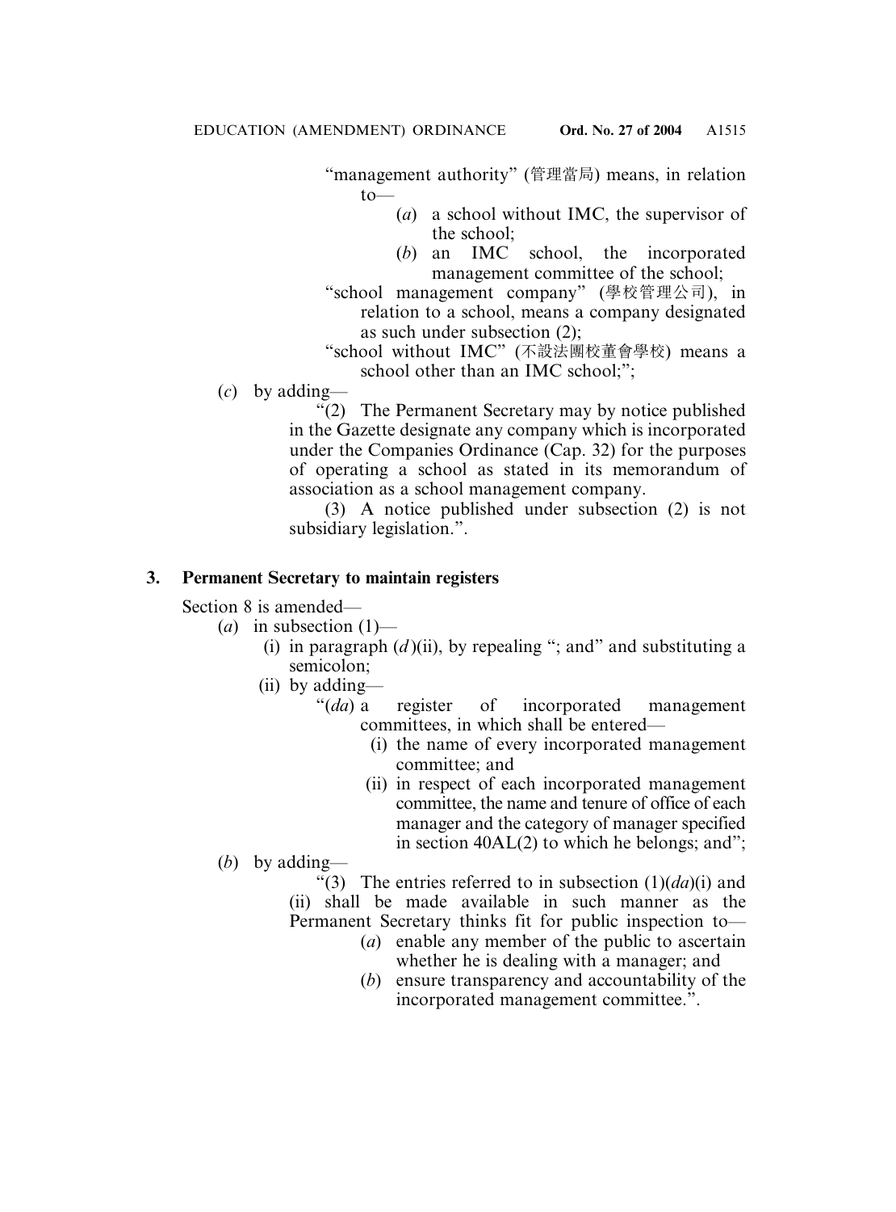"management authority" (管理當局) means, in relation to—

(*a*) a school without IMC, the supervisor of the school;

(*b*) an IMC school, the incorporated management committee of the school;

"school management company" (學校管理公司), in relation to a school, means a company designated as such under subsection (2);

"school without IMC" (不設法團校董會學校) means a school other than an IMC school;";

(*c*) by adding—

"(2) The Permanent Secretary may by notice published in the Gazette designate any company which is incorporated under the Companies Ordinance (Cap. 32) for the purposes of operating a school as stated in its memorandum of association as a school management company.

(3) A notice published under subsection (2) is not subsidiary legislation.".

### 3. Permanent Secretary to maintain registers

Section 8 is amended—

(*a*) in subsection (1)—

(i) in paragraph (*d*)(ii), by repealing "; and" and substituting a semicolon;

(ii) by adding—

"(*da*) a register of incorporated management committees, in which shall be entered—

(i) the name of every incorporated management committee; and

(ii) in respect of each incorporated management committee, the name and tenure of office of each manager and the category of manager specified in section 40AL(2) to which he belongs; and";

(*b*) by adding—

"(3) The entries referred to in subsection (1)(*da*)(i) and (ii) shall be made available in such manner as the Permanent Secretary thinks fit for public inspection to—

(*a*) enable any member of the public to ascertain whether he is dealing with a manager; and

(*b*) ensure transparency and accountability of the incorporated management committee.".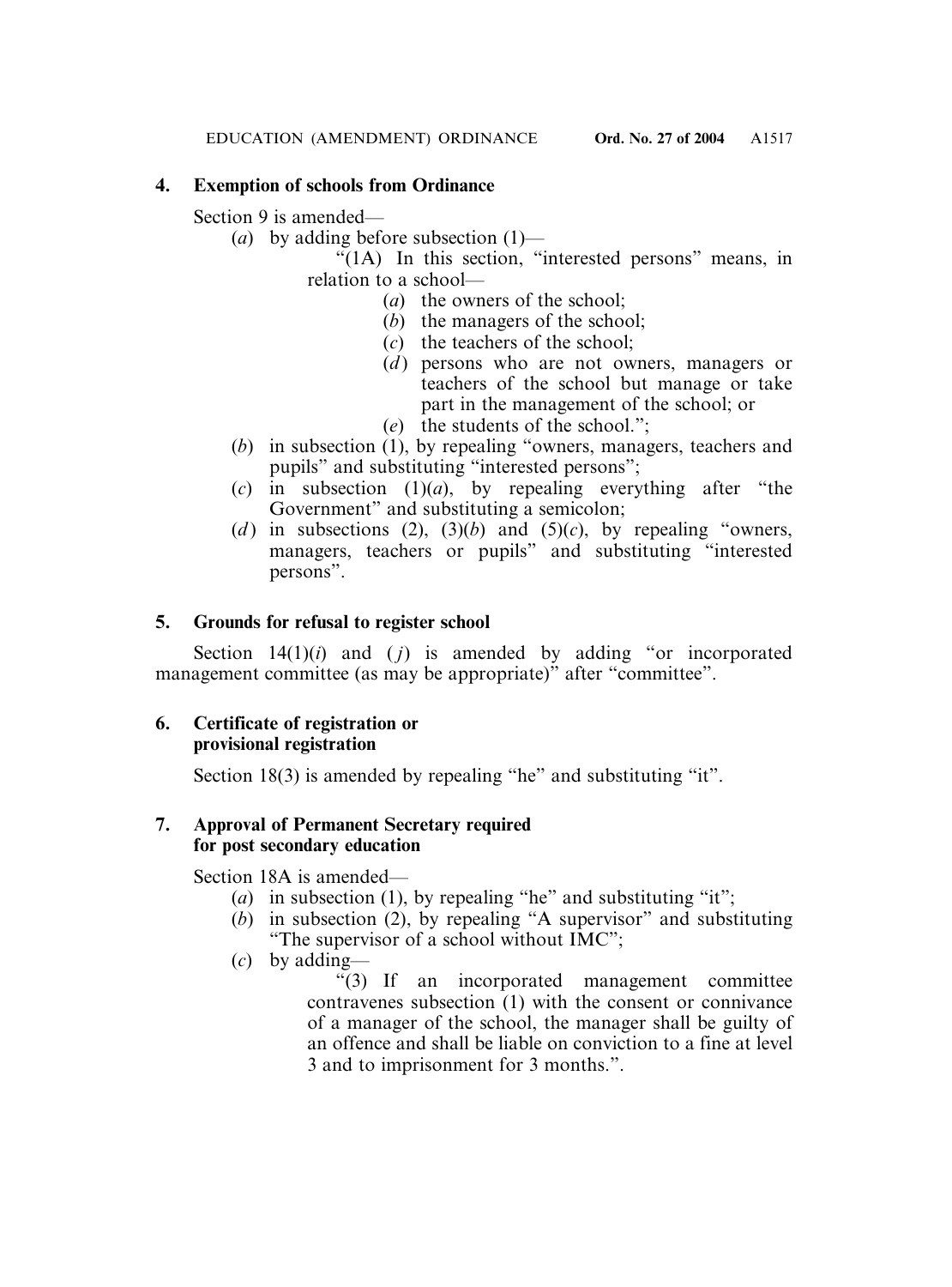## 4. Exemption of schools from Ordinance

Section 9 is amended—

(*a*) by adding before subsection (1)—

"(1A) In this section, "interested persons" means, in relation to a school—

(*a*) the owners of the school;

(*b*) the managers of the school;

(*c*) the teachers of the school;

(*d*) persons who are not owners, managers or teachers of the school but manage or take part in the management of the school; or

(*e*) the students of the school.";

(*b*) in subsection (1), by repealing "owners, managers, teachers and pupils" and substituting "interested persons";

(*c*) in subsection (1)(*a*), by repealing everything after "the Government" and substituting a semicolon;

(*d*) in subsections (2), (3)(*b*) and (5)(*c*), by repealing "owners, managers, teachers or pupils" and substituting "interested persons".

## 5. Grounds for refusal to register school

Section 14(1)(*i*) and (*j*) is amended by adding "or incorporated management committee (as may be appropriate)" after "committee".

## 6. Certificate of registration or provisional registration

Section 18(3) is amended by repealing "he" and substituting "it".

## 7. Approval of Permanent Secretary required for post secondary education

Section 18A is amended—

(*a*) in subsection (1), by repealing "he" and substituting "it";

(*b*) in subsection (2), by repealing "A supervisor" and substituting "The supervisor of a school without IMC";

(*c*) by adding—

"(3) If an incorporated management committee contravenes subsection (1) with the consent or connivance of a manager of the school, the manager shall be guilty of an offence and shall be liable on conviction to a fine at level 3 and to imprisonment for 3 months.".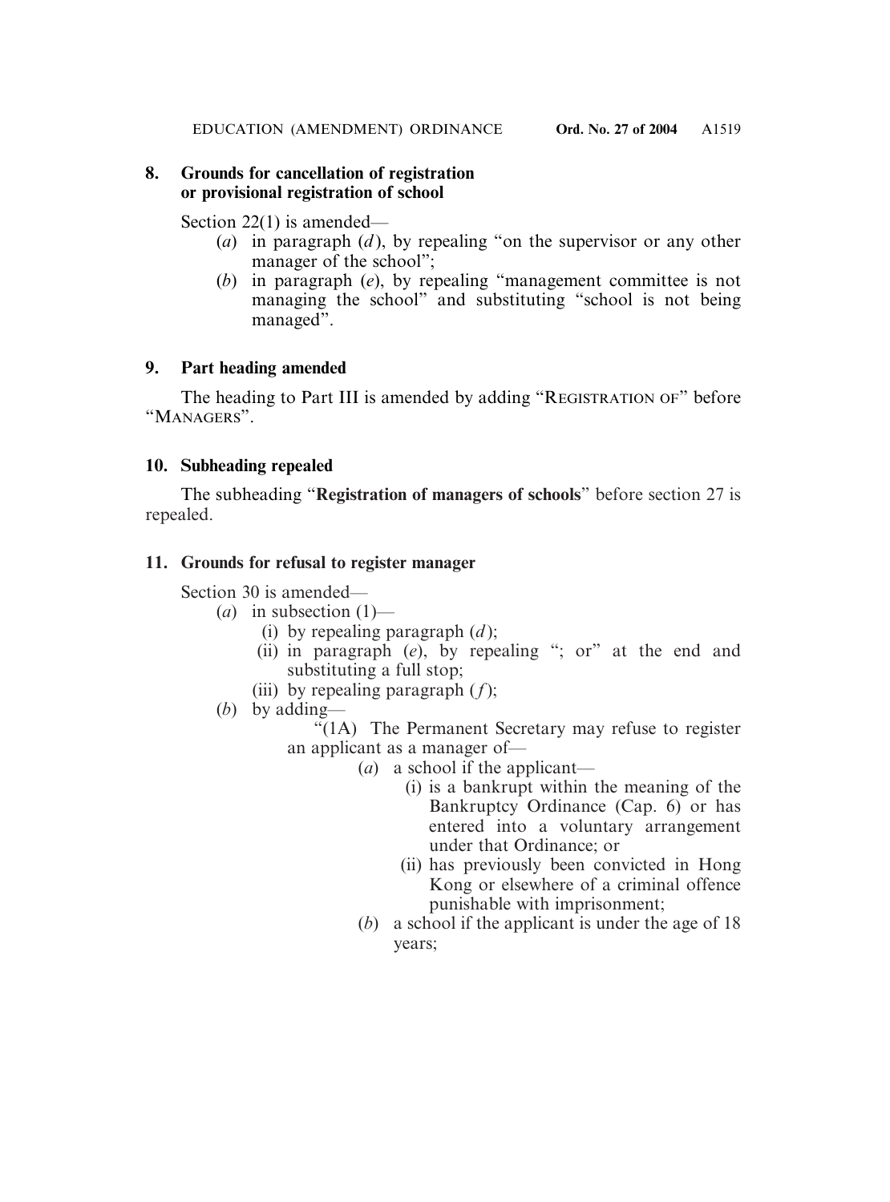## 8. Grounds for cancellation of registration or provisional registration of school

Section 22(1) is amended—

(*a*) in paragraph (*d*), by repealing "on the supervisor or any other manager of the school";

(*b*) in paragraph (*e*), by repealing "management committee is not managing the school" and substituting "school is not being managed".

## 9. Part heading amended

The heading to Part III is amended by adding "REGISTRATION OF" before "MANAGERS".

## 10. Subheading repealed

The subheading "**Registration of managers of schools**" before section 27 is repealed.

## 11. Grounds for refusal to register manager

Section 30 is amended—

(*a*) in subsection (1)—

(i) by repealing paragraph (*d*);

(ii) in paragraph (*e*), by repealing "; or" at the end and substituting a full stop;

(iii) by repealing paragraph (*f*);

(*b*) by adding—

"(1A) The Permanent Secretary may refuse to register an applicant as a manager of—

(*a*) a school if the applicant—

(i) is a bankrupt within the meaning of the Bankruptcy Ordinance (Cap. 6) or has entered into a voluntary arrangement under that Ordinance; or

(ii) has previously been convicted in Hong Kong or elsewhere of a criminal offence punishable with imprisonment;

(*b*) a school if the applicant is under the age of 18 years;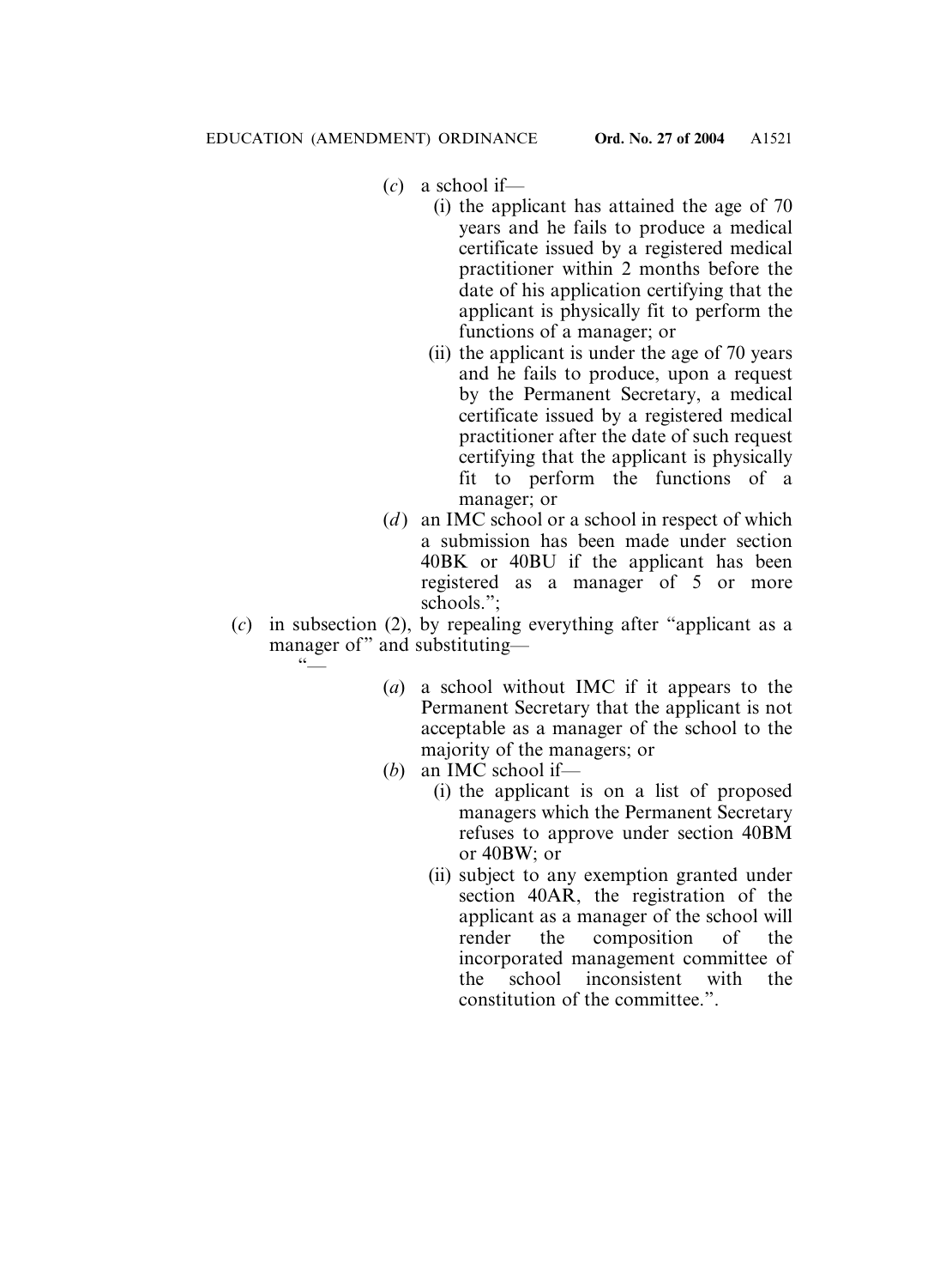(*c*) a school if—

(i) the applicant has attained the age of 70 years and he fails to produce a medical certificate issued by a registered medical practitioner within 2 months before the date of his application certifying that the applicant is physically fit to perform the functions of a manager; or

(ii) the applicant is under the age of 70 years and he fails to produce, upon a request by the Permanent Secretary, a medical certificate issued by a registered medical practitioner after the date of such request certifying that the applicant is physically fit to perform the functions of a manager; or

(*d*) an IMC school or a school in respect of which a submission has been made under section 40BK or 40BU if the applicant has been registered as a manager of 5 or more schools.";

(*c*) in subsection (2), by repealing everything after "applicant as a manager of" and substituting—

"—

(*a*) a school without IMC if it appears to the Permanent Secretary that the applicant is not acceptable as a manager of the school to the majority of the managers; or

(*b*) an IMC school if—

(i) the applicant is on a list of proposed managers which the Permanent Secretary refuses to approve under section 40BM or 40BW; or

(ii) subject to any exemption granted under section 40AR, the registration of the applicant as a manager of the school will render the composition of the incorporated management committee of the school inconsistent with the constitution of the committee.".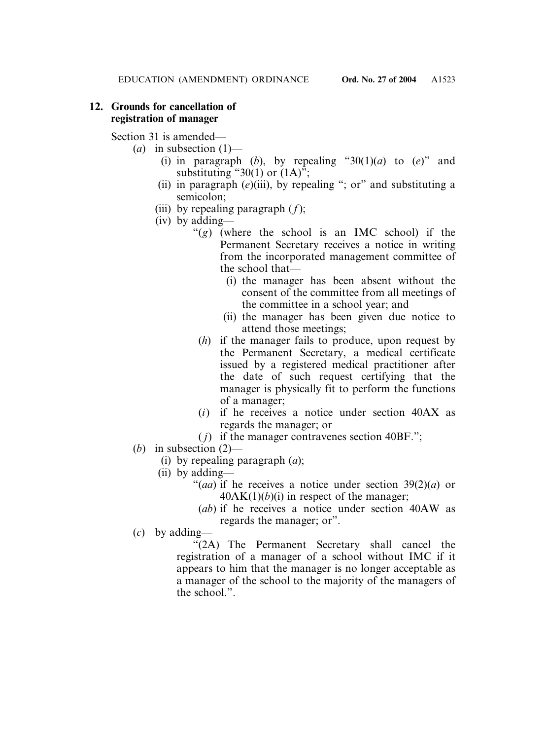**12. Grounds for cancellation of registration of manager**

Section 31 is amended—

(*a*) in subsection (1)—

(i) in paragraph (*b*), by repealing "30(1)(*a*) to (*e*)" and substituting "30(1) or (1A)";

(ii) in paragraph (*e*)(iii), by repealing "; or" and substituting a semicolon;

(iii) by repealing paragraph (*f*);

(iv) by adding—

"(*g*) (where the school is an IMC school) if the Permanent Secretary receives a notice in writing from the incorporated management committee of the school that—

(i) the manager has been absent without the consent of the committee from all meetings of the committee in a school year; and

(ii) the manager has been given due notice to attend those meetings;

(*h*) if the manager fails to produce, upon request by the Permanent Secretary, a medical certificate issued by a registered medical practitioner after the date of such request certifying that the manager is physically fit to perform the functions of a manager;

(*i*) if he receives a notice under section 40AX as regards the manager; or

(*j*) if the manager contravenes section 40BF.";

(*b*) in subsection (2)—

(i) by repealing paragraph (*a*);

(ii) by adding—

"(*aa*) if he receives a notice under section 39(2)(*a*) or 40AK(1)(*b*)(i) in respect of the manager;

(*ab*) if he receives a notice under section 40AW as regards the manager; or".

(*c*) by adding—

"(2A) The Permanent Secretary shall cancel the registration of a manager of a school without IMC if it appears to him that the manager is no longer acceptable as a manager of the school to the majority of the managers of the school.".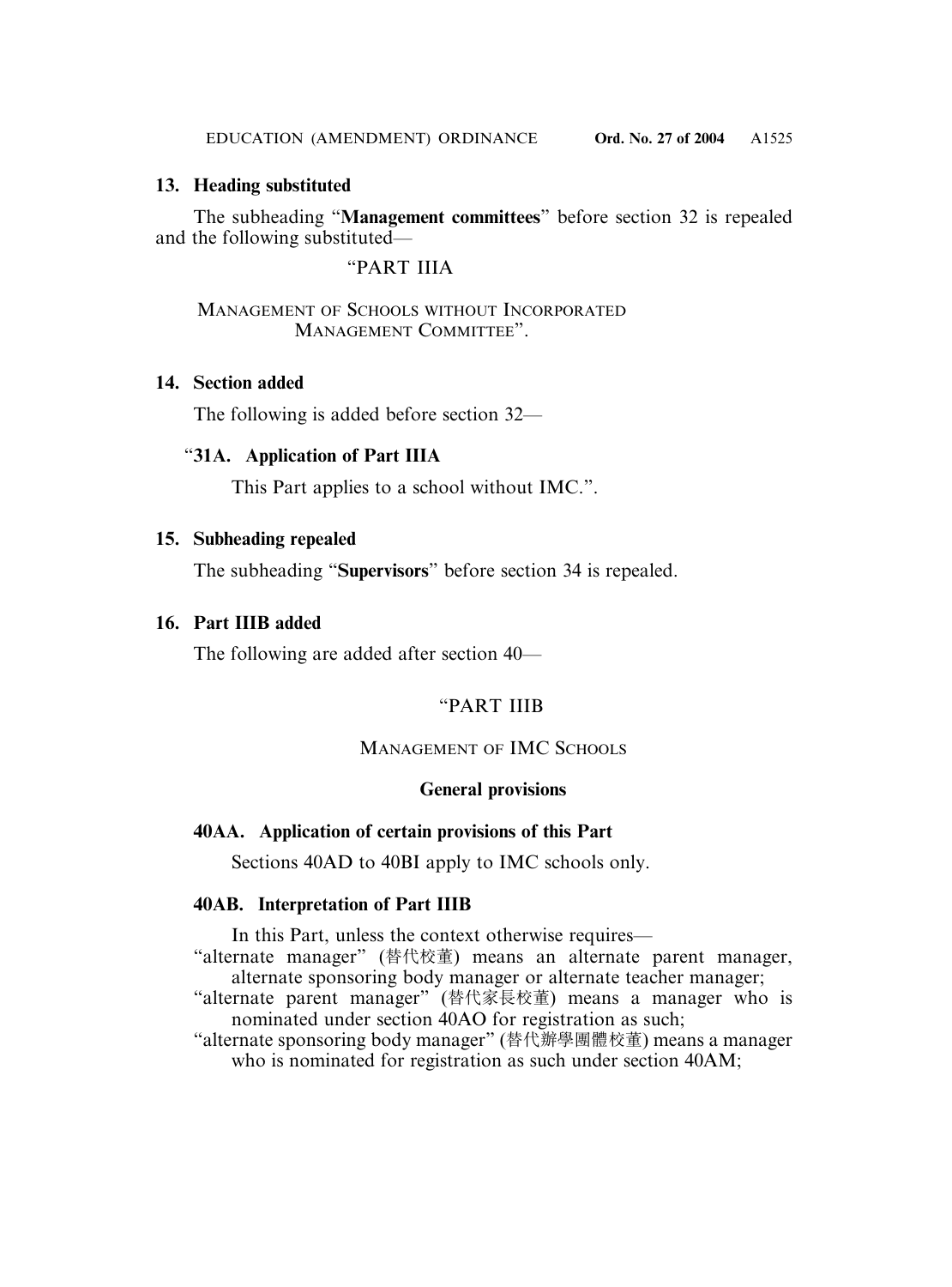### 13. Heading substituted

The subheading "**Management committees**" before section 32 is repealed and the following substituted—

"PART IIIA

MANAGEMENT OF SCHOOLS WITHOUT INCORPORATED MANAGEMENT COMMITTEE".

### 14. Section added

The following is added before section 32—

"**31A. Application of Part IIIA**

This Part applies to a school without IMC.".

### 15. Subheading repealed

The subheading "**Supervisors**" before section 34 is repealed.

### 16. Part IIIB added

The following are added after section 40—

"PART IIIB

MANAGEMENT OF IMC SCHOOLS

**General provisions**

**40AA. Application of certain provisions of this Part**

Sections 40AD to 40BI apply to IMC schools only.

**40AB. Interpretation of Part IIIB**

In this Part, unless the context otherwise requires—

"alternate manager" (替代校董) means an alternate parent manager, alternate sponsoring body manager or alternate teacher manager;

"alternate parent manager" (替代家長校董) means a manager who is nominated under section 40AO for registration as such;

"alternate sponsoring body manager" (替代辦學團體校董) means a manager who is nominated for registration as such under section 40AM;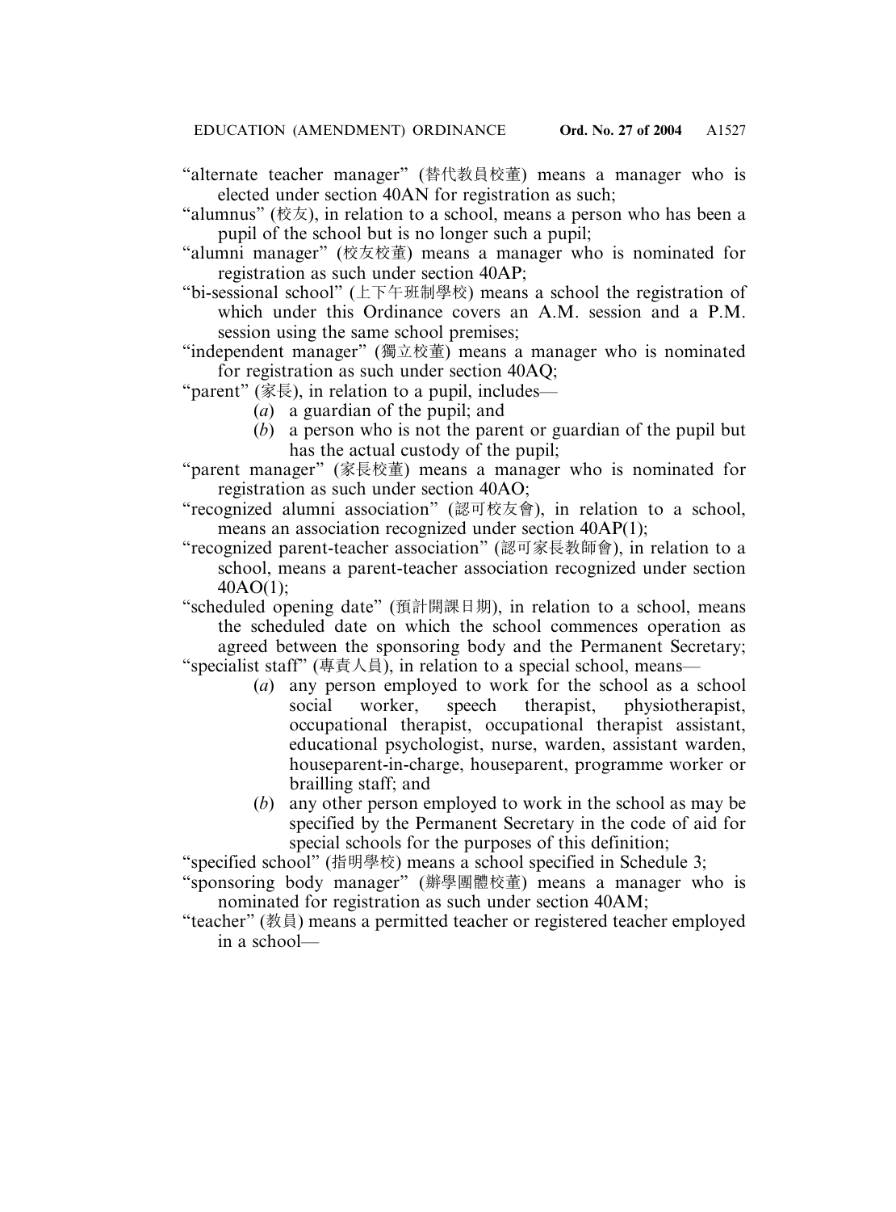"alternate teacher manager" (替代教員校董) means a manager who is elected under section 40AN for registration as such;

"alumnus" (校友), in relation to a school, means a person who has been a pupil of the school but is no longer such a pupil;

"alumni manager" (校友校董) means a manager who is nominated for registration as such under section 40AP;

"bi-sessional school" (上下午班制學校) means a school the registration of which under this Ordinance covers an A.M. session and a P.M. session using the same school premises;

"independent manager" (獨立校董) means a manager who is nominated for registration as such under section 40AQ;

"parent" (家長), in relation to a pupil, includes—

(*a*) a guardian of the pupil; and

(*b*) a person who is not the parent or guardian of the pupil but has the actual custody of the pupil;

"parent manager" (家長校董) means a manager who is nominated for registration as such under section 40AO;

"recognized alumni association" (認可校友會), in relation to a school, means an association recognized under section 40AP(1);

"recognized parent-teacher association" (認可家長教師會), in relation to a school, means a parent-teacher association recognized under section 40AO(1);

"scheduled opening date" (預計開課日期), in relation to a school, means the scheduled date on which the school commences operation as agreed between the sponsoring body and the Permanent Secretary;

"specialist staff" (專責人員), in relation to a special school, means—

(*a*) any person employed to work for the school as a school social worker, speech therapist, physiotherapist, occupational therapist, occupational therapist assistant, educational psychologist, nurse, warden, assistant warden, houseparent-in-charge, houseparent, programme worker or brailling staff; and

(*b*) any other person employed to work in the school as may be specified by the Permanent Secretary in the code of aid for special schools for the purposes of this definition;

"specified school" (指明學校) means a school specified in Schedule 3;

"sponsoring body manager" (辦學團體校董) means a manager who is nominated for registration as such under section 40AM;

"teacher" (教員) means a permitted teacher or registered teacher employed in a school—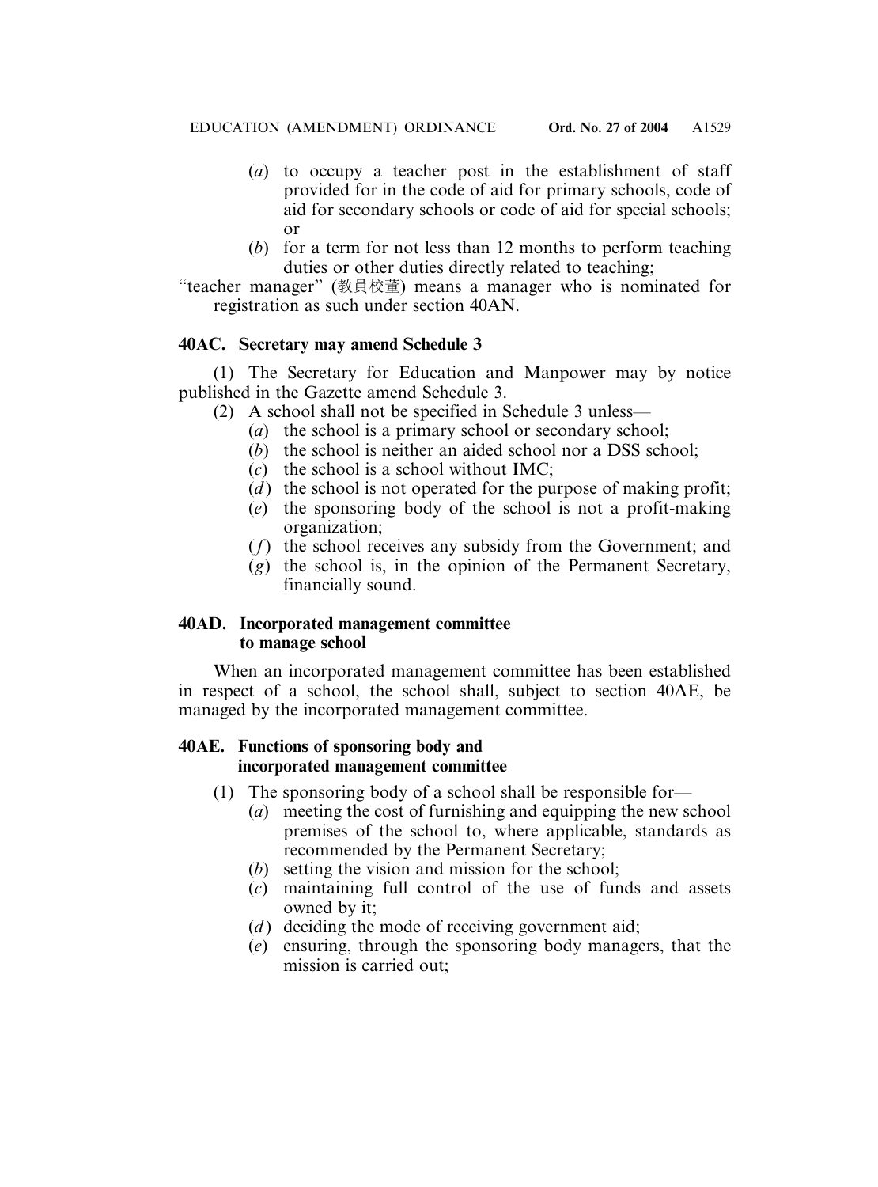(*a*) to occupy a teacher post in the establishment of staff provided for in the code of aid for primary schools, code of aid for secondary schools or code of aid for special schools; or

(*b*) for a term for not less than 12 months to perform teaching duties or other duties directly related to teaching;

"teacher manager" (教員校董) means a manager who is nominated for registration as such under section 40AN.

### 40AC. Secretary may amend Schedule 3

(1) The Secretary for Education and Manpower may by notice published in the Gazette amend Schedule 3.

(2) A school shall not be specified in Schedule 3 unless—

(*a*) the school is a primary school or secondary school;

(*b*) the school is neither an aided school nor a DSS school;

(*c*) the school is a school without IMC;

(*d*) the school is not operated for the purpose of making profit;

(*e*) the sponsoring body of the school is not a profit-making organization;

(*f*) the school receives any subsidy from the Government; and

(*g*) the school is, in the opinion of the Permanent Secretary, financially sound.

### 40AD. Incorporated management committee to manage school

When an incorporated management committee has been established in respect of a school, the school shall, subject to section 40AE, be managed by the incorporated management committee.

### 40AE. Functions of sponsoring body and incorporated management committee

(1) The sponsoring body of a school shall be responsible for—

(*a*) meeting the cost of furnishing and equipping the new school premises of the school to, where applicable, standards as recommended by the Permanent Secretary;

(*b*) setting the vision and mission for the school;

(*c*) maintaining full control of the use of funds and assets owned by it;

(*d*) deciding the mode of receiving government aid;

(*e*) ensuring, through the sponsoring body managers, that the mission is carried out;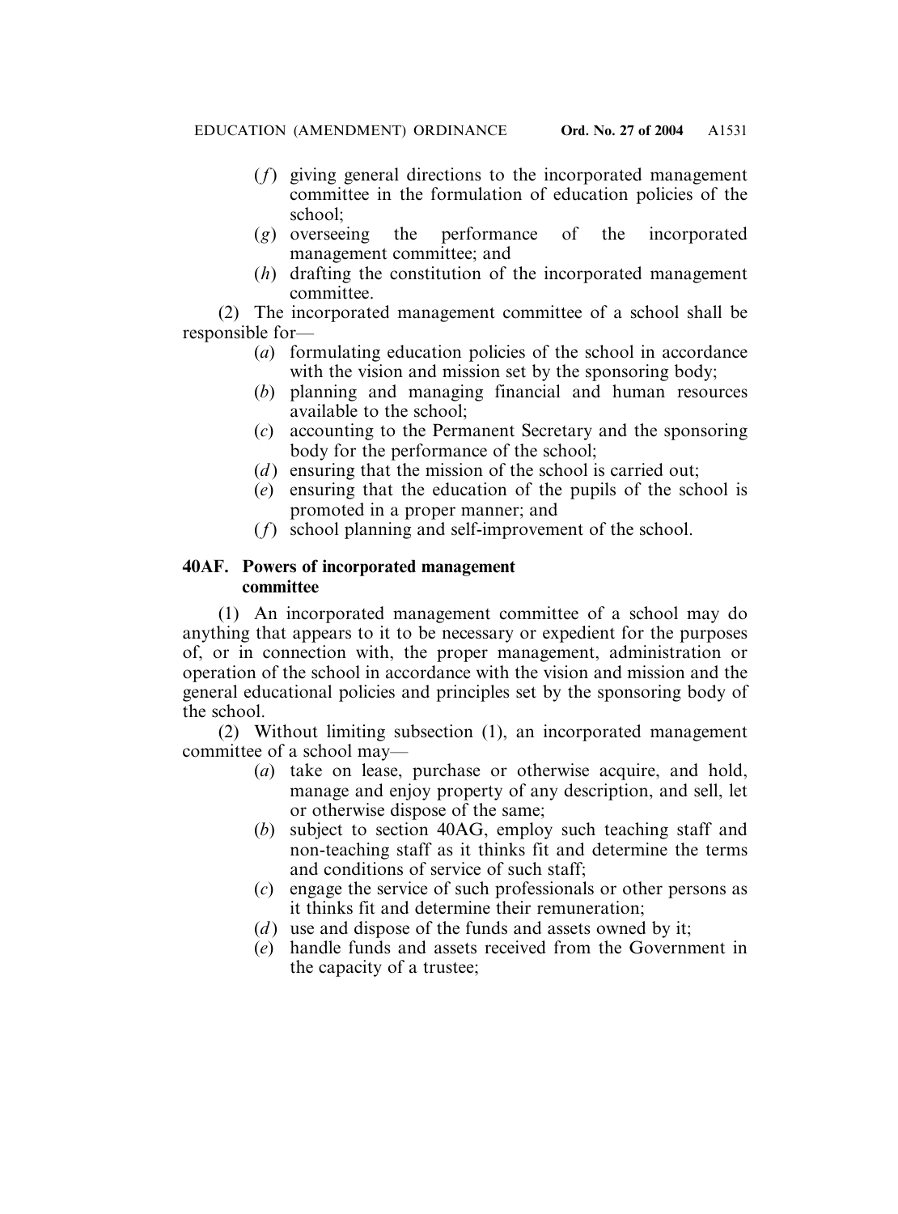(*f*) giving general directions to the incorporated management committee in the formulation of education policies of the school;

(*g*) overseeing the performance of the incorporated management committee; and

(*h*) drafting the constitution of the incorporated management committee.

(2) The incorporated management committee of a school shall be responsible for—

(*a*) formulating education policies of the school in accordance with the vision and mission set by the sponsoring body;

(*b*) planning and managing financial and human resources available to the school;

(*c*) accounting to the Permanent Secretary and the sponsoring body for the performance of the school;

(*d*) ensuring that the mission of the school is carried out;

(*e*) ensuring that the education of the pupils of the school is promoted in a proper manner; and

(*f*) school planning and self-improvement of the school.

**40AF. Powers of incorporated management committee**

(1) An incorporated management committee of a school may do anything that appears to it to be necessary or expedient for the purposes of, or in connection with, the proper management, administration or operation of the school in accordance with the vision and mission and the general educational policies and principles set by the sponsoring body of the school.

(2) Without limiting subsection (1), an incorporated management committee of a school may—

(*a*) take on lease, purchase or otherwise acquire, and hold, manage and enjoy property of any description, and sell, let or otherwise dispose of the same;

(*b*) subject to section 40AG, employ such teaching staff and non-teaching staff as it thinks fit and determine the terms and conditions of service of such staff;

(*c*) engage the service of such professionals or other persons as it thinks fit and determine their remuneration;

(*d*) use and dispose of the funds and assets owned by it;

(*e*) handle funds and assets received from the Government in the capacity of a trustee;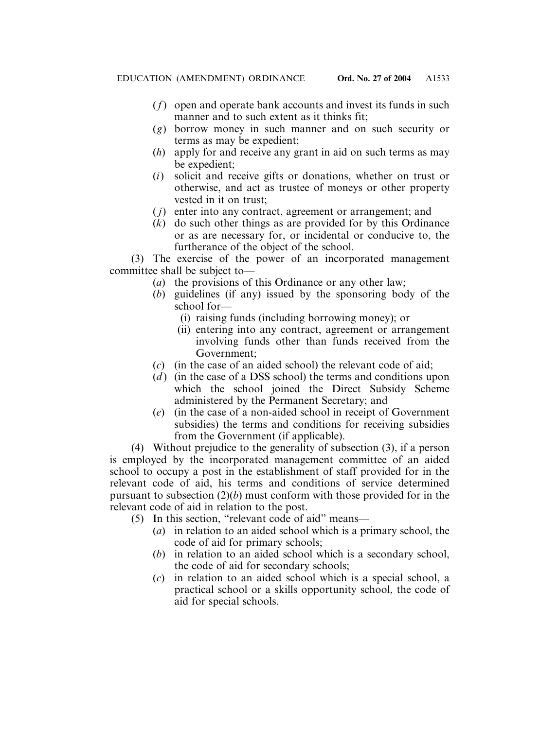(*f*) open and operate bank accounts and invest its funds in such manner and to such extent as it thinks fit;

(*g*) borrow money in such manner and on such security or terms as may be expedient;

(*h*) apply for and receive any grant in aid on such terms as may be expedient;

(*i*) solicit and receive gifts or donations, whether on trust or otherwise, and act as trustee of moneys or other property vested in it on trust;

(*j*) enter into any contract, agreement or arrangement; and

(*k*) do such other things as are provided for by this Ordinance or as are necessary for, or incidental or conducive to, the furtherance of the object of the school.

(3) The exercise of the power of an incorporated management committee shall be subject to—

(*a*) the provisions of this Ordinance or any other law;

(*b*) guidelines (if any) issued by the sponsoring body of the school for—

(i) raising funds (including borrowing money); or

(ii) entering into any contract, agreement or arrangement involving funds other than funds received from the Government;

(*c*) (in the case of an aided school) the relevant code of aid;

(*d*) (in the case of a DSS school) the terms and conditions upon which the school joined the Direct Subsidy Scheme administered by the Permanent Secretary; and

(*e*) (in the case of a non-aided school in receipt of Government subsidies) the terms and conditions for receiving subsidies from the Government (if applicable).

(4) Without prejudice to the generality of subsection (3), if a person is employed by the incorporated management committee of an aided school to occupy a post in the establishment of staff provided for in the relevant code of aid, his terms and conditions of service determined pursuant to subsection (2)(*b*) must conform with those provided for in the relevant code of aid in relation to the post.

(5) In this section, "relevant code of aid" means—

(*a*) in relation to an aided school which is a primary school, the code of aid for primary schools;

(*b*) in relation to an aided school which is a secondary school, the code of aid for secondary schools;

(*c*) in relation to an aided school which is a special school, a practical school or a skills opportunity school, the code of aid for special schools.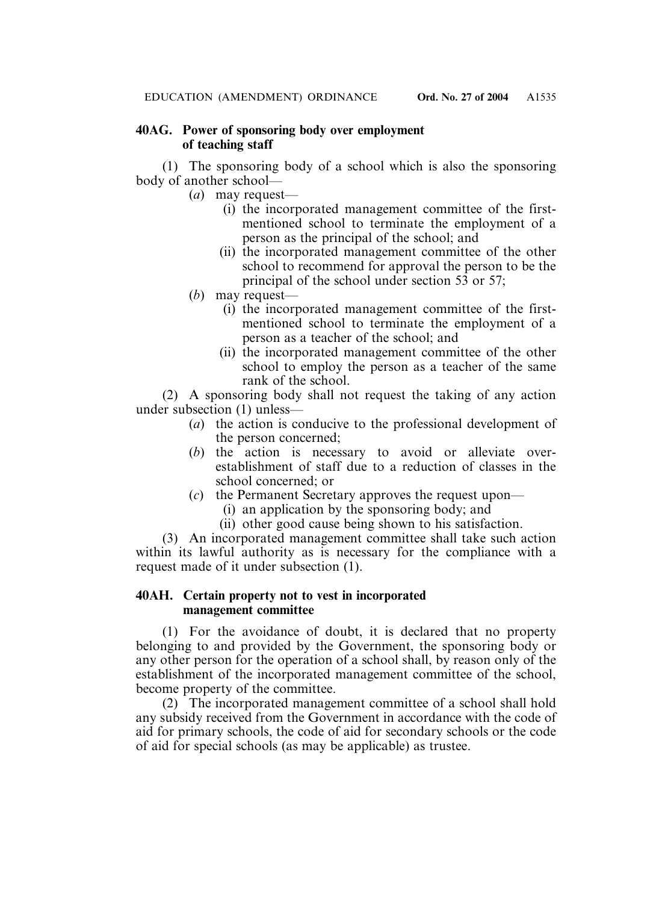**40AG. Power of sponsoring body over employment of teaching staff**

(1) The sponsoring body of a school which is also the sponsoring body of another school—

(*a*) may request—

(i) the incorporated management committee of the first-mentioned school to terminate the employment of a person as the principal of the school; and

(ii) the incorporated management committee of the other school to recommend for approval the person to be the principal of the school under section 53 or 57;

(*b*) may request—

(i) the incorporated management committee of the first-mentioned school to terminate the employment of a person as a teacher of the school; and

(ii) the incorporated management committee of the other school to employ the person as a teacher of the same rank of the school.

(2) A sponsoring body shall not request the taking of any action under subsection (1) unless—

(*a*) the action is conducive to the professional development of the person concerned;

(*b*) the action is necessary to avoid or alleviate over-establishment of staff due to a reduction of classes in the school concerned; or

(*c*) the Permanent Secretary approves the request upon—

(i) an application by the sponsoring body; and

(ii) other good cause being shown to his satisfaction.

(3) An incorporated management committee shall take such action within its lawful authority as is necessary for the compliance with a request made of it under subsection (1).

**40AH. Certain property not to vest in incorporated management committee**

(1) For the avoidance of doubt, it is declared that no property belonging to and provided by the Government, the sponsoring body or any other person for the operation of a school shall, by reason only of the establishment of the incorporated management committee of the school, become property of the committee.

(2) The incorporated management committee of a school shall hold any subsidy received from the Government in accordance with the code of aid for primary schools, the code of aid for secondary schools or the code of aid for special schools (as may be applicable) as trustee.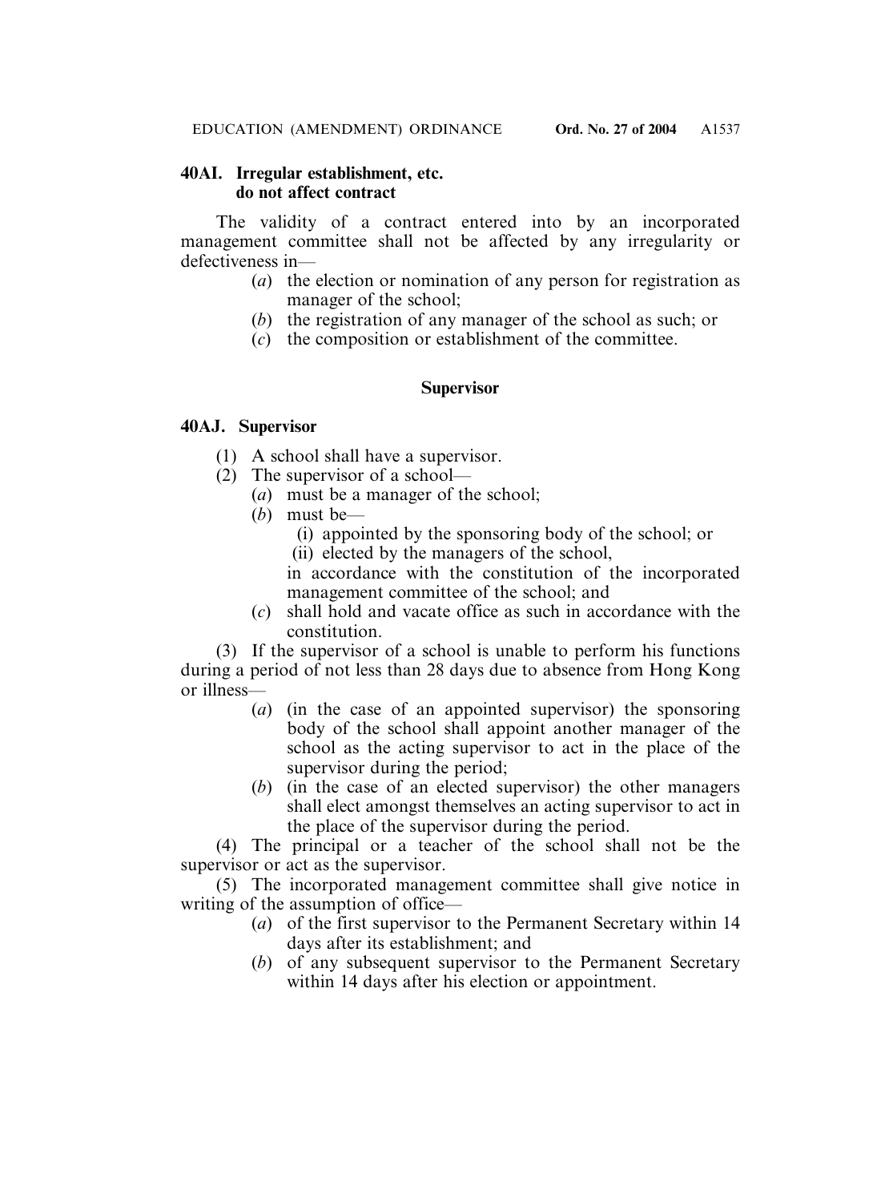**40AI. Irregular establishment, etc. do not affect contract**

The validity of a contract entered into by an incorporated management committee shall not be affected by any irregularity or defectiveness in—

- (*a*) the election or nomination of any person for registration as manager of the school;
- (*b*) the registration of any manager of the school as such; or
- (*c*) the composition or establishment of the committee.

### Supervisor

**40AJ. Supervisor**

(1) A school shall have a supervisor.

(2) The supervisor of a school—

- (*a*) must be a manager of the school;
- (*b*) must be—
  - (i) appointed by the sponsoring body of the school; or
  - (ii) elected by the managers of the school,

  in accordance with the constitution of the incorporated management committee of the school; and
- (*c*) shall hold and vacate office as such in accordance with the constitution.

(3) If the supervisor of a school is unable to perform his functions during a period of not less than 28 days due to absence from Hong Kong or illness—

- (*a*) (in the case of an appointed supervisor) the sponsoring body of the school shall appoint another manager of the school as the acting supervisor to act in the place of the supervisor during the period;
- (*b*) (in the case of an elected supervisor) the other managers shall elect amongst themselves an acting supervisor to act in the place of the supervisor during the period.

(4) The principal or a teacher of the school shall not be the supervisor or act as the supervisor.

(5) The incorporated management committee shall give notice in writing of the assumption of office—

- (*a*) of the first supervisor to the Permanent Secretary within 14 days after its establishment; and
- (*b*) of any subsequent supervisor to the Permanent Secretary within 14 days after his election or appointment.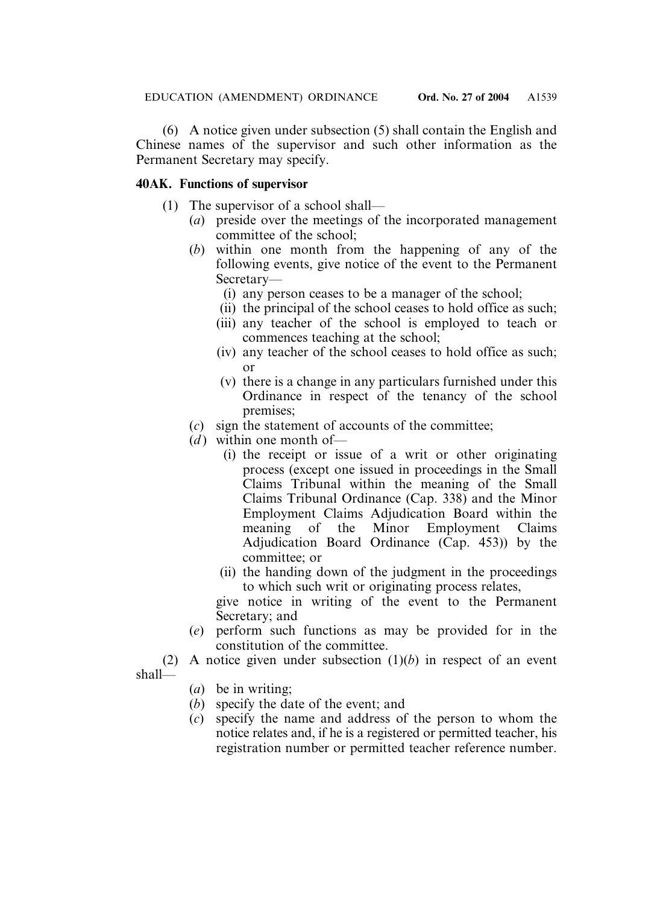(6) A notice given under subsection (5) shall contain the English and Chinese names of the supervisor and such other information as the Permanent Secretary may specify.

**40AK. Functions of supervisor**

(1) The supervisor of a school shall—

- (*a*) preside over the meetings of the incorporated management committee of the school;
- (*b*) within one month from the happening of any of the following events, give notice of the event to the Permanent Secretary—
  - (i) any person ceases to be a manager of the school;
  - (ii) the principal of the school ceases to hold office as such;
  - (iii) any teacher of the school is employed to teach or commences teaching at the school;
  - (iv) any teacher of the school ceases to hold office as such; or
  - (v) there is a change in any particulars furnished under this Ordinance in respect of the tenancy of the school premises;
- (*c*) sign the statement of accounts of the committee;
- (*d*) within one month of—
  - (i) the receipt or issue of a writ or other originating process (except one issued in proceedings in the Small Claims Tribunal within the meaning of the Small Claims Tribunal Ordinance (Cap. 338) and the Minor Employment Claims Adjudication Board within the meaning of the Minor Employment Claims Adjudication Board Ordinance (Cap. 453)) by the committee; or
  - (ii) the handing down of the judgment in the proceedings to which such writ or originating process relates,

  give notice in writing of the event to the Permanent Secretary; and
- (*e*) perform such functions as may be provided for in the constitution of the committee.

(2) A notice given under subsection (1)(*b*) in respect of an event shall—

- (*a*) be in writing;
- (*b*) specify the date of the event; and
- (*c*) specify the name and address of the person to whom the notice relates and, if he is a registered or permitted teacher, his registration number or permitted teacher reference number.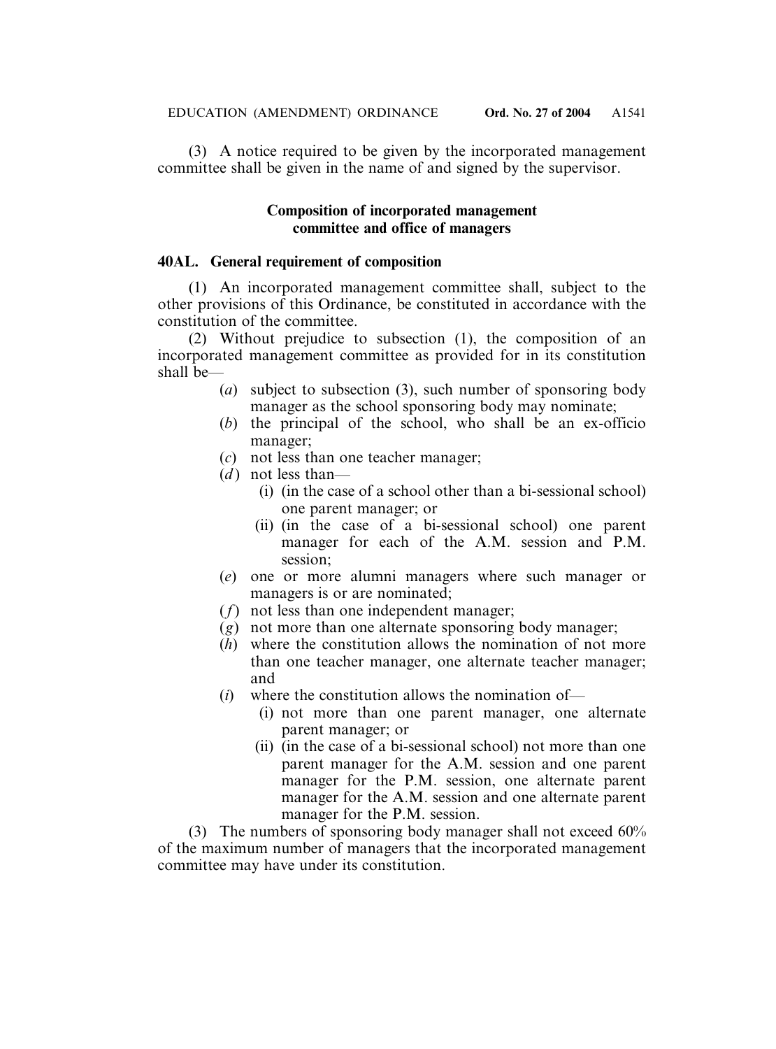(3) A notice required to be given by the incorporated management committee shall be given in the name of and signed by the supervisor.

### Composition of incorporated management committee and office of managers

**40AL. General requirement of composition**

(1) An incorporated management committee shall, subject to the other provisions of this Ordinance, be constituted in accordance with the constitution of the committee.

(2) Without prejudice to subsection (1), the composition of an incorporated management committee as provided for in its constitution shall be—

- (*a*) subject to subsection (3), such number of sponsoring body manager as the school sponsoring body may nominate;
- (*b*) the principal of the school, who shall be an ex-officio manager;
- (*c*) not less than one teacher manager;
- (*d*) not less than—
  - (i) (in the case of a school other than a bi-sessional school) one parent manager; or
  - (ii) (in the case of a bi-sessional school) one parent manager for each of the A.M. session and P.M. session;
- (*e*) one or more alumni managers where such manager or managers is or are nominated;
- (*f*) not less than one independent manager;
- (*g*) not more than one alternate sponsoring body manager;
- (*h*) where the constitution allows the nomination of not more than one teacher manager, one alternate teacher manager; and
- (*i*) where the constitution allows the nomination of—
  - (i) not more than one parent manager, one alternate parent manager; or
  - (ii) (in the case of a bi-sessional school) not more than one parent manager for the A.M. session and one parent manager for the P.M. session, one alternate parent manager for the A.M. session and one alternate parent manager for the P.M. session.

(3) The numbers of sponsoring body manager shall not exceed 60% of the maximum number of managers that the incorporated management committee may have under its constitution.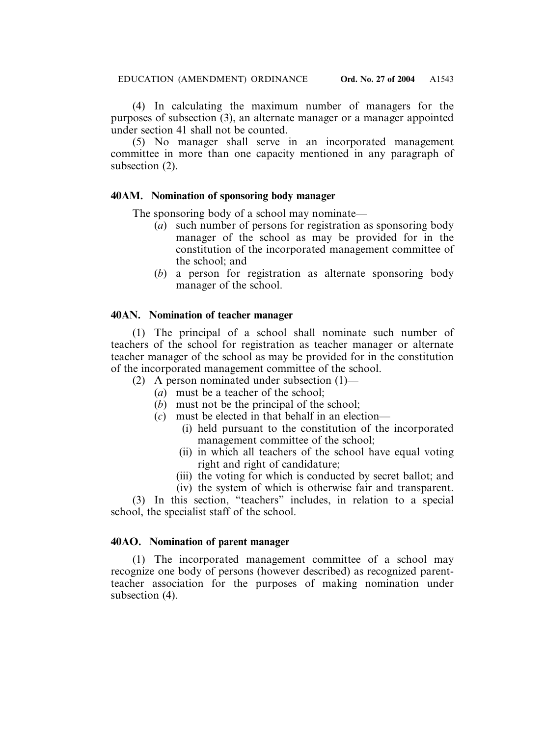(4) In calculating the maximum number of managers for the purposes of subsection (3), an alternate manager or a manager appointed under section 41 shall not be counted.

(5) No manager shall serve in an incorporated management committee in more than one capacity mentioned in any paragraph of subsection (2).

**40AM. Nomination of sponsoring body manager**

The sponsoring body of a school may nominate—

- (*a*) such number of persons for registration as sponsoring body manager of the school as may be provided for in the constitution of the incorporated management committee of the school; and
- (*b*) a person for registration as alternate sponsoring body manager of the school.

**40AN. Nomination of teacher manager**

(1) The principal of a school shall nominate such number of teachers of the school for registration as teacher manager or alternate teacher manager of the school as may be provided for in the constitution of the incorporated management committee of the school.

(2) A person nominated under subsection (1)—

- (*a*) must be a teacher of the school;
- (*b*) must not be the principal of the school;
- (*c*) must be elected in that behalf in an election—
  - (i) held pursuant to the constitution of the incorporated management committee of the school;
  - (ii) in which all teachers of the school have equal voting right and right of candidature;
  - (iii) the voting for which is conducted by secret ballot; and
  - (iv) the system of which is otherwise fair and transparent.

(3) In this section, "teachers" includes, in relation to a special school, the specialist staff of the school.

**40AO. Nomination of parent manager**

(1) The incorporated management committee of a school may recognize one body of persons (however described) as recognized parent-teacher association for the purposes of making nomination under subsection (4).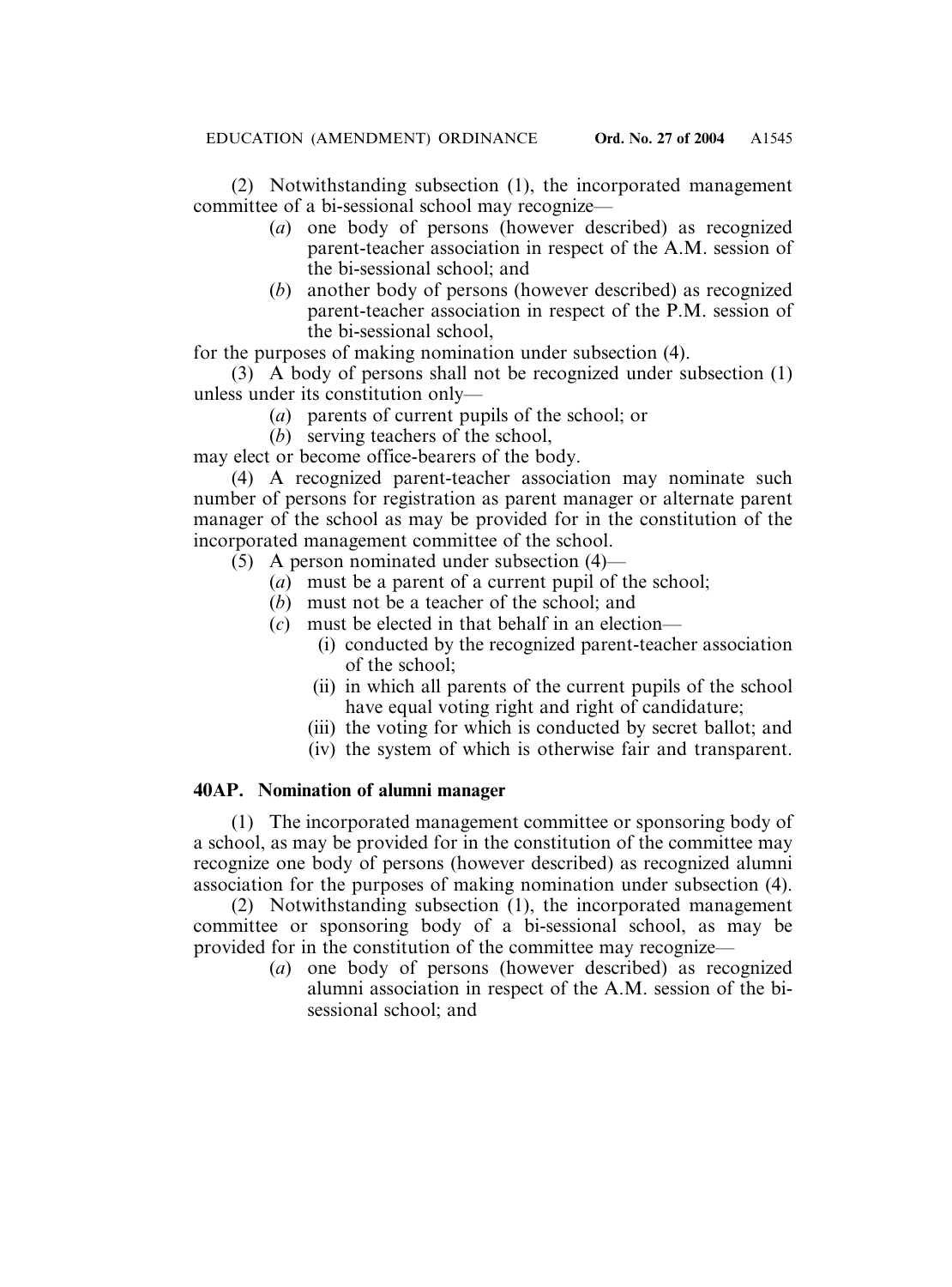(2) Notwithstanding subsection (1), the incorporated management committee of a bi-sessional school may recognize—

(*a*) one body of persons (however described) as recognized parent-teacher association in respect of the A.M. session of the bi-sessional school; and

(*b*) another body of persons (however described) as recognized parent-teacher association in respect of the P.M. session of the bi-sessional school,

for the purposes of making nomination under subsection (4).

(3) A body of persons shall not be recognized under subsection (1) unless under its constitution only—

(*a*) parents of current pupils of the school; or

(*b*) serving teachers of the school,

may elect or become office-bearers of the body.

(4) A recognized parent-teacher association may nominate such number of persons for registration as parent manager or alternate parent manager of the school as may be provided for in the constitution of the incorporated management committee of the school.

(5) A person nominated under subsection (4)—

(*a*) must be a parent of a current pupil of the school;

(*b*) must not be a teacher of the school; and

(*c*) must be elected in that behalf in an election—

(i) conducted by the recognized parent-teacher association of the school;

(ii) in which all parents of the current pupils of the school have equal voting right and right of candidature;

(iii) the voting for which is conducted by secret ballot; and

(iv) the system of which is otherwise fair and transparent.

**40AP. Nomination of alumni manager**

(1) The incorporated management committee or sponsoring body of a school, as may be provided for in the constitution of the committee may recognize one body of persons (however described) as recognized alumni association for the purposes of making nomination under subsection (4).

(2) Notwithstanding subsection (1), the incorporated management committee or sponsoring body of a bi-sessional school, as may be provided for in the constitution of the committee may recognize—

(*a*) one body of persons (however described) as recognized alumni association in respect of the A.M. session of the bi-sessional school; and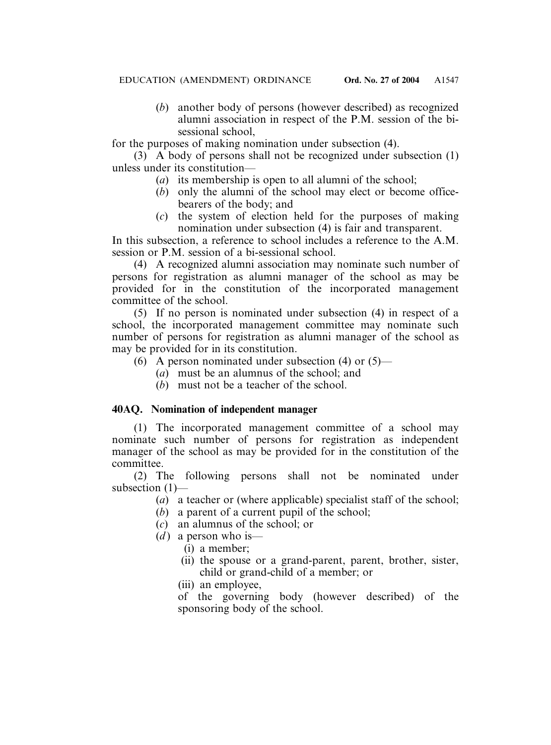(*b*) another body of persons (however described) as recognized alumni association in respect of the P.M. session of the bi-sessional school,

for the purposes of making nomination under subsection (4).

(3) A body of persons shall not be recognized under subsection (1) unless under its constitution—

(*a*) its membership is open to all alumni of the school;

(*b*) only the alumni of the school may elect or become office-bearers of the body; and

(*c*) the system of election held for the purposes of making nomination under subsection (4) is fair and transparent.

In this subsection, a reference to school includes a reference to the A.M. session or P.M. session of a bi-sessional school.

(4) A recognized alumni association may nominate such number of persons for registration as alumni manager of the school as may be provided for in the constitution of the incorporated management committee of the school.

(5) If no person is nominated under subsection (4) in respect of a school, the incorporated management committee may nominate such number of persons for registration as alumni manager of the school as may be provided for in its constitution.

(6) A person nominated under subsection (4) or (5)—

(*a*) must be an alumnus of the school; and

(*b*) must not be a teacher of the school.

### 40AQ. Nomination of independent manager

(1) The incorporated management committee of a school may nominate such number of persons for registration as independent manager of the school as may be provided for in the constitution of the committee.

(2) The following persons shall not be nominated under subsection (1)—

(*a*) a teacher or (where applicable) specialist staff of the school;

(*b*) a parent of a current pupil of the school;

(*c*) an alumnus of the school; or

(*d*) a person who is—

(i) a member;

(ii) the spouse or a grand-parent, parent, brother, sister, child or grand-child of a member; or

(iii) an employee,

of the governing body (however described) of the sponsoring body of the school.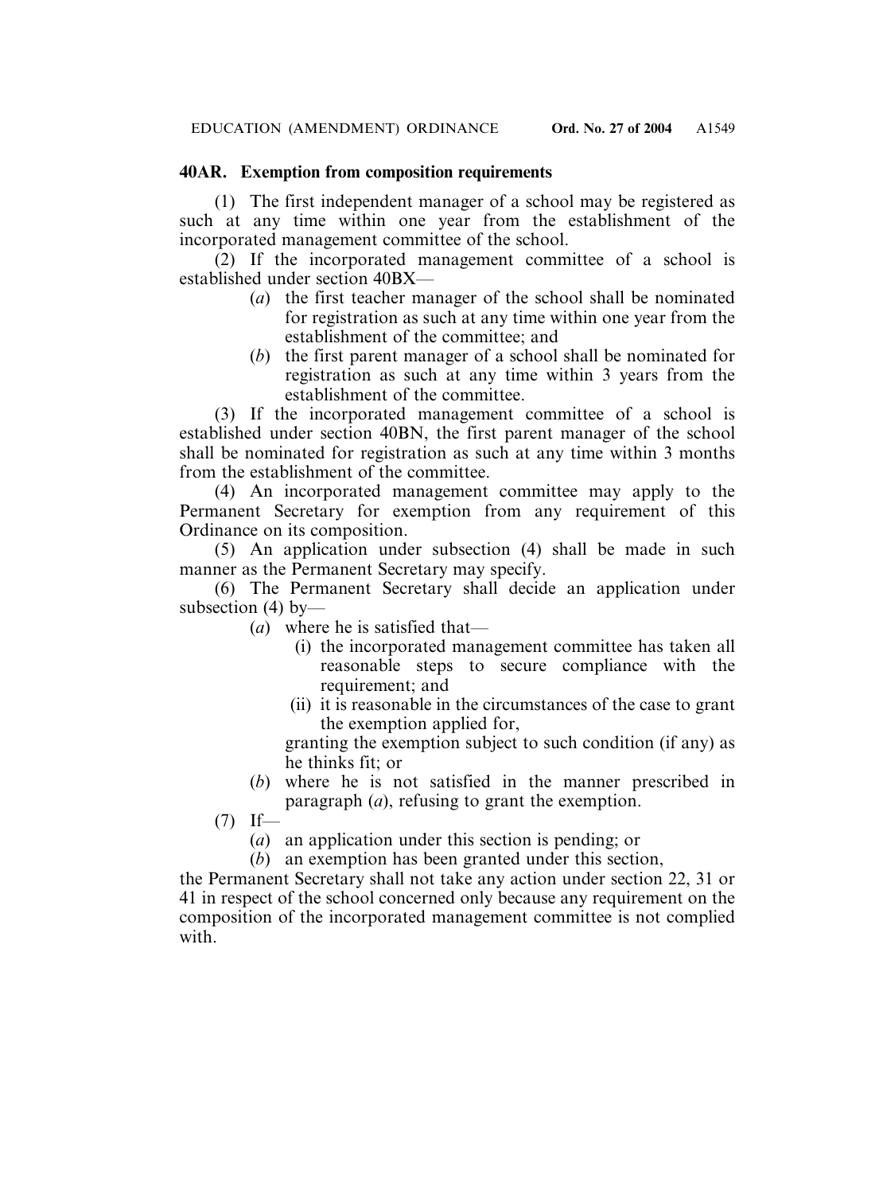**40AR. Exemption from composition requirements**

(1) The first independent manager of a school may be registered as such at any time within one year from the establishment of the incorporated management committee of the school.

(2) If the incorporated management committee of a school is established under section 40BX—

- (*a*) the first teacher manager of the school shall be nominated for registration as such at any time within one year from the establishment of the committee; and
- (*b*) the first parent manager of a school shall be nominated for registration as such at any time within 3 years from the establishment of the committee.

(3) If the incorporated management committee of a school is established under section 40BN, the first parent manager of the school shall be nominated for registration as such at any time within 3 months from the establishment of the committee.

(4) An incorporated management committee may apply to the Permanent Secretary for exemption from any requirement of this Ordinance on its composition.

(5) An application under subsection (4) shall be made in such manner as the Permanent Secretary may specify.

(6) The Permanent Secretary shall decide an application under subsection (4) by—

- (*a*) where he is satisfied that—
    - (i) the incorporated management committee has taken all reasonable steps to secure compliance with the requirement; and
    - (ii) it is reasonable in the circumstances of the case to grant the exemption applied for,

  granting the exemption subject to such condition (if any) as he thinks fit; or
- (*b*) where he is not satisfied in the manner prescribed in paragraph (*a*), refusing to grant the exemption.

(7) If—

- (*a*) an application under this section is pending; or
- (*b*) an exemption has been granted under this section,

the Permanent Secretary shall not take any action under section 22, 31 or 41 in respect of the school concerned only because any requirement on the composition of the incorporated management committee is not complied with.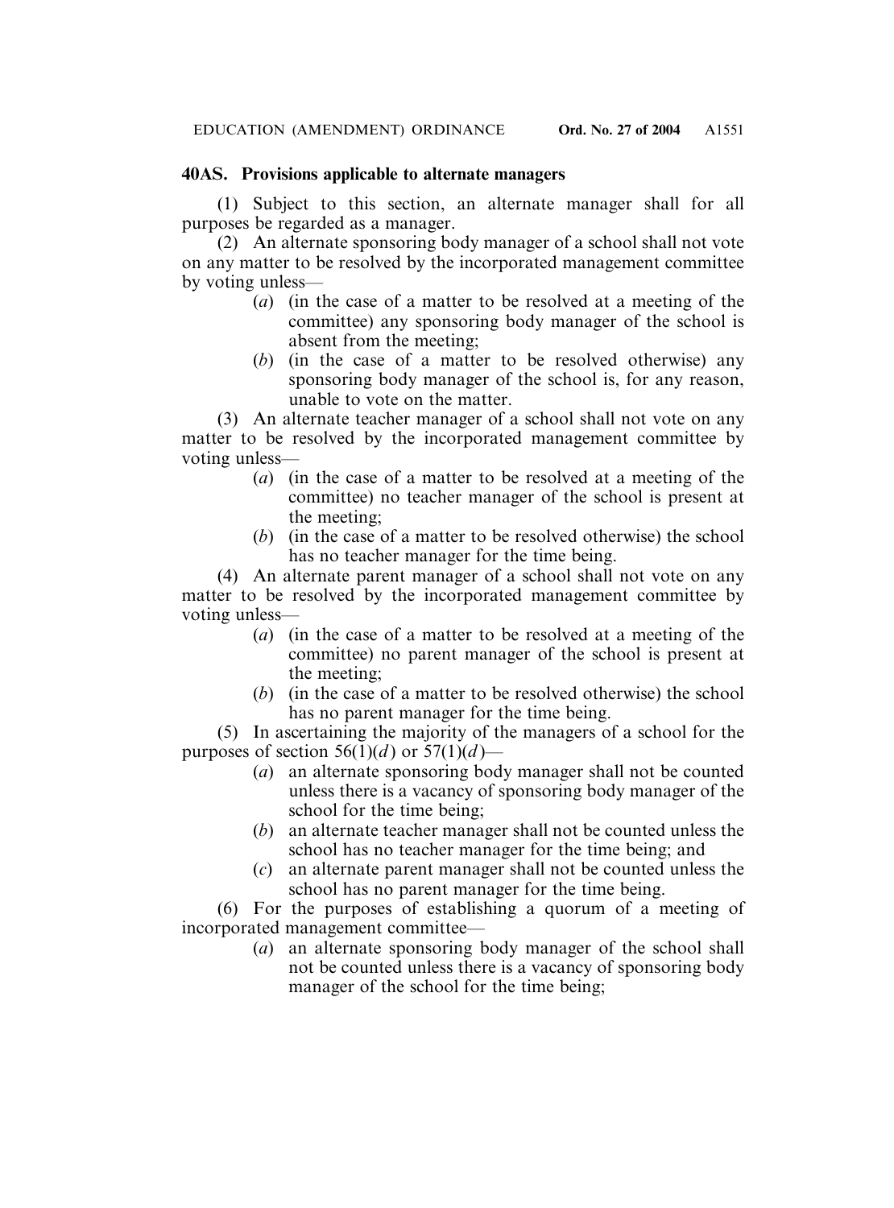### 40AS. Provisions applicable to alternate managers

(1) Subject to this section, an alternate manager shall for all purposes be regarded as a manager.

(2) An alternate sponsoring body manager of a school shall not vote on any matter to be resolved by the incorporated management committee by voting unless—

(*a*) (in the case of a matter to be resolved at a meeting of the committee) any sponsoring body manager of the school is absent from the meeting;

(*b*) (in the case of a matter to be resolved otherwise) any sponsoring body manager of the school is, for any reason, unable to vote on the matter.

(3) An alternate teacher manager of a school shall not vote on any matter to be resolved by the incorporated management committee by voting unless—

(*a*) (in the case of a matter to be resolved at a meeting of the committee) no teacher manager of the school is present at the meeting;

(*b*) (in the case of a matter to be resolved otherwise) the school has no teacher manager for the time being.

(4) An alternate parent manager of a school shall not vote on any matter to be resolved by the incorporated management committee by voting unless—

(*a*) (in the case of a matter to be resolved at a meeting of the committee) no parent manager of the school is present at the meeting;

(*b*) (in the case of a matter to be resolved otherwise) the school has no parent manager for the time being.

(5) In ascertaining the majority of the managers of a school for the purposes of section 56(1)(*d*) or 57(1)(*d*)—

(*a*) an alternate sponsoring body manager shall not be counted unless there is a vacancy of sponsoring body manager of the school for the time being;

(*b*) an alternate teacher manager shall not be counted unless the school has no teacher manager for the time being; and

(*c*) an alternate parent manager shall not be counted unless the school has no parent manager for the time being.

(6) For the purposes of establishing a quorum of a meeting of incorporated management committee—

(*a*) an alternate sponsoring body manager of the school shall not be counted unless there is a vacancy of sponsoring body manager of the school for the time being;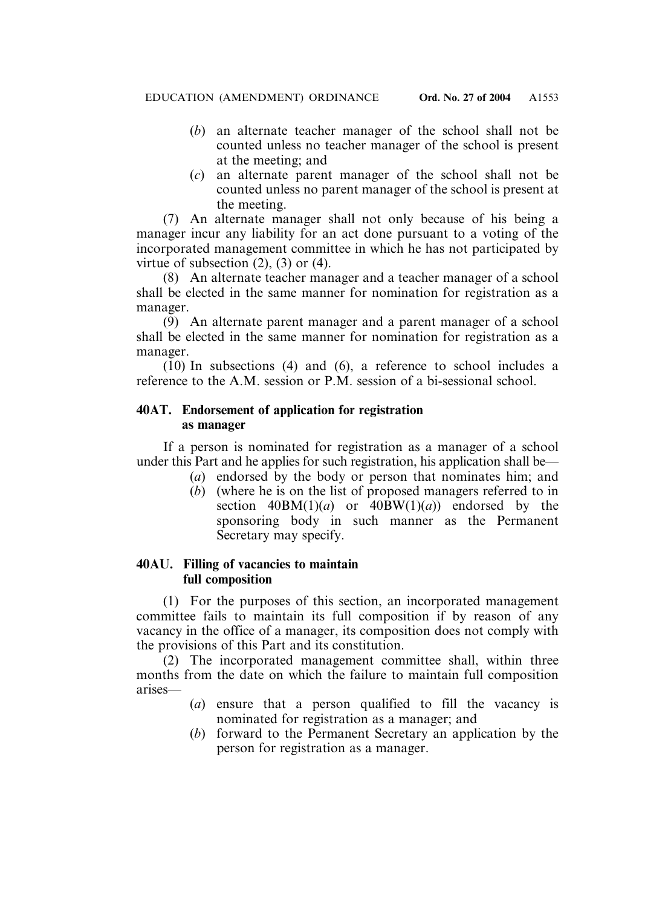(*b*) an alternate teacher manager of the school shall not be counted unless no teacher manager of the school is present at the meeting; and

(*c*) an alternate parent manager of the school shall not be counted unless no parent manager of the school is present at the meeting.

(7) An alternate manager shall not only because of his being a manager incur any liability for an act done pursuant to a voting of the incorporated management committee in which he has not participated by virtue of subsection (2), (3) or (4).

(8) An alternate teacher manager and a teacher manager of a school shall be elected in the same manner for nomination for registration as a manager.

(9) An alternate parent manager and a parent manager of a school shall be elected in the same manner for nomination for registration as a manager.

(10) In subsections (4) and (6), a reference to school includes a reference to the A.M. session or P.M. session of a bi-sessional school.

**40AT. Endorsement of application for registration as manager**

If a person is nominated for registration as a manager of a school under this Part and he applies for such registration, his application shall be—

(*a*) endorsed by the body or person that nominates him; and

(*b*) (where he is on the list of proposed managers referred to in section 40BM(1)(*a*) or 40BW(1)(*a*)) endorsed by the sponsoring body in such manner as the Permanent Secretary may specify.

**40AU. Filling of vacancies to maintain full composition**

(1) For the purposes of this section, an incorporated management committee fails to maintain its full composition if by reason of any vacancy in the office of a manager, its composition does not comply with the provisions of this Part and its constitution.

(2) The incorporated management committee shall, within three months from the date on which the failure to maintain full composition arises—

(*a*) ensure that a person qualified to fill the vacancy is nominated for registration as a manager; and

(*b*) forward to the Permanent Secretary an application by the person for registration as a manager.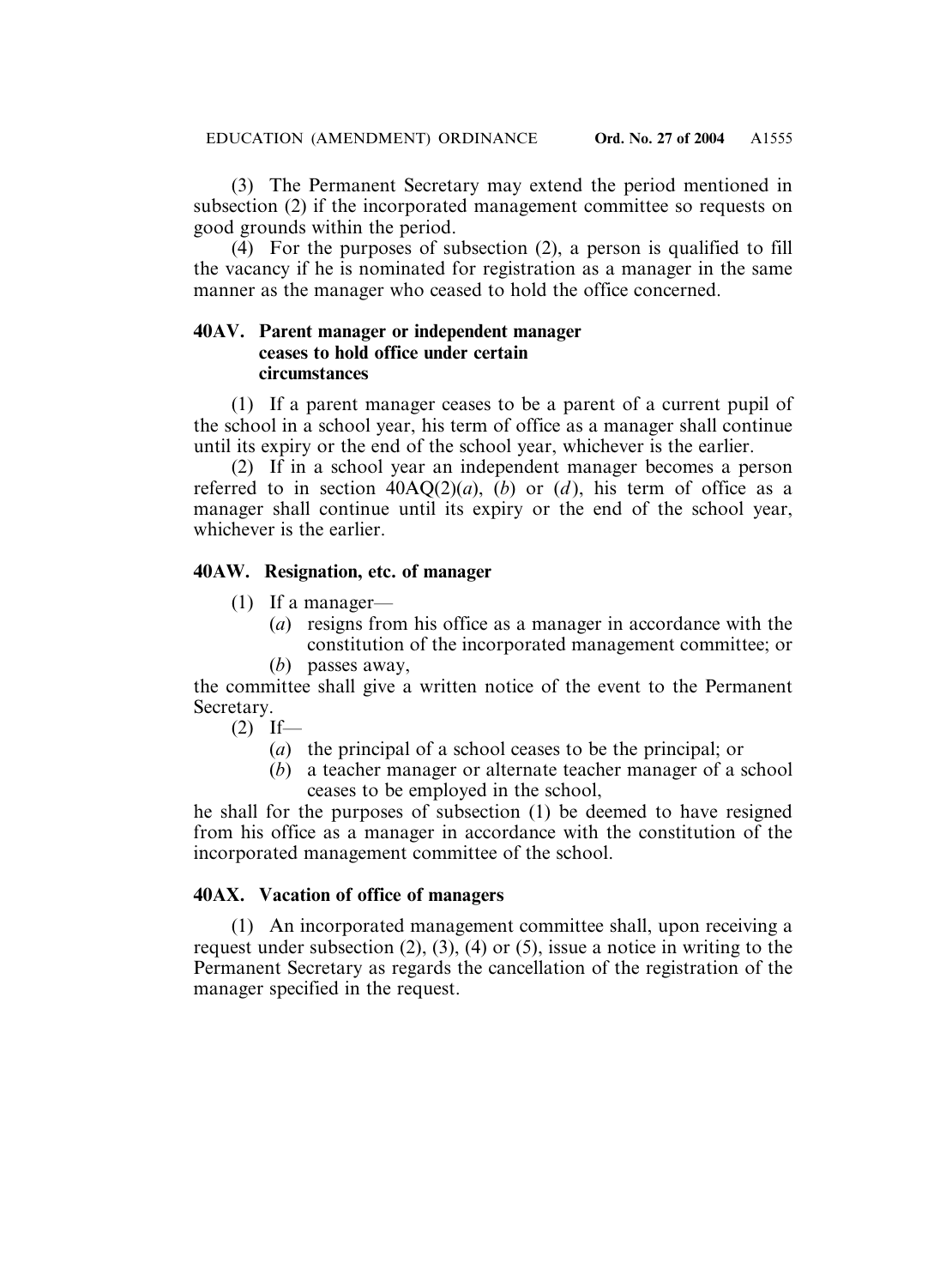(3) The Permanent Secretary may extend the period mentioned in subsection (2) if the incorporated management committee so requests on good grounds within the period.

(4) For the purposes of subsection (2), a person is qualified to fill the vacancy if he is nominated for registration as a manager in the same manner as the manager who ceased to hold the office concerned.

### 40AV. Parent manager or independent manager ceases to hold office under certain circumstances

(1) If a parent manager ceases to be a parent of a current pupil of the school in a school year, his term of office as a manager shall continue until its expiry or the end of the school year, whichever is the earlier.

(2) If in a school year an independent manager becomes a person referred to in section 40AQ(2)(*a*), (*b*) or (*d*), his term of office as a manager shall continue until its expiry or the end of the school year, whichever is the earlier.

### 40AW. Resignation, etc. of manager

(1) If a manager—

(*a*) resigns from his office as a manager in accordance with the constitution of the incorporated management committee; or

(*b*) passes away,

the committee shall give a written notice of the event to the Permanent Secretary.

(2) If—

(*a*) the principal of a school ceases to be the principal; or

(*b*) a teacher manager or alternate teacher manager of a school ceases to be employed in the school,

he shall for the purposes of subsection (1) be deemed to have resigned from his office as a manager in accordance with the constitution of the incorporated management committee of the school.

### 40AX. Vacation of office of managers

(1) An incorporated management committee shall, upon receiving a request under subsection (2), (3), (4) or (5), issue a notice in writing to the Permanent Secretary as regards the cancellation of the registration of the manager specified in the request.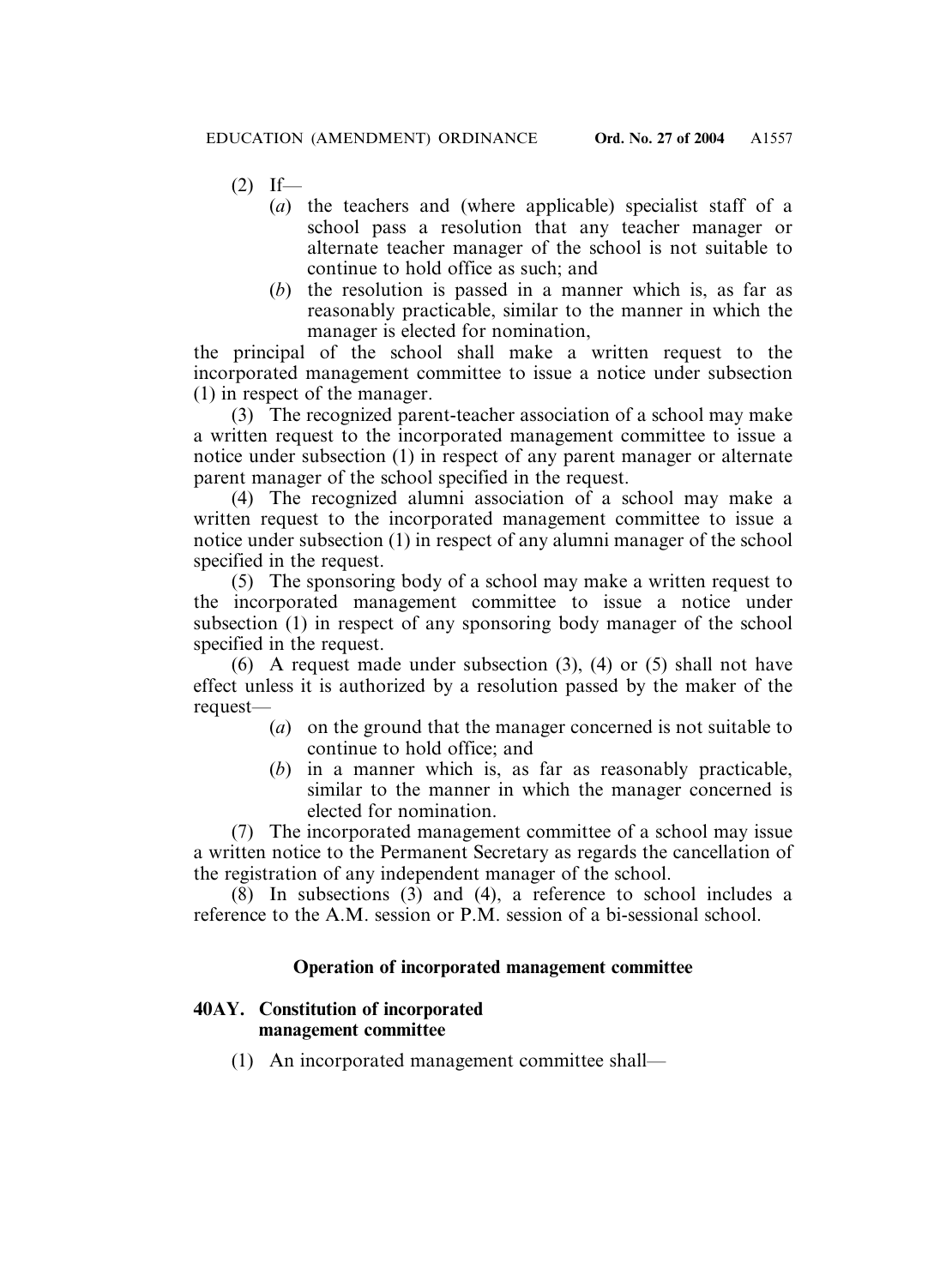(2) If—

(*a*) the teachers and (where applicable) specialist staff of a school pass a resolution that any teacher manager or alternate teacher manager of the school is not suitable to continue to hold office as such; and

(*b*) the resolution is passed in a manner which is, as far as reasonably practicable, similar to the manner in which the manager is elected for nomination,

the principal of the school shall make a written request to the incorporated management committee to issue a notice under subsection (1) in respect of the manager.

(3) The recognized parent-teacher association of a school may make a written request to the incorporated management committee to issue a notice under subsection (1) in respect of any parent manager or alternate parent manager of the school specified in the request.

(4) The recognized alumni association of a school may make a written request to the incorporated management committee to issue a notice under subsection (1) in respect of any alumni manager of the school specified in the request.

(5) The sponsoring body of a school may make a written request to the incorporated management committee to issue a notice under subsection (1) in respect of any sponsoring body manager of the school specified in the request.

(6) A request made under subsection (3), (4) or (5) shall not have effect unless it is authorized by a resolution passed by the maker of the request—

(*a*) on the ground that the manager concerned is not suitable to continue to hold office; and

(*b*) in a manner which is, as far as reasonably practicable, similar to the manner in which the manager concerned is elected for nomination.

(7) The incorporated management committee of a school may issue a written notice to the Permanent Secretary as regards the cancellation of the registration of any independent manager of the school.

(8) In subsections (3) and (4), a reference to school includes a reference to the A.M. session or P.M. session of a bi-sessional school.

### Operation of incorporated management committee

**40AY. Constitution of incorporated management committee**

(1) An incorporated management committee shall—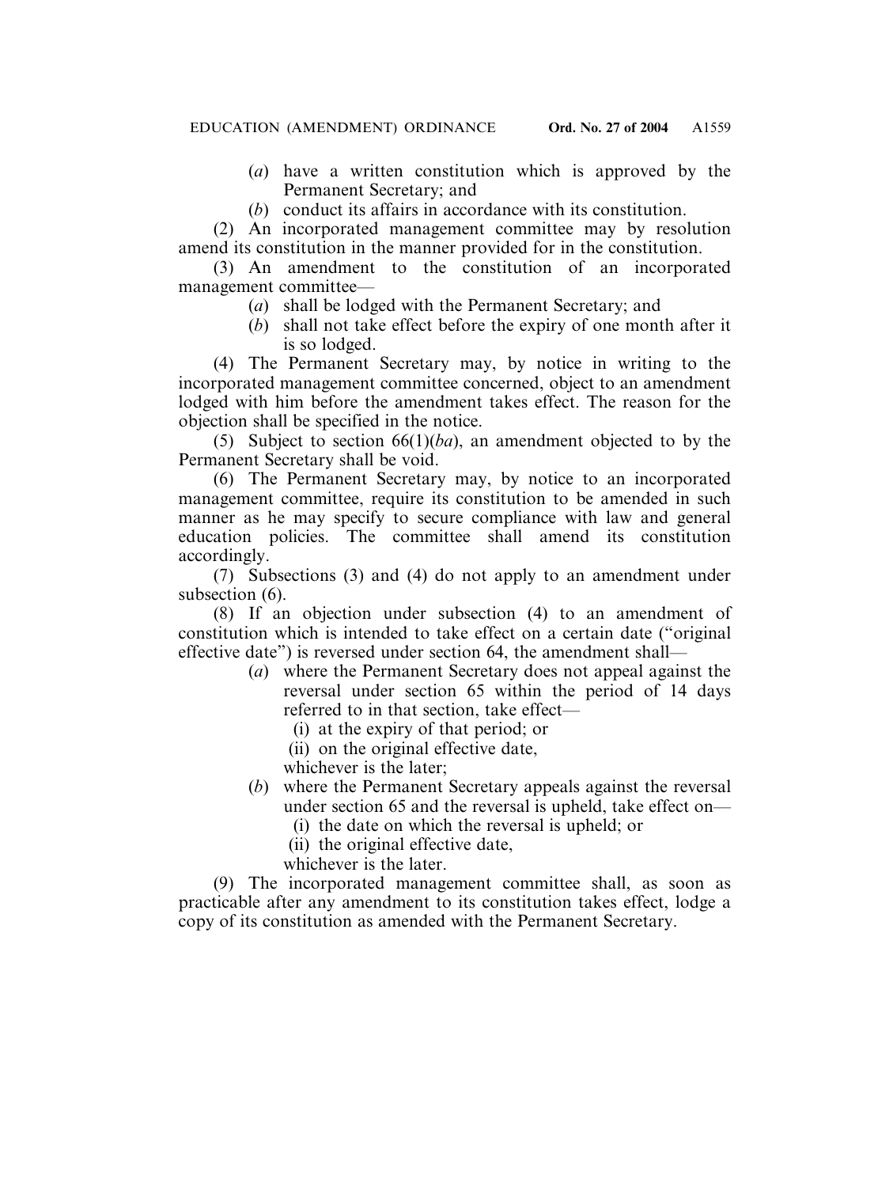(*a*) have a written constitution which is approved by the Permanent Secretary; and

(*b*) conduct its affairs in accordance with its constitution.

(2) An incorporated management committee may by resolution amend its constitution in the manner provided for in the constitution.

(3) An amendment to the constitution of an incorporated management committee—

(*a*) shall be lodged with the Permanent Secretary; and

(*b*) shall not take effect before the expiry of one month after it is so lodged.

(4) The Permanent Secretary may, by notice in writing to the incorporated management committee concerned, object to an amendment lodged with him before the amendment takes effect. The reason for the objection shall be specified in the notice.

(5) Subject to section 66(1)(*ba*), an amendment objected to by the Permanent Secretary shall be void.

(6) The Permanent Secretary may, by notice to an incorporated management committee, require its constitution to be amended in such manner as he may specify to secure compliance with law and general education policies. The committee shall amend its constitution accordingly.

(7) Subsections (3) and (4) do not apply to an amendment under subsection (6).

(8) If an objection under subsection (4) to an amendment of constitution which is intended to take effect on a certain date ("original effective date") is reversed under section 64, the amendment shall—

(*a*) where the Permanent Secretary does not appeal against the reversal under section 65 within the period of 14 days referred to in that section, take effect—

(i) at the expiry of that period; or

(ii) on the original effective date,

whichever is the later;

(*b*) where the Permanent Secretary appeals against the reversal under section 65 and the reversal is upheld, take effect on—

(i) the date on which the reversal is upheld; or

(ii) the original effective date,

whichever is the later.

(9) The incorporated management committee shall, as soon as practicable after any amendment to its constitution takes effect, lodge a copy of its constitution as amended with the Permanent Secretary.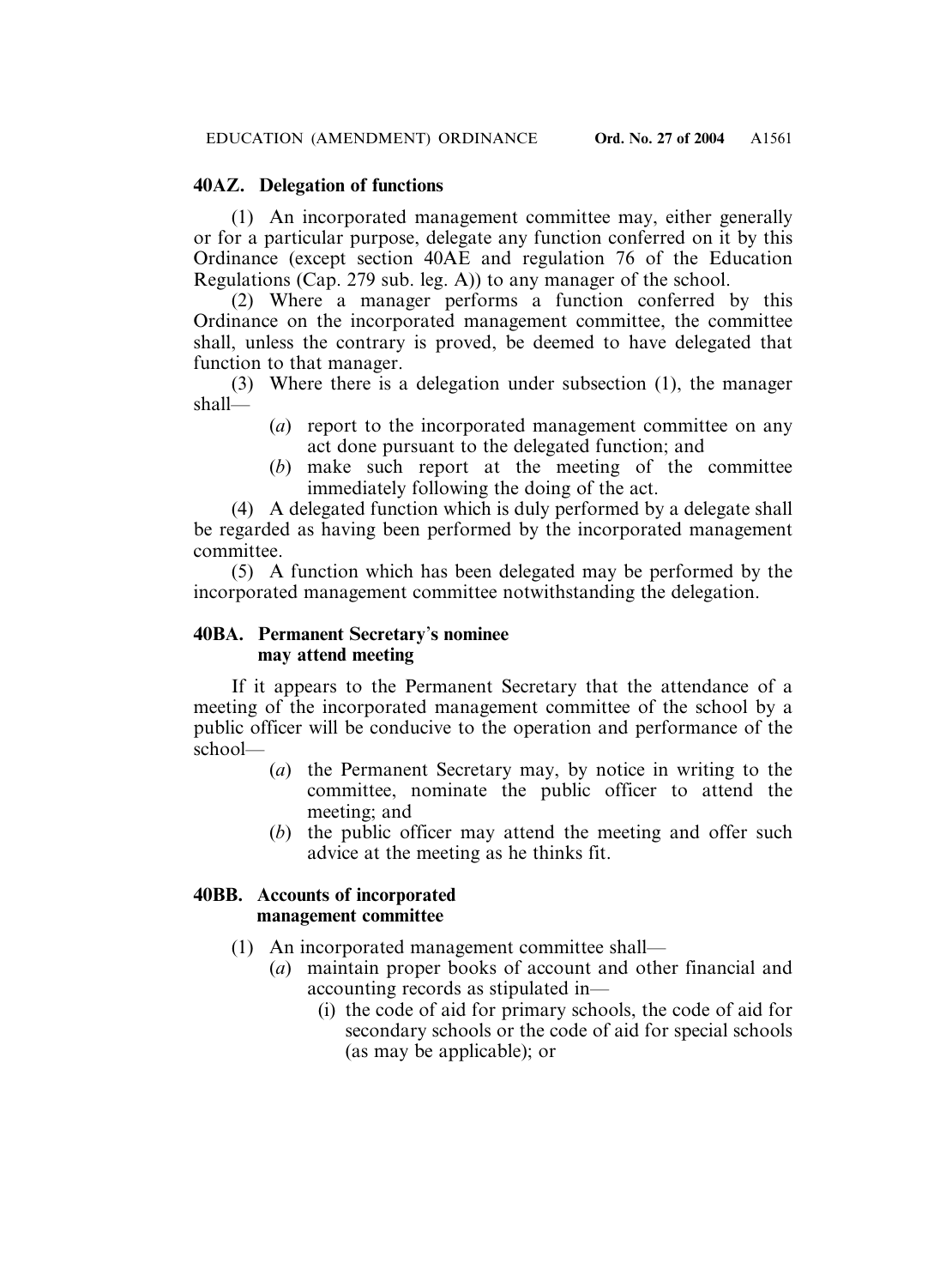**40AZ. Delegation of functions**

(1) An incorporated management committee may, either generally or for a particular purpose, delegate any function conferred on it by this Ordinance (except section 40AE and regulation 76 of the Education Regulations (Cap. 279 sub. leg. A)) to any manager of the school.

(2) Where a manager performs a function conferred by this Ordinance on the incorporated management committee, the committee shall, unless the contrary is proved, be deemed to have delegated that function to that manager.

(3) Where there is a delegation under subsection (1), the manager shall—

(*a*) report to the incorporated management committee on any act done pursuant to the delegated function; and

(*b*) make such report at the meeting of the committee immediately following the doing of the act.

(4) A delegated function which is duly performed by a delegate shall be regarded as having been performed by the incorporated management committee.

(5) A function which has been delegated may be performed by the incorporated management committee notwithstanding the delegation.

**40BA. Permanent Secretary's nominee may attend meeting**

If it appears to the Permanent Secretary that the attendance of a meeting of the incorporated management committee of the school by a public officer will be conducive to the operation and performance of the school—

(*a*) the Permanent Secretary may, by notice in writing to the committee, nominate the public officer to attend the meeting; and

(*b*) the public officer may attend the meeting and offer such advice at the meeting as he thinks fit.

**40BB. Accounts of incorporated management committee**

(1) An incorporated management committee shall—

(*a*) maintain proper books of account and other financial and accounting records as stipulated in—

(i) the code of aid for primary schools, the code of aid for secondary schools or the code of aid for special schools (as may be applicable); or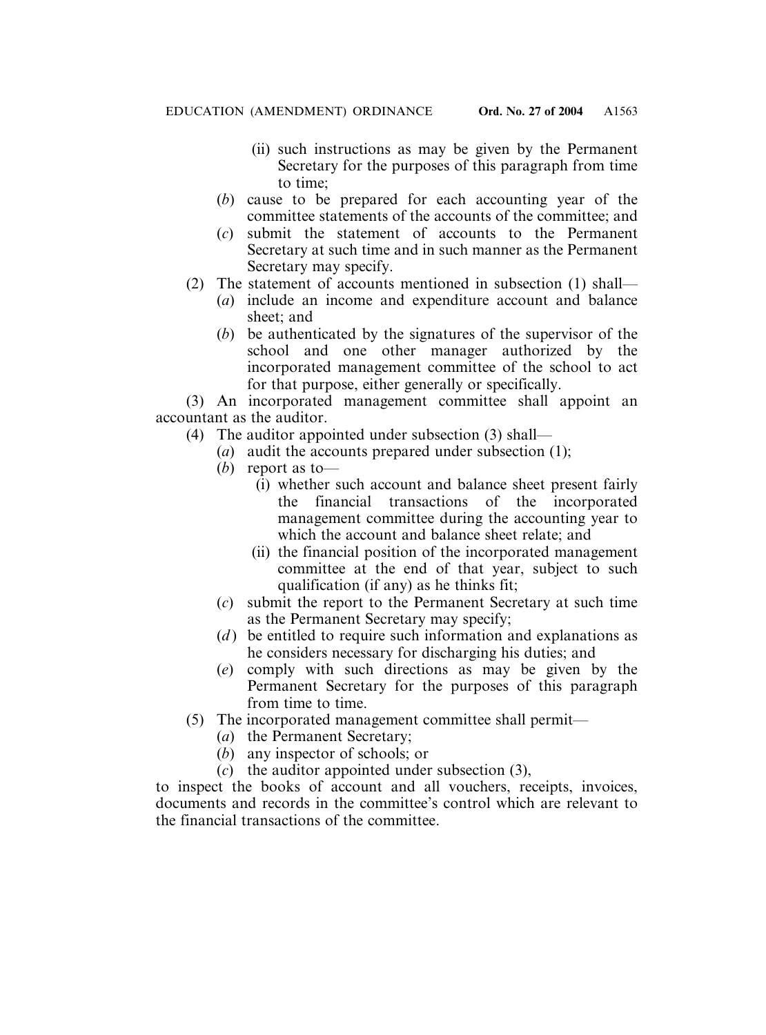(ii) such instructions as may be given by the Permanent Secretary for the purposes of this paragraph from time to time;

(*b*) cause to be prepared for each accounting year of the committee statements of the accounts of the committee; and

(*c*) submit the statement of accounts to the Permanent Secretary at such time and in such manner as the Permanent Secretary may specify.

(2) The statement of accounts mentioned in subsection (1) shall—

(*a*) include an income and expenditure account and balance sheet; and

(*b*) be authenticated by the signatures of the supervisor of the school and one other manager authorized by the incorporated management committee of the school to act for that purpose, either generally or specifically.

(3) An incorporated management committee shall appoint an accountant as the auditor.

(4) The auditor appointed under subsection (3) shall—

(*a*) audit the accounts prepared under subsection (1);

(*b*) report as to—

(i) whether such account and balance sheet present fairly the financial transactions of the incorporated management committee during the accounting year to which the account and balance sheet relate; and

(ii) the financial position of the incorporated management committee at the end of that year, subject to such qualification (if any) as he thinks fit;

(*c*) submit the report to the Permanent Secretary at such time as the Permanent Secretary may specify;

(*d*) be entitled to require such information and explanations as he considers necessary for discharging his duties; and

(*e*) comply with such directions as may be given by the Permanent Secretary for the purposes of this paragraph from time to time.

(5) The incorporated management committee shall permit—

(*a*) the Permanent Secretary;

(*b*) any inspector of schools; or

(*c*) the auditor appointed under subsection (3),

to inspect the books of account and all vouchers, receipts, invoices, documents and records in the committee's control which are relevant to the financial transactions of the committee.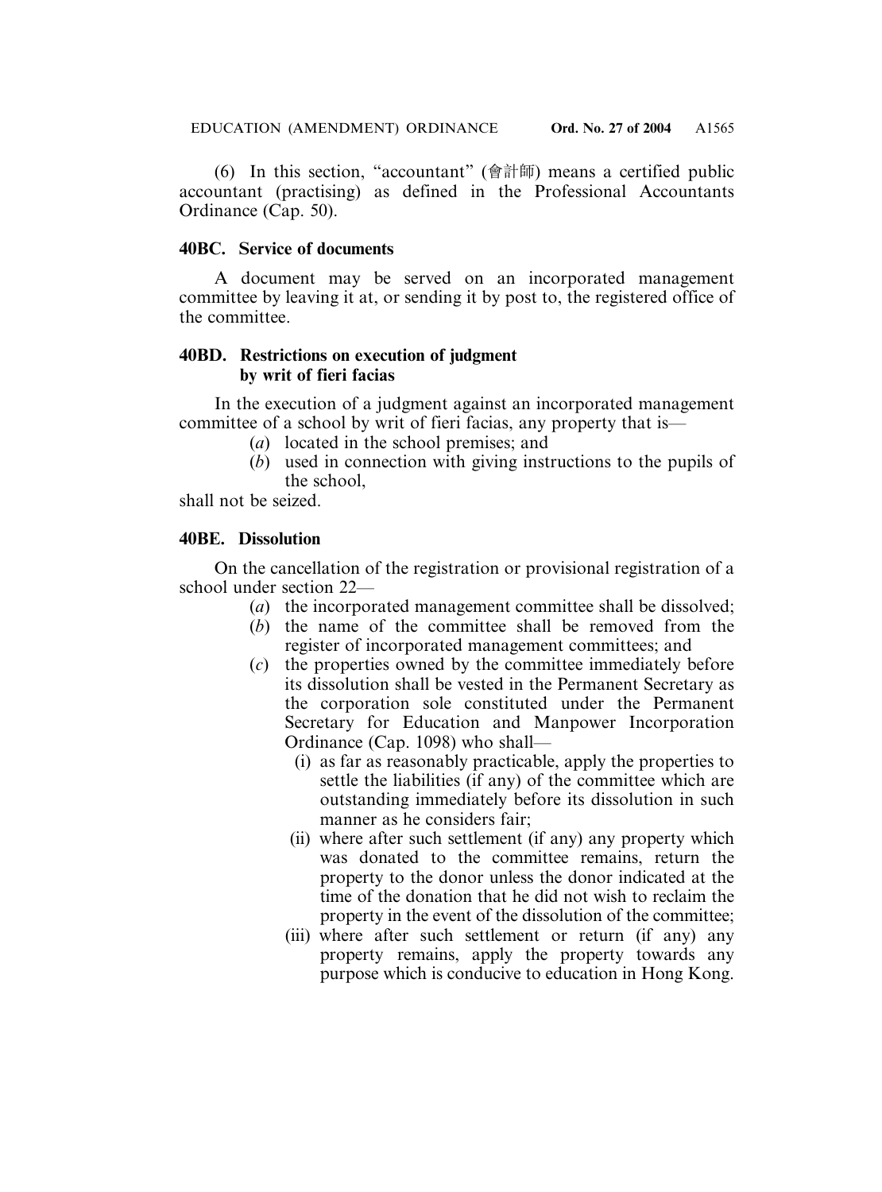(6) In this section, "accountant" (會計師) means a certified public accountant (practising) as defined in the Professional Accountants Ordinance (Cap. 50).

**40BC. Service of documents**

A document may be served on an incorporated management committee by leaving it at, or sending it by post to, the registered office of the committee.

**40BD. Restrictions on execution of judgment by writ of fieri facias**

In the execution of a judgment against an incorporated management committee of a school by writ of fieri facias, any property that is—

(*a*) located in the school premises; and

(*b*) used in connection with giving instructions to the pupils of the school,

shall not be seized.

**40BE. Dissolution**

On the cancellation of the registration or provisional registration of a school under section 22—

(*a*) the incorporated management committee shall be dissolved;

(*b*) the name of the committee shall be removed from the register of incorporated management committees; and

(*c*) the properties owned by the committee immediately before its dissolution shall be vested in the Permanent Secretary as the corporation sole constituted under the Permanent Secretary for Education and Manpower Incorporation Ordinance (Cap. 1098) who shall—

(i) as far as reasonably practicable, apply the properties to settle the liabilities (if any) of the committee which are outstanding immediately before its dissolution in such manner as he considers fair;

(ii) where after such settlement (if any) any property which was donated to the committee remains, return the property to the donor unless the donor indicated at the time of the donation that he did not wish to reclaim the property in the event of the dissolution of the committee;

(iii) where after such settlement or return (if any) any property remains, apply the property towards any purpose which is conducive to education in Hong Kong.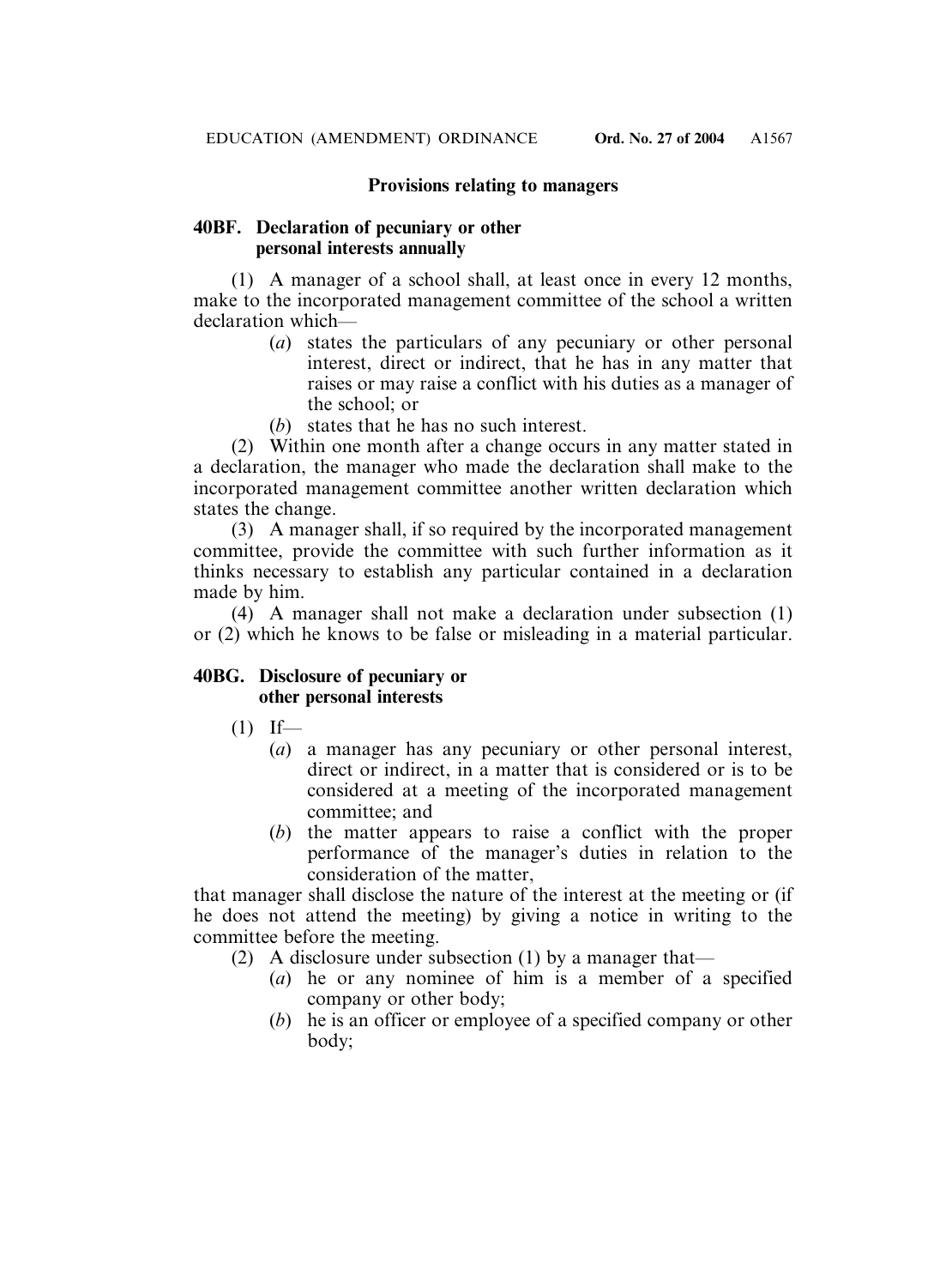### Provisions relating to managers

**40BF. Declaration of pecuniary or other personal interests annually**

(1) A manager of a school shall, at least once in every 12 months, make to the incorporated management committee of the school a written declaration which—

- (*a*) states the particulars of any pecuniary or other personal interest, direct or indirect, that he has in any matter that raises or may raise a conflict with his duties as a manager of the school; or
- (*b*) states that he has no such interest.

(2) Within one month after a change occurs in any matter stated in a declaration, the manager who made the declaration shall make to the incorporated management committee another written declaration which states the change.

(3) A manager shall, if so required by the incorporated management committee, provide the committee with such further information as it thinks necessary to establish any particular contained in a declaration made by him.

(4) A manager shall not make a declaration under subsection (1) or (2) which he knows to be false or misleading in a material particular.

**40BG. Disclosure of pecuniary or other personal interests**

(1) If—

- (*a*) a manager has any pecuniary or other personal interest, direct or indirect, in a matter that is considered or is to be considered at a meeting of the incorporated management committee; and
- (*b*) the matter appears to raise a conflict with the proper performance of the manager's duties in relation to the consideration of the matter,

that manager shall disclose the nature of the interest at the meeting or (if he does not attend the meeting) by giving a notice in writing to the committee before the meeting.

(2) A disclosure under subsection (1) by a manager that—

- (*a*) he or any nominee of him is a member of a specified company or other body;
- (*b*) he is an officer or employee of a specified company or other body;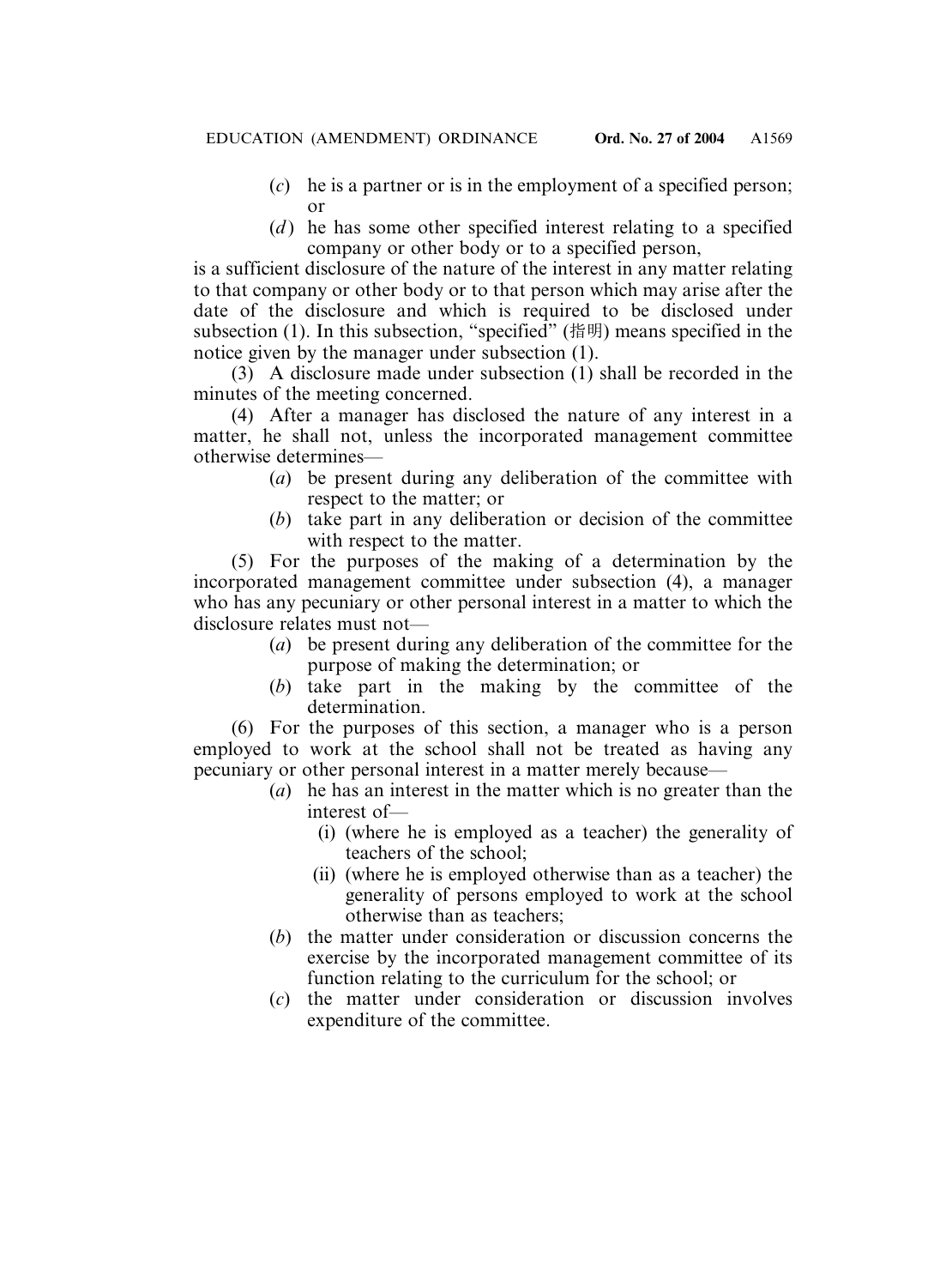(*c*) he is a partner or is in the employment of a specified person; or

(*d*) he has some other specified interest relating to a specified company or other body or to a specified person,

is a sufficient disclosure of the nature of the interest in any matter relating to that company or other body or to that person which may arise after the date of the disclosure and which is required to be disclosed under subsection (1). In this subsection, "specified" (指明) means specified in the notice given by the manager under subsection (1).

(3) A disclosure made under subsection (1) shall be recorded in the minutes of the meeting concerned.

(4) After a manager has disclosed the nature of any interest in a matter, he shall not, unless the incorporated management committee otherwise determines—

(*a*) be present during any deliberation of the committee with respect to the matter; or

(*b*) take part in any deliberation or decision of the committee with respect to the matter.

(5) For the purposes of the making of a determination by the incorporated management committee under subsection (4), a manager who has any pecuniary or other personal interest in a matter to which the disclosure relates must not—

(*a*) be present during any deliberation of the committee for the purpose of making the determination; or

(*b*) take part in the making by the committee of the determination.

(6) For the purposes of this section, a manager who is a person employed to work at the school shall not be treated as having any pecuniary or other personal interest in a matter merely because—

(*a*) he has an interest in the matter which is no greater than the interest of—

(i) (where he is employed as a teacher) the generality of teachers of the school;

(ii) (where he is employed otherwise than as a teacher) the generality of persons employed to work at the school otherwise than as teachers;

(*b*) the matter under consideration or discussion concerns the exercise by the incorporated management committee of its function relating to the curriculum for the school; or

(*c*) the matter under consideration or discussion involves expenditure of the committee.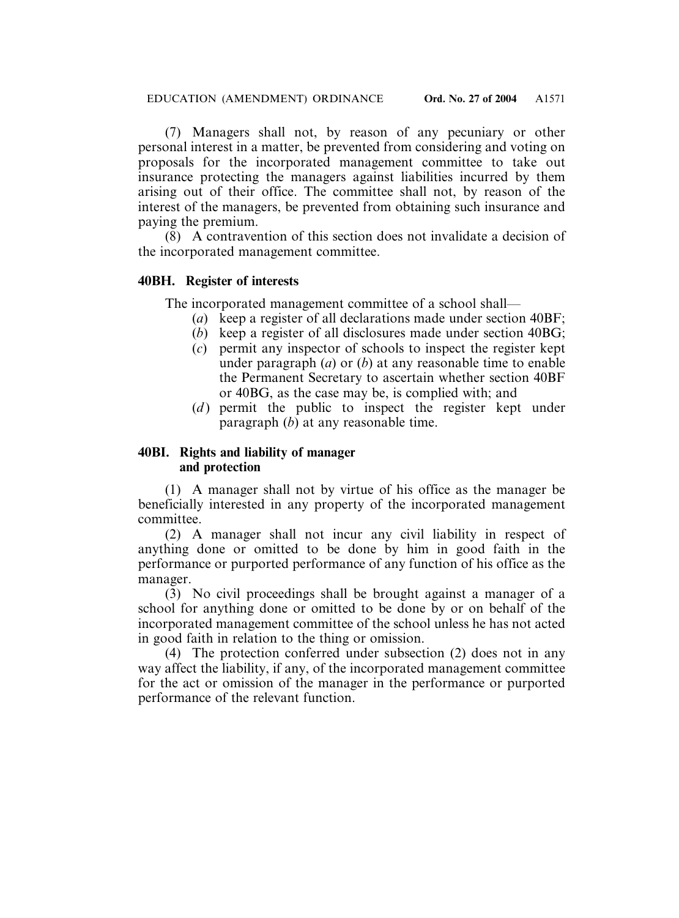(7) Managers shall not, by reason of any pecuniary or other personal interest in a matter, be prevented from considering and voting on proposals for the incorporated management committee to take out insurance protecting the managers against liabilities incurred by them arising out of their office. The committee shall not, by reason of the interest of the managers, be prevented from obtaining such insurance and paying the premium.

(8) A contravention of this section does not invalidate a decision of the incorporated management committee.

**40BH. Register of interests**

The incorporated management committee of a school shall—

(*a*) keep a register of all declarations made under section 40BF;

(*b*) keep a register of all disclosures made under section 40BG;

(*c*) permit any inspector of schools to inspect the register kept under paragraph (*a*) or (*b*) at any reasonable time to enable the Permanent Secretary to ascertain whether section 40BF or 40BG, as the case may be, is complied with; and

(*d*) permit the public to inspect the register kept under paragraph (*b*) at any reasonable time.

**40BI. Rights and liability of manager and protection**

(1) A manager shall not by virtue of his office as the manager be beneficially interested in any property of the incorporated management committee.

(2) A manager shall not incur any civil liability in respect of anything done or omitted to be done by him in good faith in the performance or purported performance of any function of his office as the manager.

(3) No civil proceedings shall be brought against a manager of a school for anything done or omitted to be done by or on behalf of the incorporated management committee of the school unless he has not acted in good faith in relation to the thing or omission.

(4) The protection conferred under subsection (2) does not in any way affect the liability, if any, of the incorporated management committee for the act or omission of the manager in the performance or purported performance of the relevant function.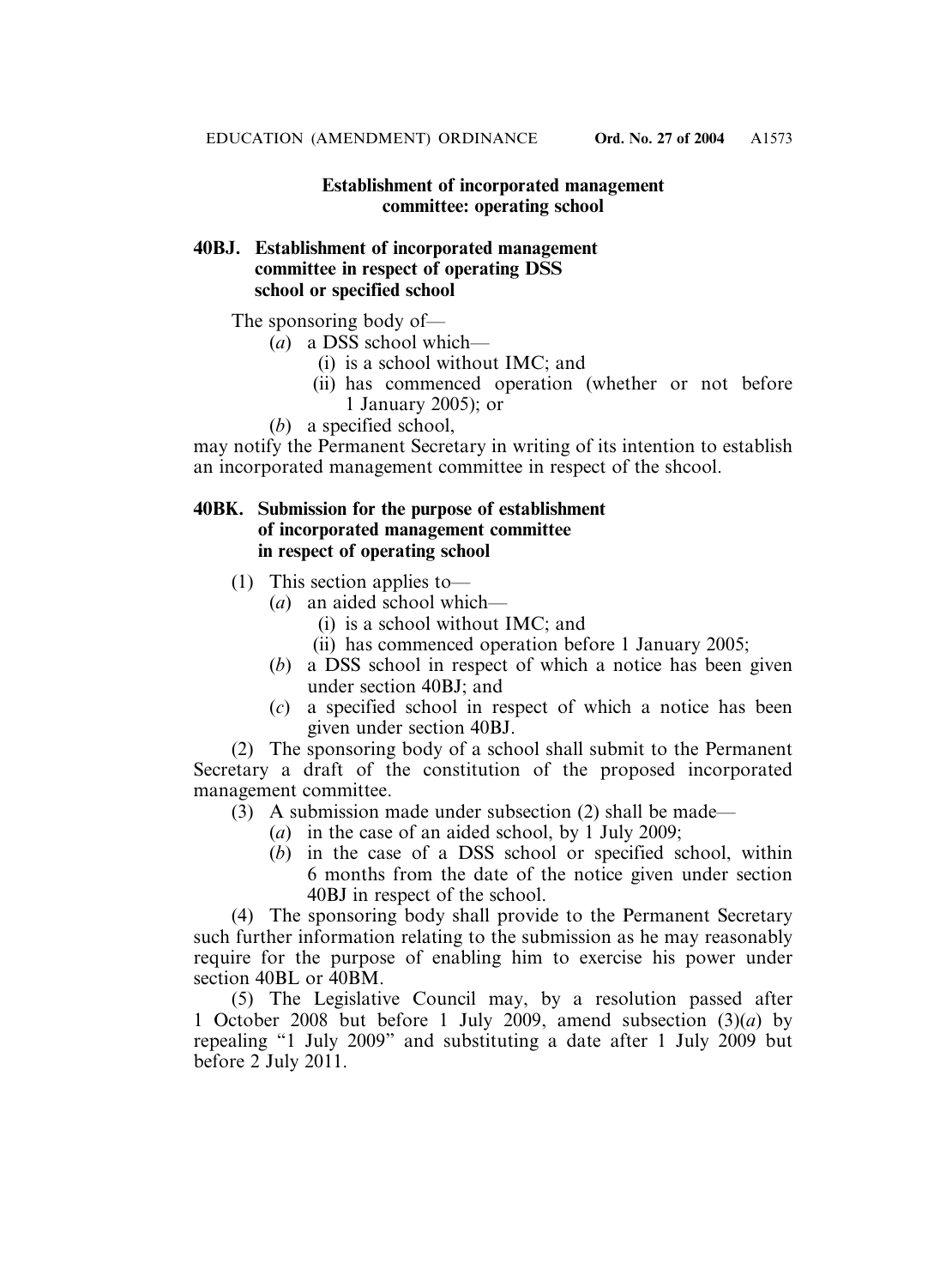### Establishment of incorporated management committee: operating school

**40BJ. Establishment of incorporated management committee in respect of operating DSS school or specified school**

The sponsoring body of—

(*a*) a DSS school which—

(i) is a school without IMC; and

(ii) has commenced operation (whether or not before 1 January 2005); or

(*b*) a specified school,

may notify the Permanent Secretary in writing of its intention to establish an incorporated management committee in respect of the shcool.

**40BK. Submission for the purpose of establishment of incorporated management committee in respect of operating school**

(1) This section applies to—

(*a*) an aided school which—

(i) is a school without IMC; and

(ii) has commenced operation before 1 January 2005;

(*b*) a DSS school in respect of which a notice has been given under section 40BJ; and

(*c*) a specified school in respect of which a notice has been given under section 40BJ.

(2) The sponsoring body of a school shall submit to the Permanent Secretary a draft of the constitution of the proposed incorporated management committee.

(3) A submission made under subsection (2) shall be made—

(*a*) in the case of an aided school, by 1 July 2009;

(*b*) in the case of a DSS school or specified school, within 6 months from the date of the notice given under section 40BJ in respect of the school.

(4) The sponsoring body shall provide to the Permanent Secretary such further information relating to the submission as he may reasonably require for the purpose of enabling him to exercise his power under section 40BL or 40BM.

(5) The Legislative Council may, by a resolution passed after 1 October 2008 but before 1 July 2009, amend subsection (3)(*a*) by repealing "1 July 2009" and substituting a date after 1 July 2009 but before 2 July 2011.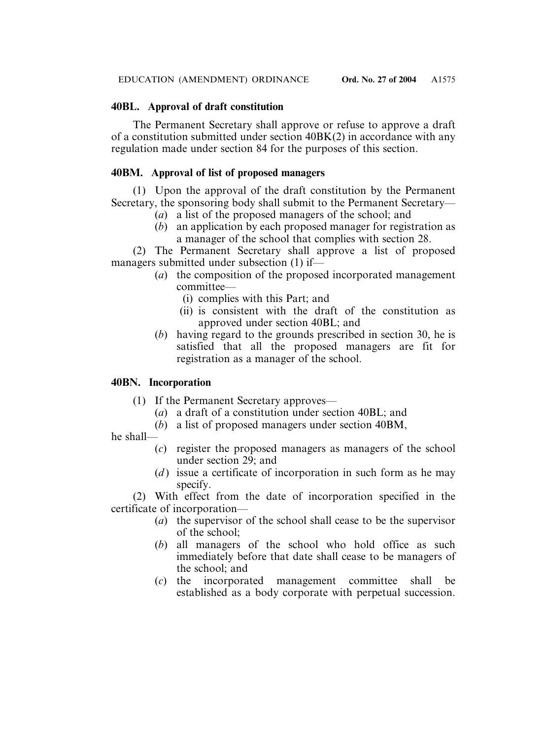**40BL. Approval of draft constitution**

The Permanent Secretary shall approve or refuse to approve a draft of a constitution submitted under section 40BK(2) in accordance with any regulation made under section 84 for the purposes of this section.

**40BM. Approval of list of proposed managers**

(1) Upon the approval of the draft constitution by the Permanent Secretary, the sponsoring body shall submit to the Permanent Secretary—

- (*a*) a list of the proposed managers of the school; and
- (*b*) an application by each proposed manager for registration as a manager of the school that complies with section 28.

(2) The Permanent Secretary shall approve a list of proposed managers submitted under subsection (1) if—

- (*a*) the composition of the proposed incorporated management committee—
  - (i) complies with this Part; and
  - (ii) is consistent with the draft of the constitution as approved under section 40BL; and
- (*b*) having regard to the grounds prescribed in section 30, he is satisfied that all the proposed managers are fit for registration as a manager of the school.

**40BN. Incorporation**

(1) If the Permanent Secretary approves—

- (*a*) a draft of a constitution under section 40BL; and
- (*b*) a list of proposed managers under section 40BM,

he shall—

- (*c*) register the proposed managers as managers of the school under section 29; and
- (*d*) issue a certificate of incorporation in such form as he may specify.

(2) With effect from the date of incorporation specified in the certificate of incorporation—

- (*a*) the supervisor of the school shall cease to be the supervisor of the school;
- (*b*) all managers of the school who hold office as such immediately before that date shall cease to be managers of the school; and
- (*c*) the incorporated management committee shall be established as a body corporate with perpetual succession.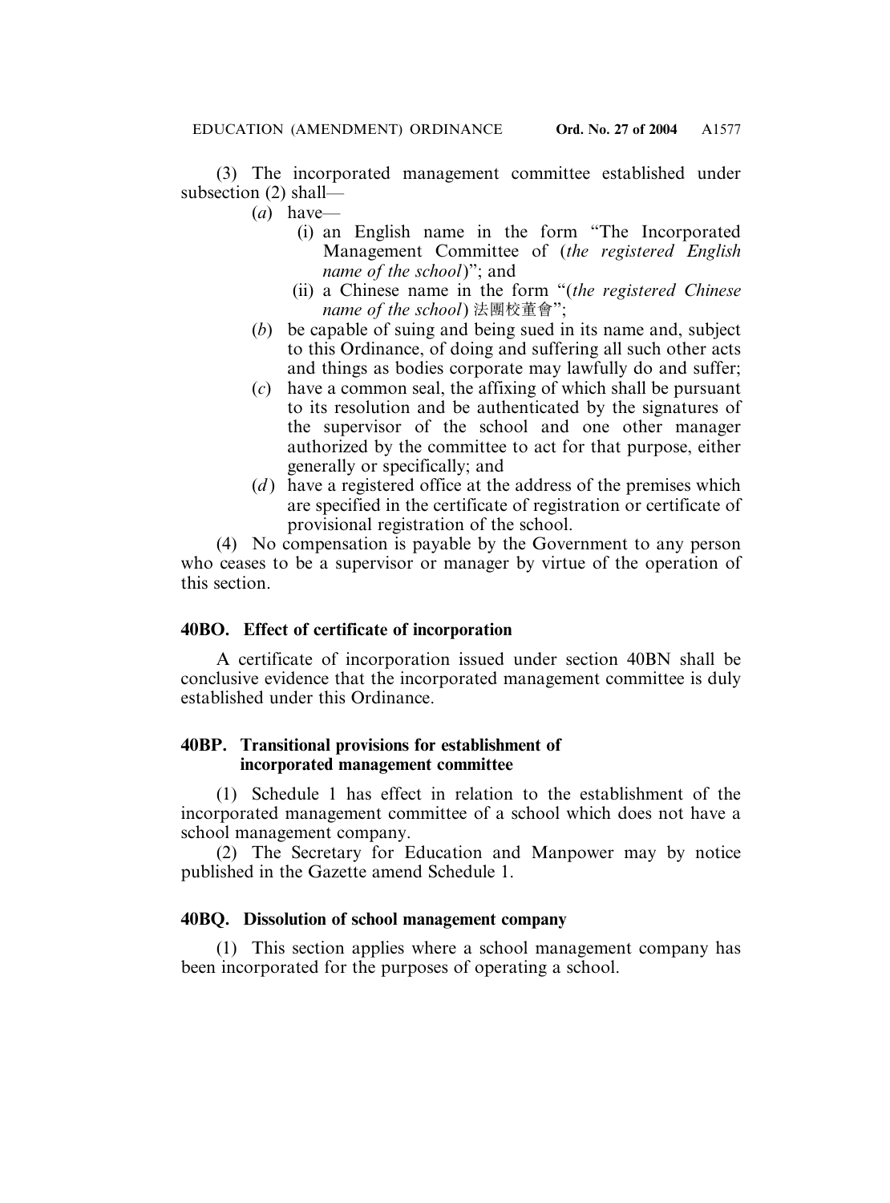(3) The incorporated management committee established under subsection (2) shall—

(*a*) have—

(i) an English name in the form "The Incorporated Management Committee of (*the registered English name of the school*)"; and

(ii) a Chinese name in the form "(*the registered Chinese name of the school*) 法團校董會";

(*b*) be capable of suing and being sued in its name and, subject to this Ordinance, of doing and suffering all such other acts and things as bodies corporate may lawfully do and suffer;

(*c*) have a common seal, the affixing of which shall be pursuant to its resolution and be authenticated by the signatures of the supervisor of the school and one other manager authorized by the committee to act for that purpose, either generally or specifically; and

(*d*) have a registered office at the address of the premises which are specified in the certificate of registration or certificate of provisional registration of the school.

(4) No compensation is payable by the Government to any person who ceases to be a supervisor or manager by virtue of the operation of this section.

**40BO. Effect of certificate of incorporation**

A certificate of incorporation issued under section 40BN shall be conclusive evidence that the incorporated management committee is duly established under this Ordinance.

**40BP. Transitional provisions for establishment of incorporated management committee**

(1) Schedule 1 has effect in relation to the establishment of the incorporated management committee of a school which does not have a school management company.

(2) The Secretary for Education and Manpower may by notice published in the Gazette amend Schedule 1.

**40BQ. Dissolution of school management company**

(1) This section applies where a school management company has been incorporated for the purposes of operating a school.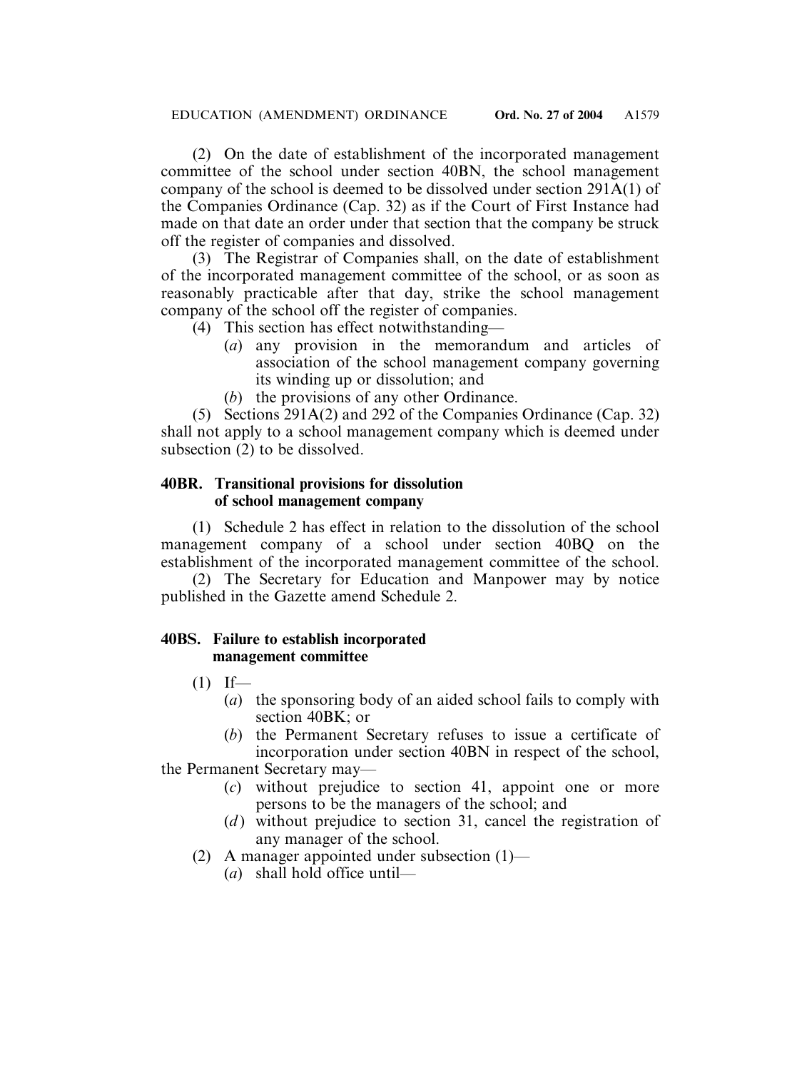(2) On the date of establishment of the incorporated management committee of the school under section 40BN, the school management company of the school is deemed to be dissolved under section 291A(1) of the Companies Ordinance (Cap. 32) as if the Court of First Instance had made on that date an order under that section that the company be struck off the register of companies and dissolved.

(3) The Registrar of Companies shall, on the date of establishment of the incorporated management committee of the school, or as soon as reasonably practicable after that day, strike the school management company of the school off the register of companies.

(4) This section has effect notwithstanding—

- (*a*) any provision in the memorandum and articles of association of the school management company governing its winding up or dissolution; and
- (*b*) the provisions of any other Ordinance.

(5) Sections 291A(2) and 292 of the Companies Ordinance (Cap. 32) shall not apply to a school management company which is deemed under subsection (2) to be dissolved.

**40BR. Transitional provisions for dissolution of school management company**

(1) Schedule 2 has effect in relation to the dissolution of the school management company of a school under section 40BQ on the establishment of the incorporated management committee of the school.

(2) The Secretary for Education and Manpower may by notice published in the Gazette amend Schedule 2.

**40BS. Failure to establish incorporated management committee**

(1) If—

- (*a*) the sponsoring body of an aided school fails to comply with section 40BK; or
- (*b*) the Permanent Secretary refuses to issue a certificate of incorporation under section 40BN in respect of the school,

the Permanent Secretary may—

- (*c*) without prejudice to section 41, appoint one or more persons to be the managers of the school; and
- (*d*) without prejudice to section 31, cancel the registration of any manager of the school.

(2) A manager appointed under subsection (1)—

- (*a*) shall hold office until—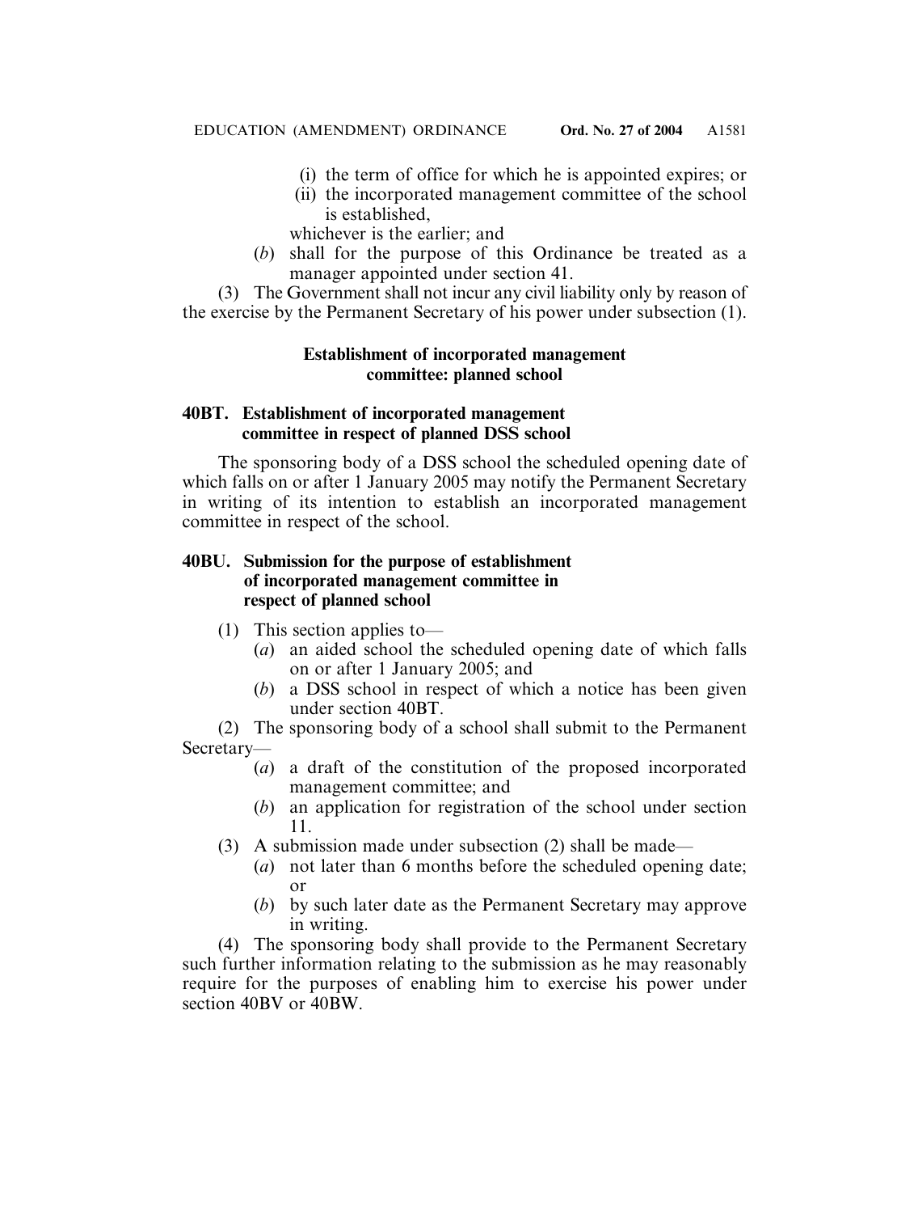(i) the term of office for which he is appointed expires; or

(ii) the incorporated management committee of the school is established,

whichever is the earlier; and

(*b*) shall for the purpose of this Ordinance be treated as a manager appointed under section 41.

(3) The Government shall not incur any civil liability only by reason of the exercise by the Permanent Secretary of his power under subsection (1).

### Establishment of incorporated management committee: planned school

#### 40BT. Establishment of incorporated management committee in respect of planned DSS school

The sponsoring body of a DSS school the scheduled opening date of which falls on or after 1 January 2005 may notify the Permanent Secretary in writing of its intention to establish an incorporated management committee in respect of the school.

#### 40BU. Submission for the purpose of establishment of incorporated management committee in respect of planned school

(1) This section applies to—

(*a*) an aided school the scheduled opening date of which falls on or after 1 January 2005; and

(*b*) a DSS school in respect of which a notice has been given under section 40BT.

(2) The sponsoring body of a school shall submit to the Permanent Secretary—

(*a*) a draft of the constitution of the proposed incorporated management committee; and

(*b*) an application for registration of the school under section 11.

(3) A submission made under subsection (2) shall be made—

(*a*) not later than 6 months before the scheduled opening date; or

(*b*) by such later date as the Permanent Secretary may approve in writing.

(4) The sponsoring body shall provide to the Permanent Secretary such further information relating to the submission as he may reasonably require for the purposes of enabling him to exercise his power under section 40BV or 40BW.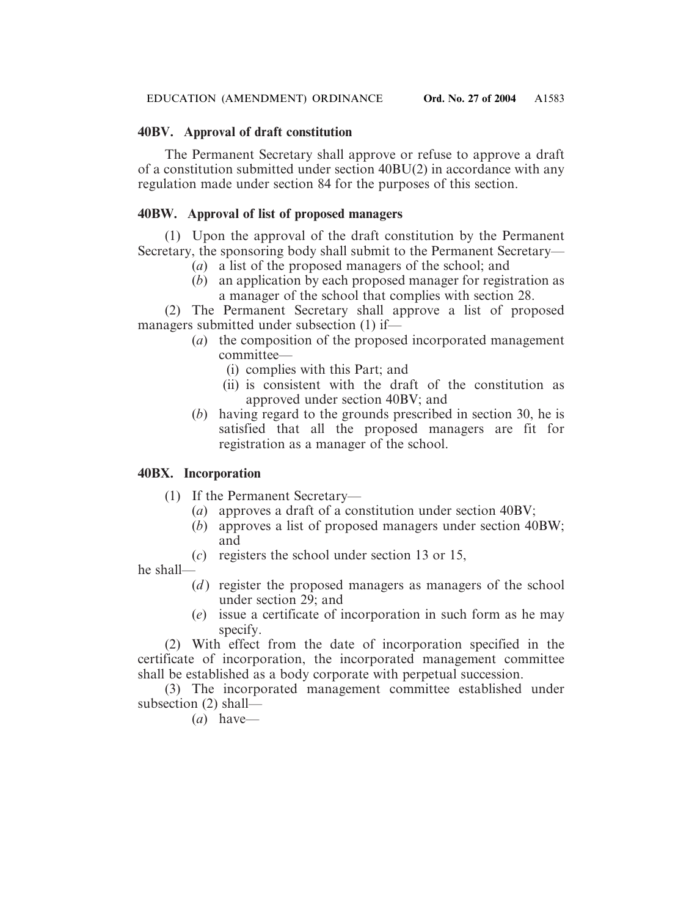**40BV. Approval of draft constitution**

The Permanent Secretary shall approve or refuse to approve a draft of a constitution submitted under section 40BU(2) in accordance with any regulation made under section 84 for the purposes of this section.

**40BW. Approval of list of proposed managers**

(1) Upon the approval of the draft constitution by the Permanent Secretary, the sponsoring body shall submit to the Permanent Secretary—

(*a*) a list of the proposed managers of the school; and

(*b*) an application by each proposed manager for registration as a manager of the school that complies with section 28.

(2) The Permanent Secretary shall approve a list of proposed managers submitted under subsection (1) if—

(*a*) the composition of the proposed incorporated management committee—

(i) complies with this Part; and

(ii) is consistent with the draft of the constitution as approved under section 40BV; and

(*b*) having regard to the grounds prescribed in section 30, he is satisfied that all the proposed managers are fit for registration as a manager of the school.

**40BX. Incorporation**

(1) If the Permanent Secretary—

(*a*) approves a draft of a constitution under section 40BV;

(*b*) approves a list of proposed managers under section 40BW; and

(*c*) registers the school under section 13 or 15,

he shall—

(*d*) register the proposed managers as managers of the school under section 29; and

(*e*) issue a certificate of incorporation in such form as he may specify.

(2) With effect from the date of incorporation specified in the certificate of incorporation, the incorporated management committee shall be established as a body corporate with perpetual succession.

(3) The incorporated management committee established under subsection (2) shall—

(*a*) have—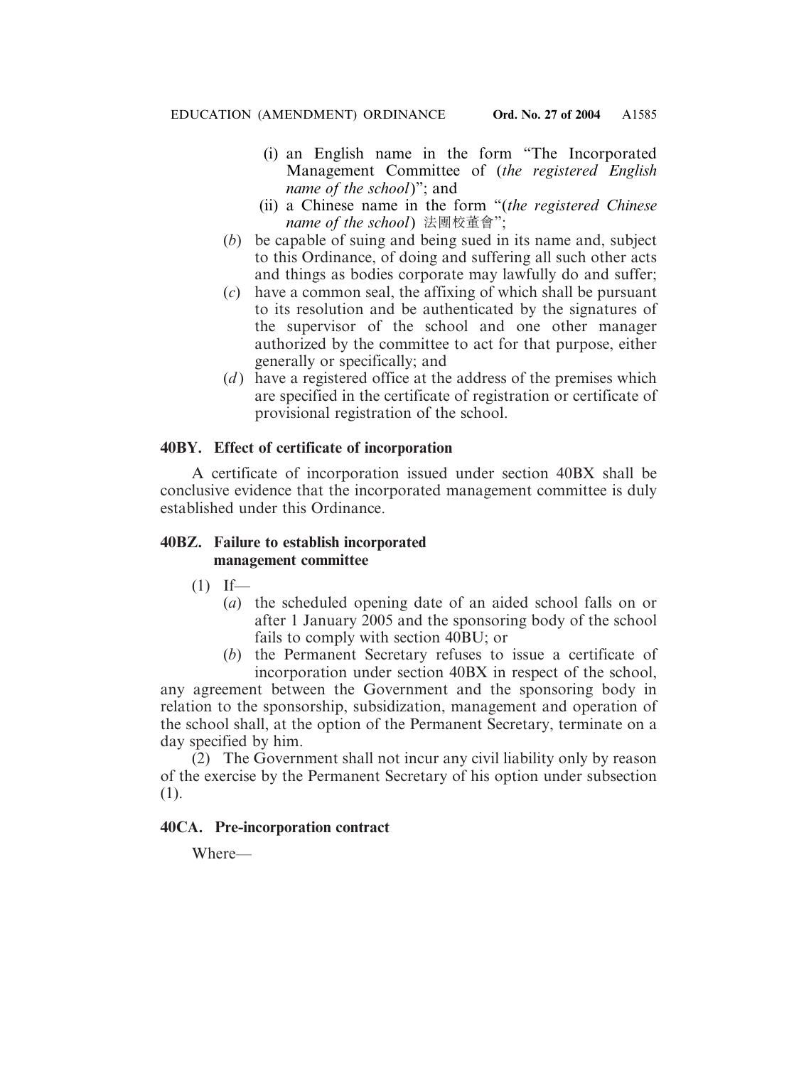(i) an English name in the form "The Incorporated Management Committee of (*the registered English name of the school*)"; and

(ii) a Chinese name in the form "(*the registered Chinese name of the school*) 法團校董會";

(*b*) be capable of suing and being sued in its name and, subject to this Ordinance, of doing and suffering all such other acts and things as bodies corporate may lawfully do and suffer;

(*c*) have a common seal, the affixing of which shall be pursuant to its resolution and be authenticated by the signatures of the supervisor of the school and one other manager authorized by the committee to act for that purpose, either generally or specifically; and

(*d*) have a registered office at the address of the premises which are specified in the certificate of registration or certificate of provisional registration of the school.

**40BY. Effect of certificate of incorporation**

A certificate of incorporation issued under section 40BX shall be conclusive evidence that the incorporated management committee is duly established under this Ordinance.

**40BZ. Failure to establish incorporated management committee**

(1) If—

(*a*) the scheduled opening date of an aided school falls on or after 1 January 2005 and the sponsoring body of the school fails to comply with section 40BU; or

(*b*) the Permanent Secretary refuses to issue a certificate of incorporation under section 40BX in respect of the school,

any agreement between the Government and the sponsoring body in relation to the sponsorship, subsidization, management and operation of the school shall, at the option of the Permanent Secretary, terminate on a day specified by him.

(2) The Government shall not incur any civil liability only by reason of the exercise by the Permanent Secretary of his option under subsection (1).

**40CA. Pre-incorporation contract**

Where—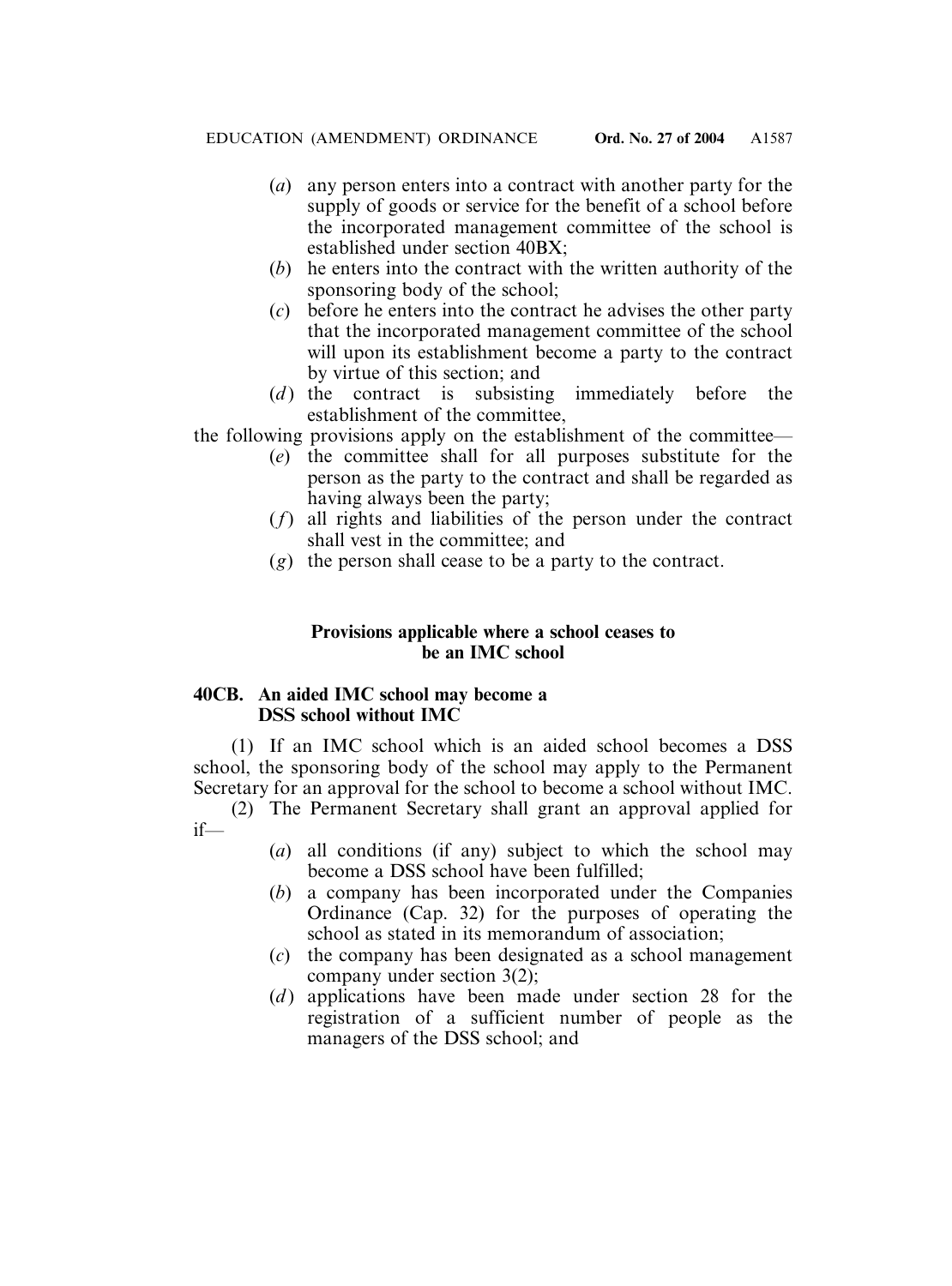(*a*) any person enters into a contract with another party for the supply of goods or service for the benefit of a school before the incorporated management committee of the school is established under section 40BX;

(*b*) he enters into the contract with the written authority of the sponsoring body of the school;

(*c*) before he enters into the contract he advises the other party that the incorporated management committee of the school will upon its establishment become a party to the contract by virtue of this section; and

(*d*) the contract is subsisting immediately before the establishment of the committee,

the following provisions apply on the establishment of the committee—

(*e*) the committee shall for all purposes substitute for the person as the party to the contract and shall be regarded as having always been the party;

(*f*) all rights and liabilities of the person under the contract shall vest in the committee; and

(*g*) the person shall cease to be a party to the contract.

**Provisions applicable where a school ceases to be an IMC school**

**40CB. An aided IMC school may become a DSS school without IMC**

(1) If an IMC school which is an aided school becomes a DSS school, the sponsoring body of the school may apply to the Permanent Secretary for an approval for the school to become a school without IMC.

(2) The Permanent Secretary shall grant an approval applied for if—

(*a*) all conditions (if any) subject to which the school may become a DSS school have been fulfilled;

(*b*) a company has been incorporated under the Companies Ordinance (Cap. 32) for the purposes of operating the school as stated in its memorandum of association;

(*c*) the company has been designated as a school management company under section 3(2);

(*d*) applications have been made under section 28 for the registration of a sufficient number of people as the managers of the DSS school; and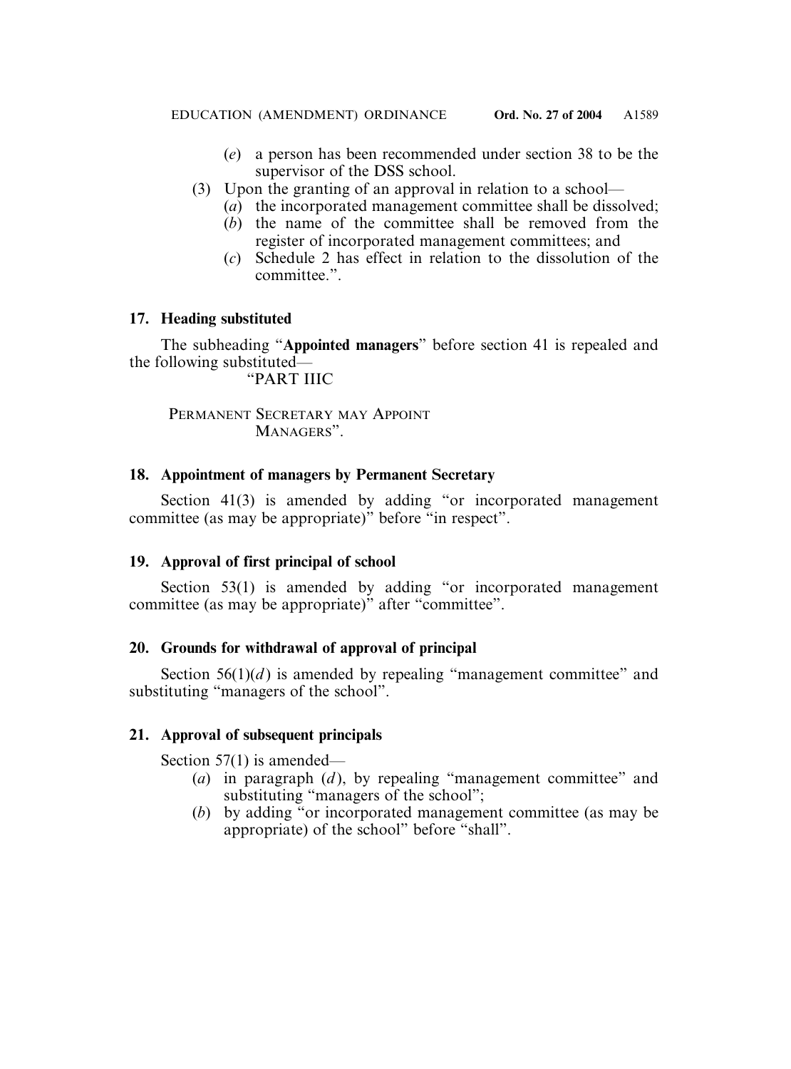(*e*) a person has been recommended under section 38 to be the supervisor of the DSS school.

(3) Upon the granting of an approval in relation to a school—

(*a*) the incorporated management committee shall be dissolved;

(*b*) the name of the committee shall be removed from the register of incorporated management committees; and

(*c*) Schedule 2 has effect in relation to the dissolution of the committee.".

### 17. Heading substituted

The subheading "**Appointed managers**" before section 41 is repealed and the following substituted—

"PART IIIC

PERMANENT SECRETARY MAY APPOINT MANAGERS".

### 18. Appointment of managers by Permanent Secretary

Section 41(3) is amended by adding "or incorporated management committee (as may be appropriate)" before "in respect".

### 19. Approval of first principal of school

Section 53(1) is amended by adding "or incorporated management committee (as may be appropriate)" after "committee".

### 20. Grounds for withdrawal of approval of principal

Section 56(1)(*d*) is amended by repealing "management committee" and substituting "managers of the school".

### 21. Approval of subsequent principals

Section 57(1) is amended—

(*a*) in paragraph (*d*), by repealing "management committee" and substituting "managers of the school";

(*b*) by adding "or incorporated management committee (as may be appropriate) of the school" before "shall".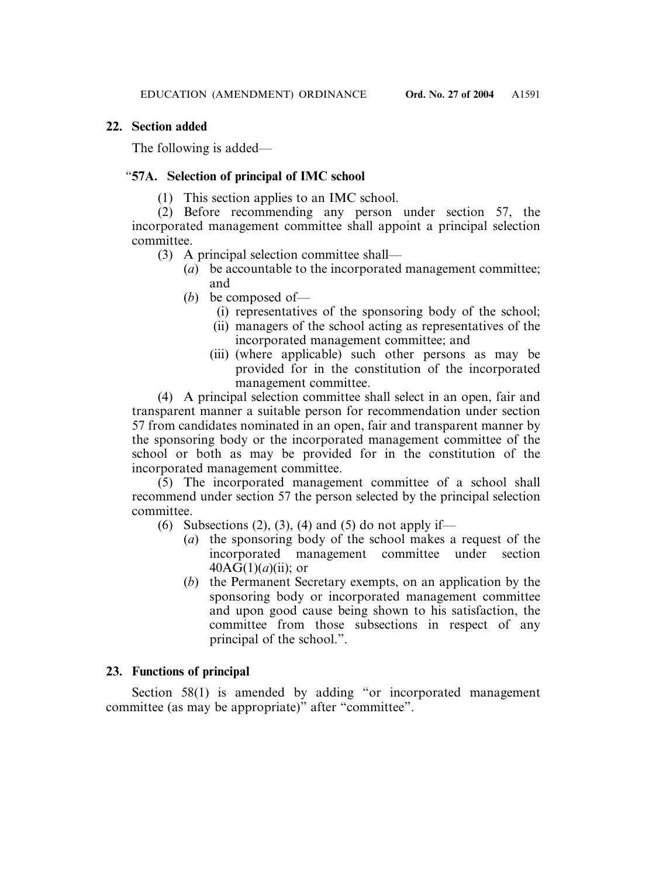**22. Section added**

The following is added—

**"57A. Selection of principal of IMC school**

(1) This section applies to an IMC school.

(2) Before recommending any person under section 57, the incorporated management committee shall appoint a principal selection committee.

(3) A principal selection committee shall—

(*a*) be accountable to the incorporated management committee; and

(*b*) be composed of—

(i) representatives of the sponsoring body of the school;

(ii) managers of the school acting as representatives of the incorporated management committee; and

(iii) (where applicable) such other persons as may be provided for in the constitution of the incorporated management committee.

(4) A principal selection committee shall select in an open, fair and transparent manner a suitable person for recommendation under section 57 from candidates nominated in an open, fair and transparent manner by the sponsoring body or the incorporated management committee of the school or both as may be provided for in the constitution of the incorporated management committee.

(5) The incorporated management committee of a school shall recommend under section 57 the person selected by the principal selection committee.

(6) Subsections (2), (3), (4) and (5) do not apply if—

(*a*) the sponsoring body of the school makes a request of the incorporated management committee under section 40AG(1)(*a*)(ii); or

(*b*) the Permanent Secretary exempts, on an application by the sponsoring body or incorporated management committee and upon good cause being shown to his satisfaction, the committee from those subsections in respect of any principal of the school.".

**23. Functions of principal**

Section 58(1) is amended by adding "or incorporated management committee (as may be appropriate)" after "committee".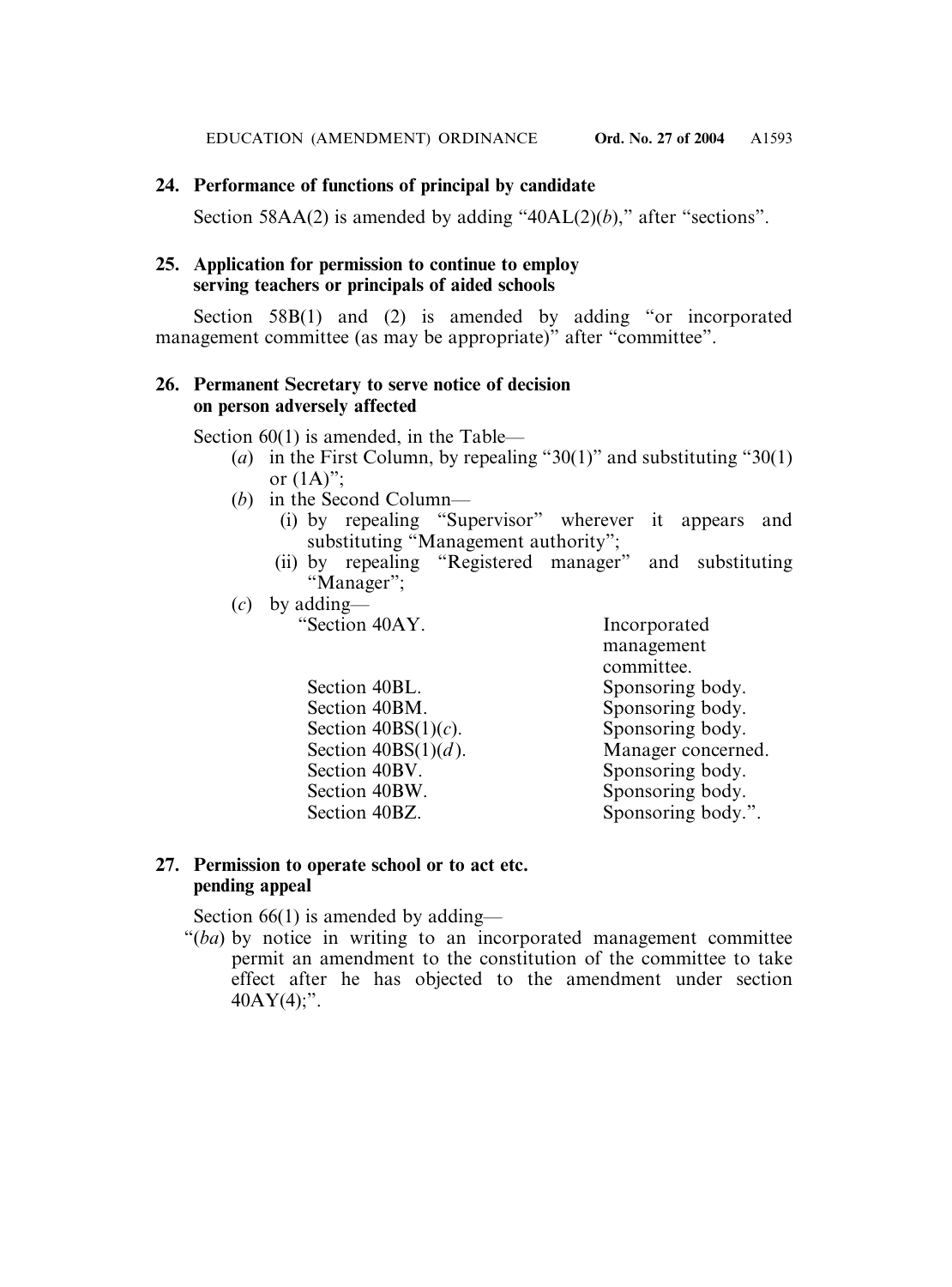## 24. Performance of functions of principal by candidate

Section 58AA(2) is amended by adding "40AL(2)(*b*)," after "sections".

## 25. Application for permission to continue to employ serving teachers or principals of aided schools

Section 58B(1) and (2) is amended by adding "or incorporated management committee (as may be appropriate)" after "committee".

## 26. Permanent Secretary to serve notice of decision on person adversely affected

Section 60(1) is amended, in the Table—

(*a*) in the First Column, by repealing "30(1)" and substituting "30(1) or (1A)";

(*b*) in the Second Column—

(i) by repealing "Supervisor" wherever it appears and substituting "Management authority";

(ii) by repealing "Registered manager" and substituting "Manager";

(*c*) by adding—

| | |
|---|---|
| "Section 40AY. | Incorporated management committee. |
| Section 40BL. | Sponsoring body. |
| Section 40BM. | Sponsoring body. |
| Section 40BS(1)(*c*). | Sponsoring body. |
| Section 40BS(1)(*d*). | Manager concerned. |
| Section 40BV. | Sponsoring body. |
| Section 40BW. | Sponsoring body. |
| Section 40BZ. | Sponsoring body.". |

## 27. Permission to operate school or to act etc. pending appeal

Section 66(1) is amended by adding—

"(*ba*) by notice in writing to an incorporated management committee permit an amendment to the constitution of the committee to take effect after he has objected to the amendment under section 40AY(4);".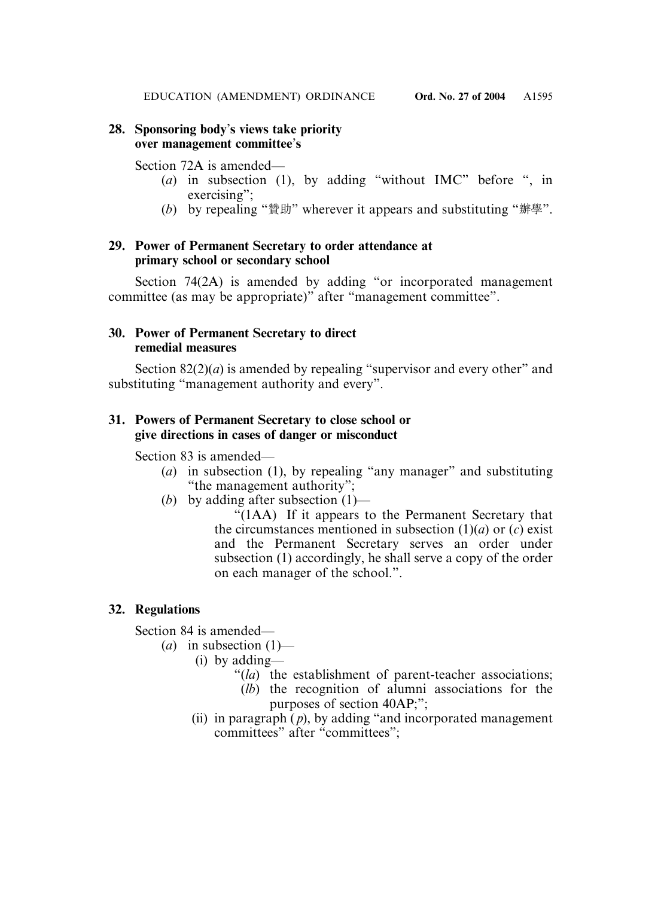**28. Sponsoring body's views take priority over management committee's**

Section 72A is amended—

(*a*) in subsection (1), by adding "without IMC" before ", in exercising";

(*b*) by repealing "贊助" wherever it appears and substituting "辦學".

**29. Power of Permanent Secretary to order attendance at primary school or secondary school**

Section 74(2A) is amended by adding "or incorporated management committee (as may be appropriate)" after "management committee".

**30. Power of Permanent Secretary to direct remedial measures**

Section 82(2)(*a*) is amended by repealing "supervisor and every other" and substituting "management authority and every".

**31. Powers of Permanent Secretary to close school or give directions in cases of danger or misconduct**

Section 83 is amended—

(*a*) in subsection (1), by repealing "any manager" and substituting "the management authority";

(*b*) by adding after subsection (1)—

"(1AA) If it appears to the Permanent Secretary that the circumstances mentioned in subsection (1)(*a*) or (*c*) exist and the Permanent Secretary serves an order under subsection (1) accordingly, he shall serve a copy of the order on each manager of the school.".

**32. Regulations**

Section 84 is amended—

(*a*) in subsection (1)—

(i) by adding—

"(*la*) the establishment of parent-teacher associations;

(*lb*) the recognition of alumni associations for the purposes of section 40AP;";

(ii) in paragraph (*p*), by adding "and incorporated management committees" after "committees";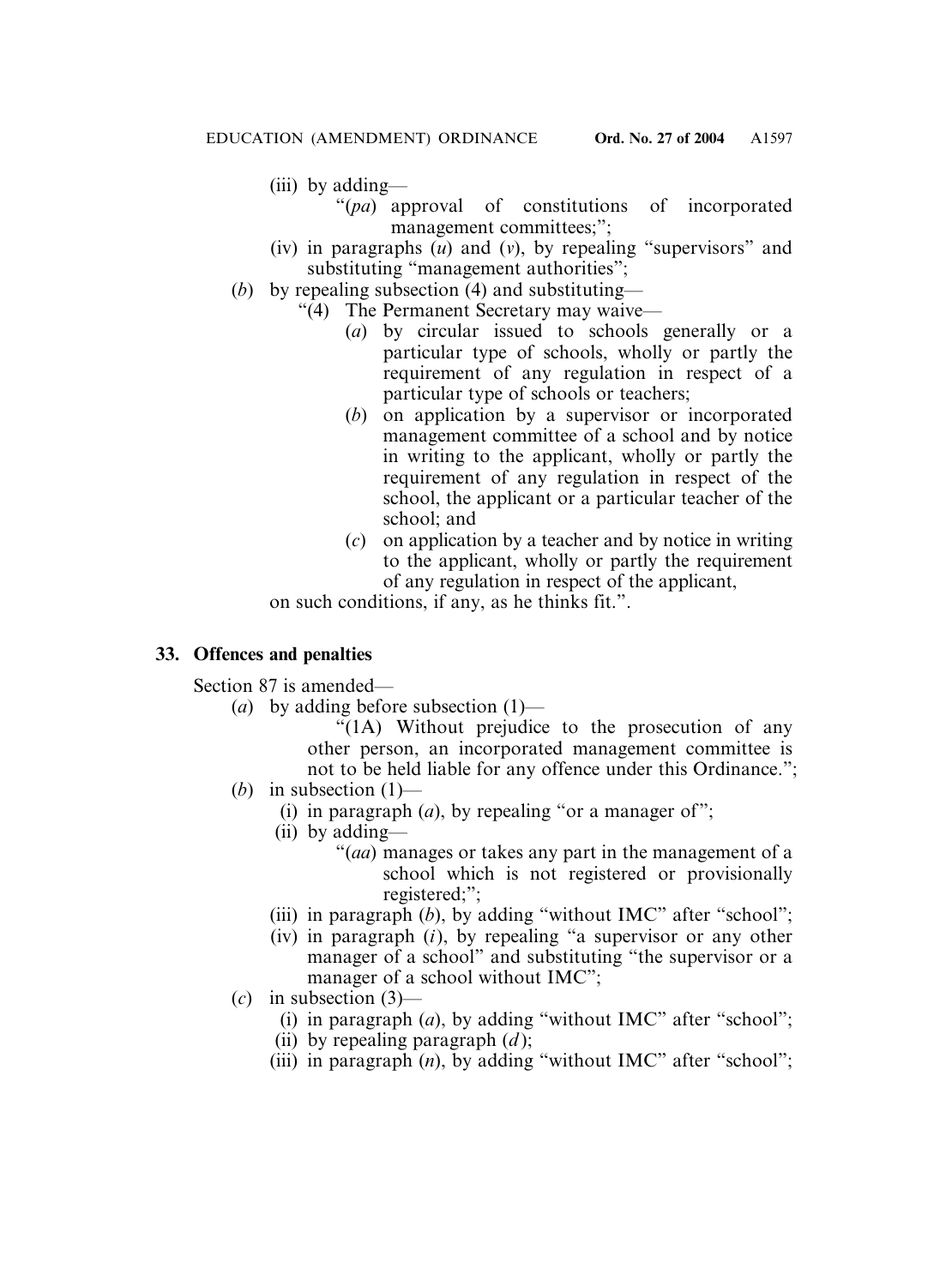(iii) by adding—

"(*pa*) approval of constitutions of incorporated management committees;";

(iv) in paragraphs (*u*) and (*v*), by repealing "supervisors" and substituting "management authorities";

(*b*) by repealing subsection (4) and substituting—

"(4) The Permanent Secretary may waive—

(*a*) by circular issued to schools generally or a particular type of schools, wholly or partly the requirement of any regulation in respect of a particular type of schools or teachers;

(*b*) on application by a supervisor or incorporated management committee of a school and by notice in writing to the applicant, wholly or partly the requirement of any regulation in respect of the school, the applicant or a particular teacher of the school; and

(*c*) on application by a teacher and by notice in writing to the applicant, wholly or partly the requirement of any regulation in respect of the applicant,

on such conditions, if any, as he thinks fit.".

**33. Offences and penalties**

Section 87 is amended—

(*a*) by adding before subsection (1)—

"(1A) Without prejudice to the prosecution of any other person, an incorporated management committee is not to be held liable for any offence under this Ordinance.";

(*b*) in subsection (1)—

(i) in paragraph (*a*), by repealing "or a manager of";

(ii) by adding—

"(*aa*) manages or takes any part in the management of a school which is not registered or provisionally registered;";

(iii) in paragraph (*b*), by adding "without IMC" after "school";

(iv) in paragraph (*i*), by repealing "a supervisor or any other manager of a school" and substituting "the supervisor or a manager of a school without IMC";

(*c*) in subsection (3)—

(i) in paragraph (*a*), by adding "without IMC" after "school";

(ii) by repealing paragraph (*d*);

(iii) in paragraph (*n*), by adding "without IMC" after "school";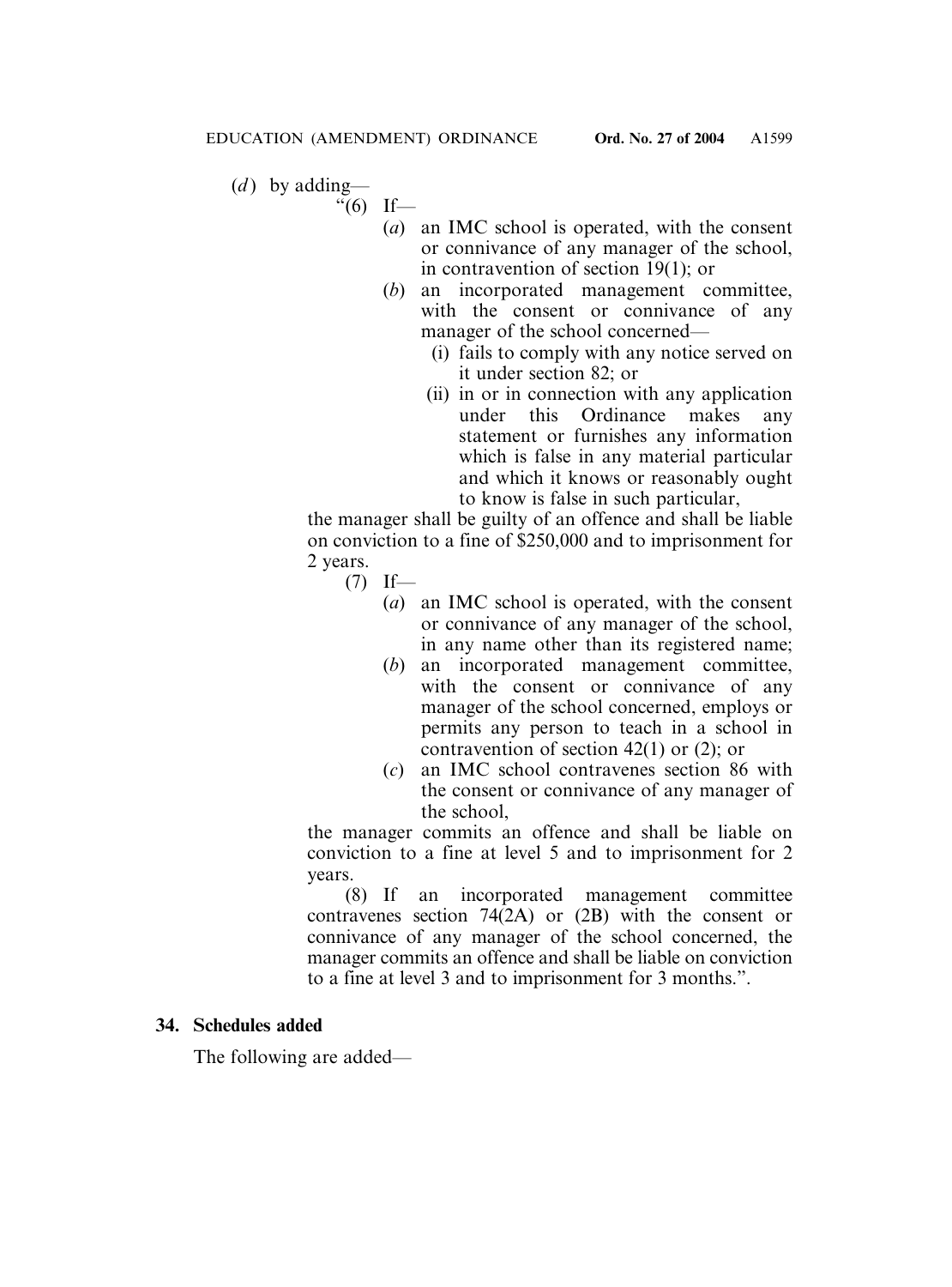(*d*) by adding—

"(6) If—

(*a*) an IMC school is operated, with the consent or connivance of any manager of the school, in contravention of section 19(1); or

(*b*) an incorporated management committee, with the consent or connivance of any manager of the school concerned—

(i) fails to comply with any notice served on it under section 82; or

(ii) in or in connection with any application under this Ordinance makes any statement or furnishes any information which is false in any material particular and which it knows or reasonably ought to know is false in such particular,

the manager shall be guilty of an offence and shall be liable on conviction to a fine of $250,000 and to imprisonment for 2 years.

(7) If—

(*a*) an IMC school is operated, with the consent or connivance of any manager of the school, in any name other than its registered name;

(*b*) an incorporated management committee, with the consent or connivance of any manager of the school concerned, employs or permits any person to teach in a school in contravention of section 42(1) or (2); or

(*c*) an IMC school contravenes section 86 with the consent or connivance of any manager of the school,

the manager commits an offence and shall be liable on conviction to a fine at level 5 and to imprisonment for 2 years.

(8) If an incorporated management committee contravenes section 74(2A) or (2B) with the consent or connivance of any manager of the school concerned, the manager commits an offence and shall be liable on conviction to a fine at level 3 and to imprisonment for 3 months.".

**34. Schedules added**

The following are added—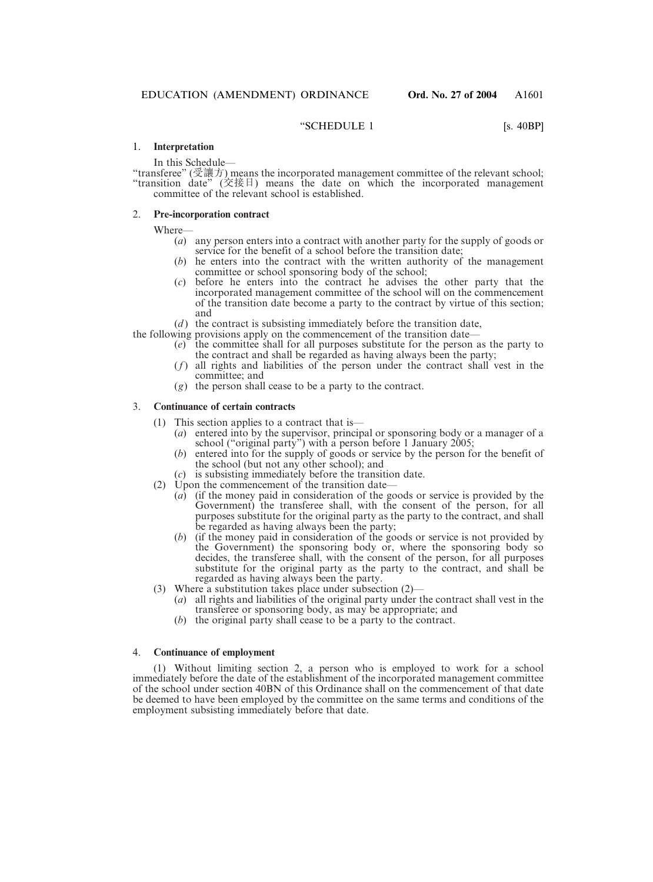"SCHEDULE 1 [s. 40BP]

## 1. Interpretation

In this Schedule—

"transferee" (受讓方) means the incorporated management committee of the relevant school;

"transition date" (交接日) means the date on which the incorporated management committee of the relevant school is established.

## 2. Pre-incorporation contract

Where—

(*a*) any person enters into a contract with another party for the supply of goods or service for the benefit of a school before the transition date;

(*b*) he enters into the contract with the written authority of the management committee or school sponsoring body of the school;

(*c*) before he enters into the contract he advises the other party that the incorporated management committee of the school will on the commencement of the transition date become a party to the contract by virtue of this section; and

(*d*) the contract is subsisting immediately before the transition date,

the following provisions apply on the commencement of the transition date—

(*e*) the committee shall for all purposes substitute for the person as the party to the contract and shall be regarded as having always been the party;

(*f*) all rights and liabilities of the person under the contract shall vest in the committee; and

(*g*) the person shall cease to be a party to the contract.

## 3. Continuance of certain contracts

(1) This section applies to a contract that is—

(*a*) entered into by the supervisor, principal or sponsoring body or a manager of a school ("original party") with a person before 1 January 2005;

(*b*) entered into for the supply of goods or service by the person for the benefit of the school (but not any other school); and

(*c*) is subsisting immediately before the transition date.

(2) Upon the commencement of the transition date—

(*a*) (if the money paid in consideration of the goods or service is provided by the Government) the transferee shall, with the consent of the person, for all purposes substitute for the original party as the party to the contract, and shall be regarded as having always been the party;

(*b*) (if the money paid in consideration of the goods or service is not provided by the Government) the sponsoring body or, where the sponsoring body so decides, the transferee shall, with the consent of the person, for all purposes substitute for the original party as the party to the contract, and shall be regarded as having always been the party.

(3) Where a substitution takes place under subsection (2)—

(*a*) all rights and liabilities of the original party under the contract shall vest in the transferee or sponsoring body, as may be appropriate; and

(*b*) the original party shall cease to be a party to the contract.

## 4. Continuance of employment

(1) Without limiting section 2, a person who is employed to work for a school immediately before the date of the establishment of the incorporated management committee of the school under section 40BN of this Ordinance shall on the commencement of that date be deemed to have been employed by the committee on the same terms and conditions of the employment subsisting immediately before that date.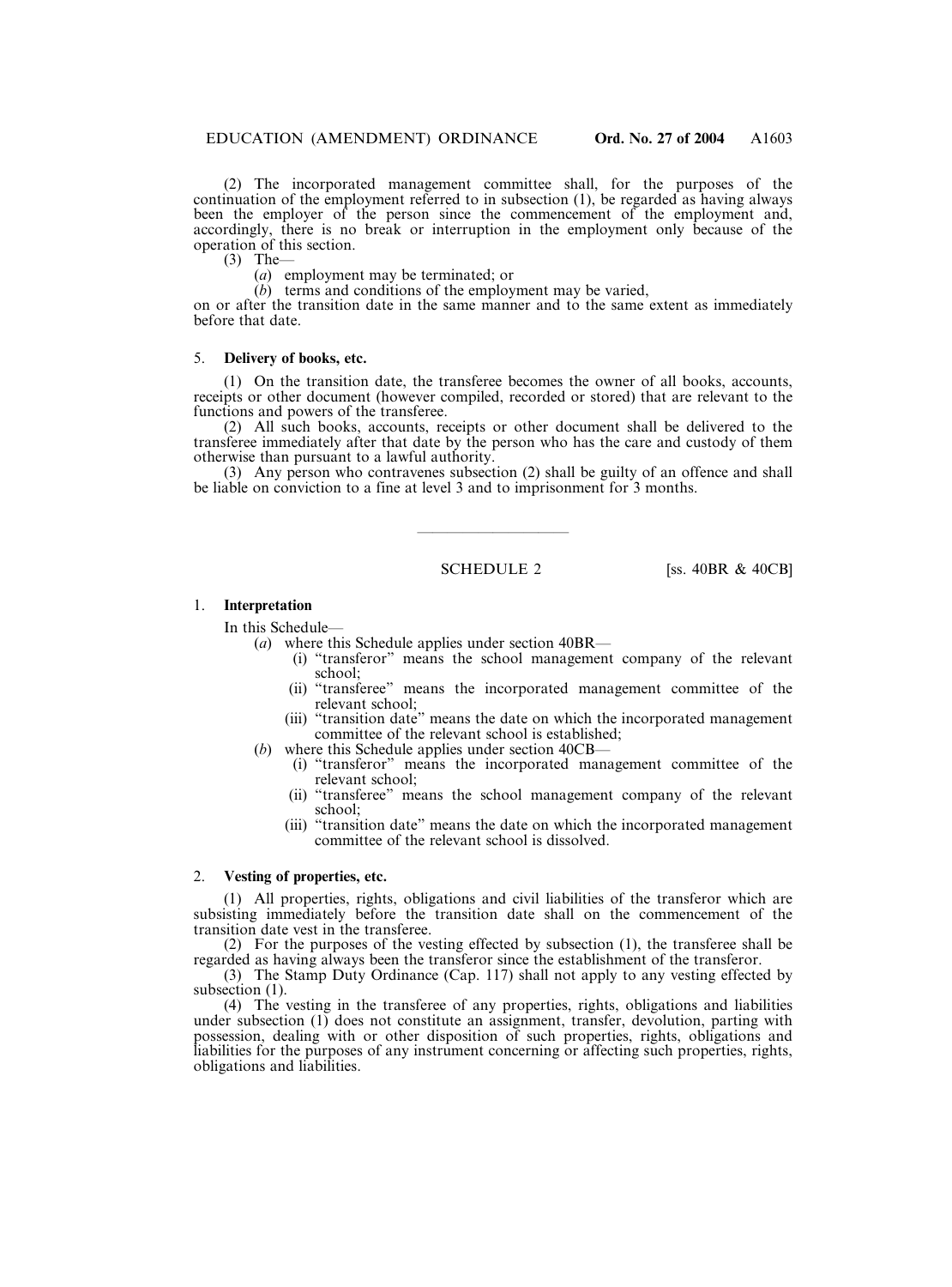(2) The incorporated management committee shall, for the purposes of the continuation of the employment referred to in subsection (1), be regarded as having always been the employer of the person since the commencement of the employment and, accordingly, there is no break or interruption in the employment only because of the operation of this section.

(3) The—

(*a*) employment may be terminated; or

(*b*) terms and conditions of the employment may be varied,

on or after the transition date in the same manner and to the same extent as immediately before that date.

5. **Delivery of books, etc.**

(1) On the transition date, the transferee becomes the owner of all books, accounts, receipts or other document (however compiled, recorded or stored) that are relevant to the functions and powers of the transferee.

(2) All such books, accounts, receipts or other document shall be delivered to the transferee immediately after that date by the person who has the care and custody of them otherwise than pursuant to a lawful authority.

(3) Any person who contravenes subsection (2) shall be guilty of an offence and shall be liable on conviction to a fine at level 3 and to imprisonment for 3 months.

---

SCHEDULE 2 [ss. 40BR & 40CB]

1. **Interpretation**

In this Schedule—

(*a*) where this Schedule applies under section 40BR—

(i) "transferor" means the school management company of the relevant school;

(ii) "transferee" means the incorporated management committee of the relevant school;

(iii) "transition date" means the date on which the incorporated management committee of the relevant school is established;

(*b*) where this Schedule applies under section 40CB—

(i) "transferor" means the incorporated management committee of the relevant school;

(ii) "transferee" means the school management company of the relevant school;

(iii) "transition date" means the date on which the incorporated management committee of the relevant school is dissolved.

2. **Vesting of properties, etc.**

(1) All properties, rights, obligations and civil liabilities of the transferor which are subsisting immediately before the transition date shall on the commencement of the transition date vest in the transferee.

(2) For the purposes of the vesting effected by subsection (1), the transferee shall be regarded as having always been the transferor since the establishment of the transferor.

(3) The Stamp Duty Ordinance (Cap. 117) shall not apply to any vesting effected by subsection (1).

(4) The vesting in the transferee of any properties, rights, obligations and liabilities under subsection (1) does not constitute an assignment, transfer, devolution, parting with possession, dealing with or other disposition of such properties, rights, obligations and liabilities for the purposes of any instrument concerning or affecting such properties, rights, obligations and liabilities.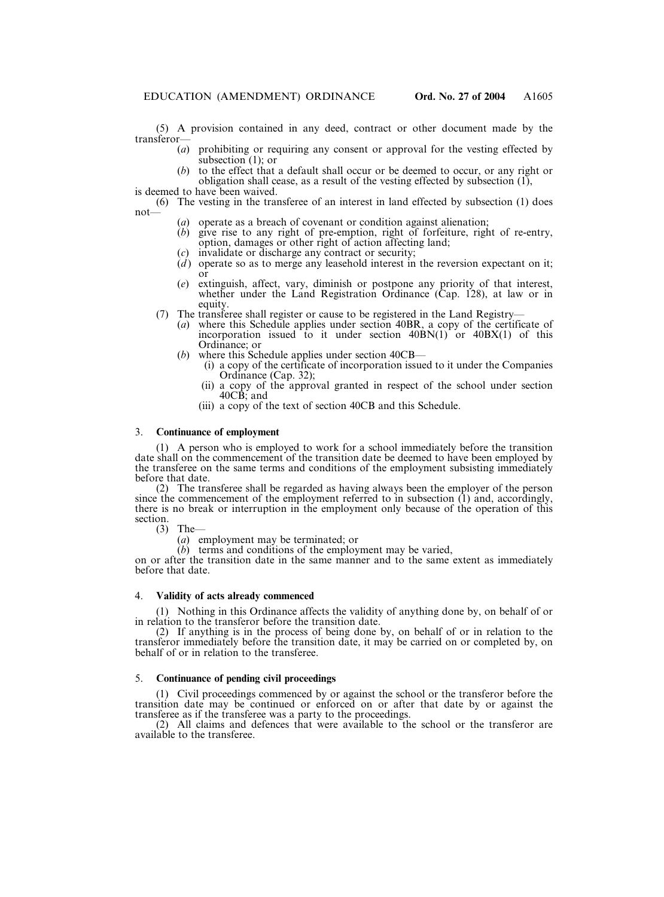(5) A provision contained in any deed, contract or other document made by the transferor—

(*a*) prohibiting or requiring any consent or approval for the vesting effected by subsection (1); or

(*b*) to the effect that a default shall occur or be deemed to occur, or any right or obligation shall cease, as a result of the vesting effected by subsection (1),

is deemed to have been waived.

(6) The vesting in the transferee of an interest in land effected by subsection (1) does not—

(*a*) operate as a breach of covenant or condition against alienation;

(*b*) give rise to any right of pre-emption, right of forfeiture, right of re-entry, option, damages or other right of action affecting land;

(*c*) invalidate or discharge any contract or security;

(*d*) operate so as to merge any leasehold interest in the reversion expectant on it; or

(*e*) extinguish, affect, vary, diminish or postpone any priority of that interest, whether under the Land Registration Ordinance (Cap. 128), at law or in equity.

(7) The transferee shall register or cause to be registered in the Land Registry—

(*a*) where this Schedule applies under section 40BR, a copy of the certificate of incorporation issued to it under section 40BN(1) or 40BX(1) of this Ordinance; or

(*b*) where this Schedule applies under section 40CB—

(i) a copy of the certificate of incorporation issued to it under the Companies Ordinance (Cap. 32);

(ii) a copy of the approval granted in respect of the school under section 40CB; and

(iii) a copy of the text of section 40CB and this Schedule.

3. **Continuance of employment**

(1) A person who is employed to work for a school immediately before the transition date shall on the commencement of the transition date be deemed to have been employed by the transferee on the same terms and conditions of the employment subsisting immediately before that date.

(2) The transferee shall be regarded as having always been the employer of the person since the commencement of the employment referred to in subsection (1) and, accordingly, there is no break or interruption in the employment only because of the operation of this section.

(3) The—

(*a*) employment may be terminated; or

(*b*) terms and conditions of the employment may be varied,

on or after the transition date in the same manner and to the same extent as immediately before that date.

4. **Validity of acts already commenced**

(1) Nothing in this Ordinance affects the validity of anything done by, on behalf of or in relation to the transferor before the transition date.

(2) If anything is in the process of being done by, on behalf of or in relation to the transferor immediately before the transition date, it may be carried on or completed by, on behalf of or in relation to the transferee.

5. **Continuance of pending civil proceedings**

(1) Civil proceedings commenced by or against the school or the transferor before the transition date may be continued or enforced on or after that date by or against the transferee as if the transferee was a party to the proceedings.

(2) All claims and defences that were available to the school or the transferor are available to the transferee.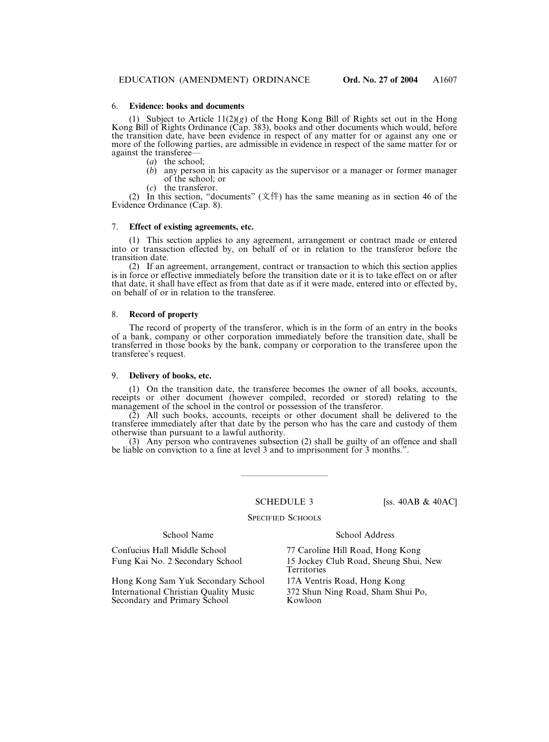6. **Evidence: books and documents**

(1) Subject to Article 11(2)(*g*) of the Hong Kong Bill of Rights set out in the Hong Kong Bill of Rights Ordinance (Cap. 383), books and other documents which would, before the transition date, have been evidence in respect of any matter for or against any one or more of the following parties, are admissible in evidence in respect of the same matter for or against the transferee—

(*a*) the school;

(*b*) any person in his capacity as the supervisor or a manager or former manager of the school; or

(*c*) the transferor.

(2) In this section, "documents" (文件) has the same meaning as in section 46 of the Evidence Ordinance (Cap. 8).

7. **Effect of existing agreements, etc.**

(1) This section applies to any agreement, arrangement or contract made or entered into or transaction effected by, on behalf of or in relation to the transferor before the transition date.

(2) If an agreement, arrangement, contract or transaction to which this section applies is in force or effective immediately before the transition date or it is to take effect on or after that date, it shall have effect as from that date as if it were made, entered into or effected by, on behalf of or in relation to the transferee.

8. **Record of property**

The record of property of the transferor, which is in the form of an entry in the books of a bank, company or other corporation immediately before the transition date, shall be transferred in those books by the bank, company or corporation to the transferee upon the transferee's request.

9. **Delivery of books, etc.**

(1) On the transition date, the transferee becomes the owner of all books, accounts, receipts or other document (however compiled, recorded or stored) relating to the management of the school in the control or possession of the transferor.

(2) All such books, accounts, receipts or other document shall be delivered to the transferee immediately after that date by the person who has the care and custody of them otherwise than pursuant to a lawful authority.

(3) Any person who contravenes subsection (2) shall be guilty of an offence and shall be liable on conviction to a fine at level 3 and to imprisonment for 3 months.".

---

SCHEDULE 3 [ss. 40AB & 40AC]

SPECIFIED SCHOOLS

| School Name | School Address |
|---|---|
| Confucius Hall Middle School | 77 Caroline Hill Road, Hong Kong |
| Fung Kai No. 2 Secondary School | 15 Jockey Club Road, Sheung Shui, New Territories |
| Hong Kong Sam Yuk Secondary School | 17A Ventris Road, Hong Kong |
| International Christian Quality Music Secondary and Primary School | 372 Shun Ning Road, Sham Shui Po, Kowloon |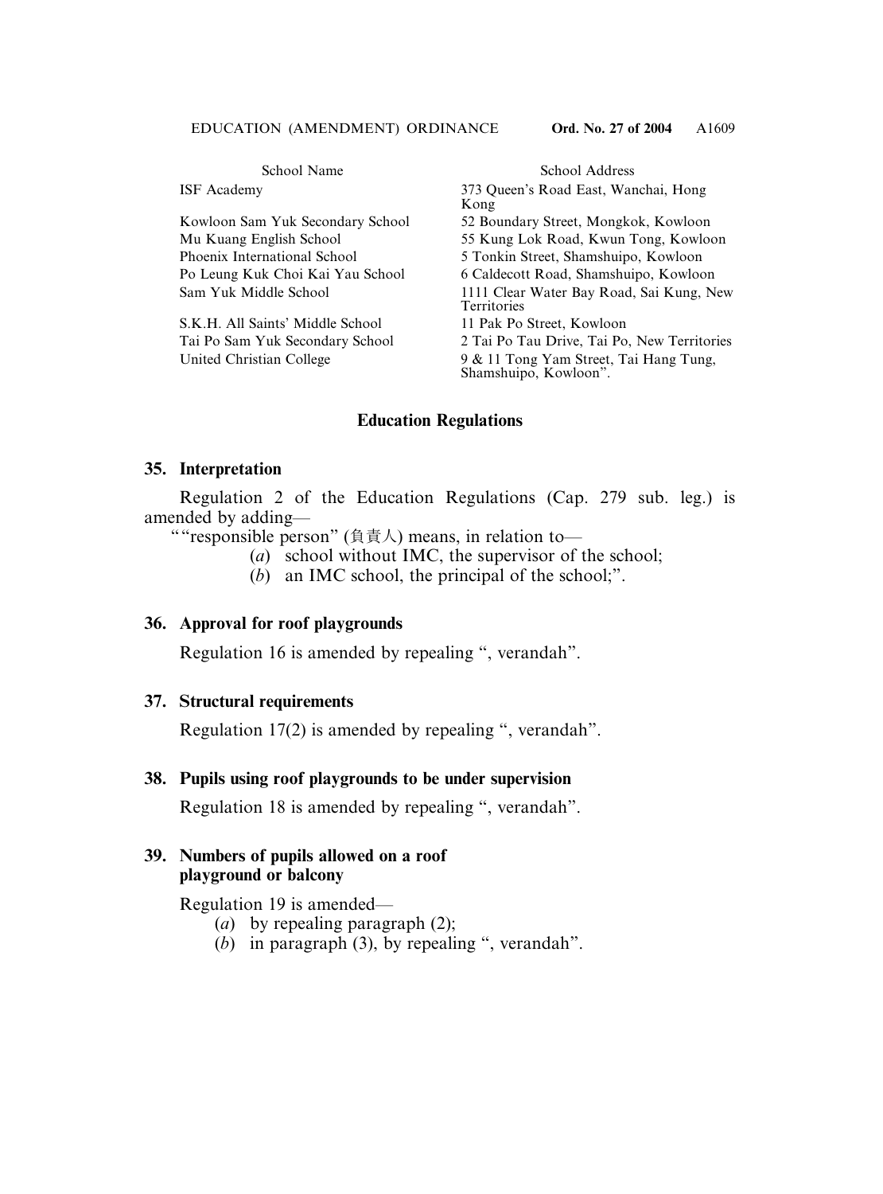| School Name | School Address |
|---|---|
| ISF Academy | 373 Queen's Road East, Wanchai, Hong Kong |
| Kowloon Sam Yuk Secondary School | 52 Boundary Street, Mongkok, Kowloon |
| Mu Kuang English School | 55 Kung Lok Road, Kwun Tong, Kowloon |
| Phoenix International School | 5 Tonkin Street, Shamshuipo, Kowloon |
| Po Leung Kuk Choi Kai Yau School | 6 Caldecott Road, Shamshuipo, Kowloon |
| Sam Yuk Middle School | 1111 Clear Water Bay Road, Sai Kung, New Territories |
| S.K.H. All Saints' Middle School | 11 Pak Po Street, Kowloon |
| Tai Po Sam Yuk Secondary School | 2 Tai Po Tau Drive, Tai Po, New Territories |
| United Christian College | 9 & 11 Tong Yam Street, Tai Hang Tung, Shamshuipo, Kowloon". |

## Education Regulations

### 35. Interpretation

Regulation 2 of the Education Regulations (Cap. 279 sub. leg.) is amended by adding—

""responsible person" (負責人) means, in relation to—

(*a*) school without IMC, the supervisor of the school;

(*b*) an IMC school, the principal of the school;".

### 36. Approval for roof playgrounds

Regulation 16 is amended by repealing ", verandah".

### 37. Structural requirements

Regulation 17(2) is amended by repealing ", verandah".

### 38. Pupils using roof playgrounds to be under supervision

Regulation 18 is amended by repealing ", verandah".

### 39. Numbers of pupils allowed on a roof playground or balcony

Regulation 19 is amended—

(*a*) by repealing paragraph (2);

(*b*) in paragraph (3), by repealing ", verandah".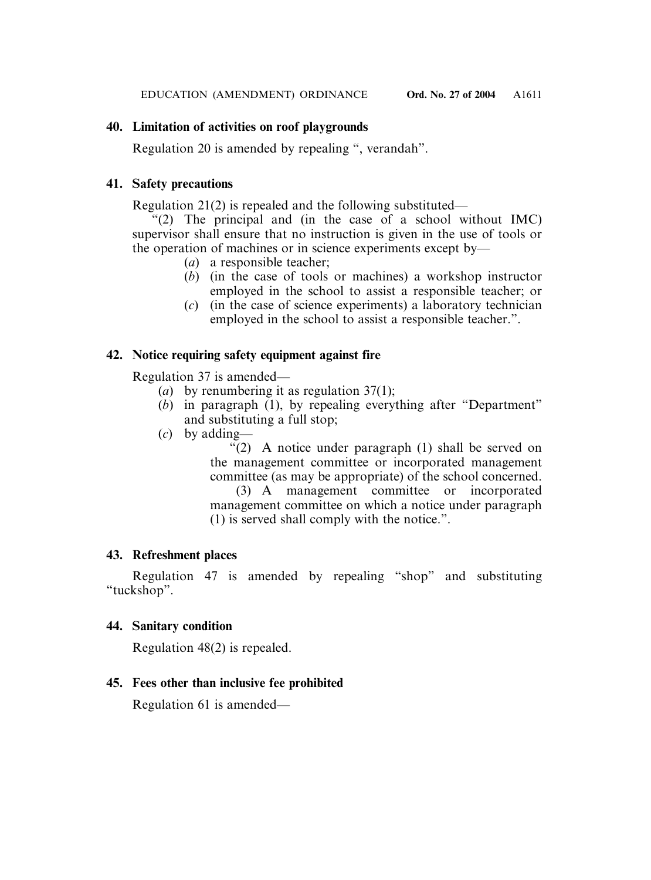### 40. Limitation of activities on roof playgrounds

Regulation 20 is amended by repealing “, verandah”.

### 41. Safety precautions

Regulation 21(2) is repealed and the following substituted—

“(2) The principal and (in the case of a school without IMC) supervisor shall ensure that no instruction is given in the use of tools or the operation of machines or in science experiments except by—

- (*a*) a responsible teacher;
- (*b*) (in the case of tools or machines) a workshop instructor employed in the school to assist a responsible teacher; or
- (*c*) (in the case of science experiments) a laboratory technician employed in the school to assist a responsible teacher.”.

### 42. Notice requiring safety equipment against fire

Regulation 37 is amended—

- (*a*) by renumbering it as regulation 37(1);
- (*b*) in paragraph (1), by repealing everything after “Department” and substituting a full stop;
- (*c*) by adding—

“(2) A notice under paragraph (1) shall be served on the management committee or incorporated management committee (as may be appropriate) of the school concerned.

(3) A management committee or incorporated management committee on which a notice under paragraph (1) is served shall comply with the notice.”.

### 43. Refreshment places

Regulation 47 is amended by repealing “shop” and substituting “tuckshop”.

### 44. Sanitary condition

Regulation 48(2) is repealed.

### 45. Fees other than inclusive fee prohibited

Regulation 61 is amended—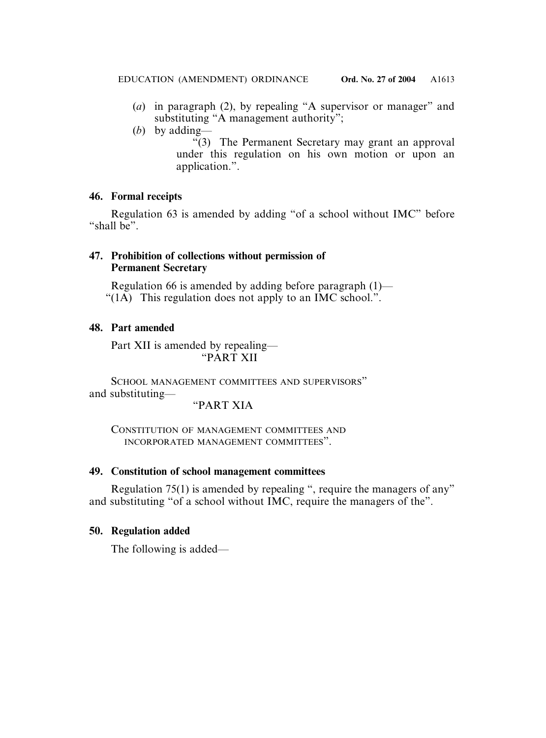(*a*) in paragraph (2), by repealing "A supervisor or manager" and substituting "A management authority";

(*b*) by adding—

"(3) The Permanent Secretary may grant an approval under this regulation on his own motion or upon an application.".

**46. Formal receipts**

Regulation 63 is amended by adding "of a school without IMC" before "shall be".

**47. Prohibition of collections without permission of Permanent Secretary**

Regulation 66 is amended by adding before paragraph (1)—

"(1A) This regulation does not apply to an IMC school.".

**48. Part amended**

Part XII is amended by repealing—

"PART XII

SCHOOL MANAGEMENT COMMITTEES AND SUPERVISORS"

and substituting—

"PART XIA

CONSTITUTION OF MANAGEMENT COMMITTEES AND INCORPORATED MANAGEMENT COMMITTEES".

**49. Constitution of school management committees**

Regulation 75(1) is amended by repealing ", require the managers of any" and substituting "of a school without IMC, require the managers of the".

**50. Regulation added**

The following is added—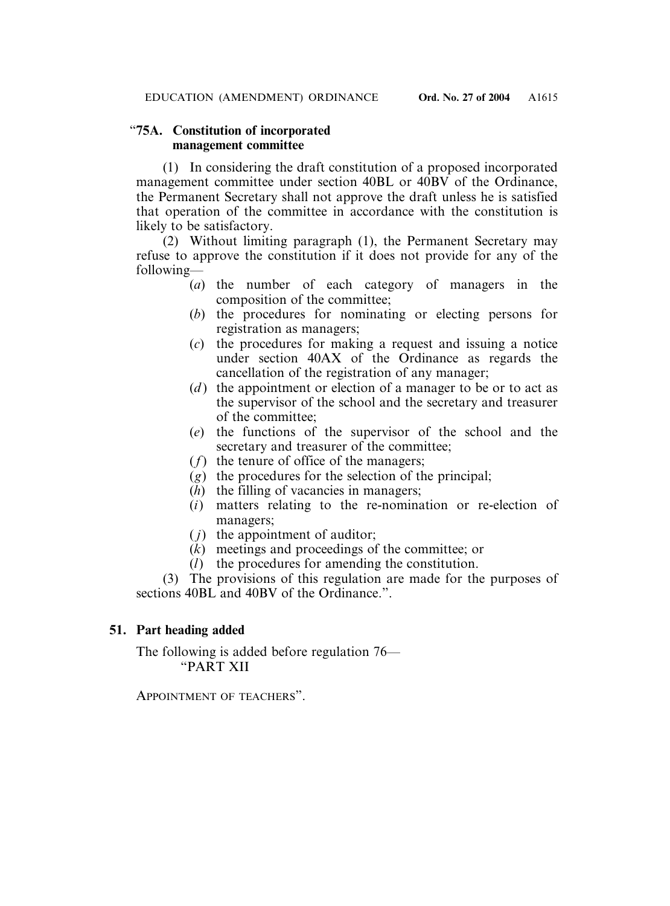**"75A. Constitution of incorporated management committee**

(1) In considering the draft constitution of a proposed incorporated management committee under section 40BL or 40BV of the Ordinance, the Permanent Secretary shall not approve the draft unless he is satisfied that operation of the committee in accordance with the constitution is likely to be satisfactory.

(2) Without limiting paragraph (1), the Permanent Secretary may refuse to approve the constitution if it does not provide for any of the following—

(*a*) the number of each category of managers in the composition of the committee;

(*b*) the procedures for nominating or electing persons for registration as managers;

(*c*) the procedures for making a request and issuing a notice under section 40AX of the Ordinance as regards the cancellation of the registration of any manager;

(*d*) the appointment or election of a manager to be or to act as the supervisor of the school and the secretary and treasurer of the committee;

(*e*) the functions of the supervisor of the school and the secretary and treasurer of the committee;

(*f*) the tenure of office of the managers;

(*g*) the procedures for the selection of the principal;

(*h*) the filling of vacancies in managers;

(*i*) matters relating to the re-nomination or re-election of managers;

(*j*) the appointment of auditor;

(*k*) meetings and proceedings of the committee; or

(*l*) the procedures for amending the constitution.

(3) The provisions of this regulation are made for the purposes of sections 40BL and 40BV of the Ordinance.".

**51. Part heading added**

The following is added before regulation 76—

"PART XII

APPOINTMENT OF TEACHERS".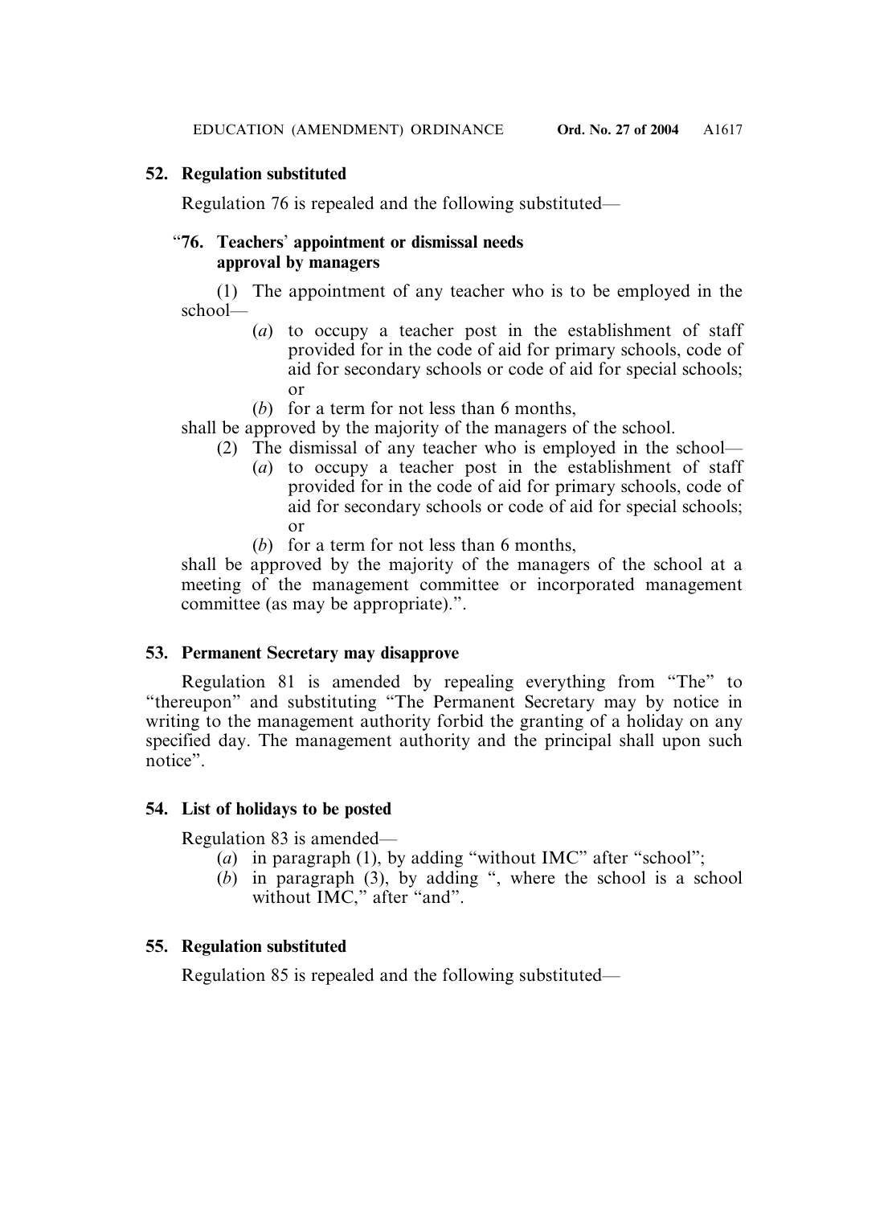**52. Regulation substituted**

Regulation 76 is repealed and the following substituted—

"**76. Teachers' appointment or dismissal needs approval by managers**

(1) The appointment of any teacher who is to be employed in the school—

(*a*) to occupy a teacher post in the establishment of staff provided for in the code of aid for primary schools, code of aid for secondary schools or code of aid for special schools; or

(*b*) for a term for not less than 6 months,

shall be approved by the majority of the managers of the school.

(2) The dismissal of any teacher who is employed in the school—

(*a*) to occupy a teacher post in the establishment of staff provided for in the code of aid for primary schools, code of aid for secondary schools or code of aid for special schools; or

(*b*) for a term for not less than 6 months,

shall be approved by the majority of the managers of the school at a meeting of the management committee or incorporated management committee (as may be appropriate).".

**53. Permanent Secretary may disapprove**

Regulation 81 is amended by repealing everything from "The" to "thereupon" and substituting "The Permanent Secretary may by notice in writing to the management authority forbid the granting of a holiday on any specified day. The management authority and the principal shall upon such notice".

**54. List of holidays to be posted**

Regulation 83 is amended—

(*a*) in paragraph (1), by adding "without IMC" after "school";

(*b*) in paragraph (3), by adding ", where the school is a school without IMC," after "and".

**55. Regulation substituted**

Regulation 85 is repealed and the following substituted—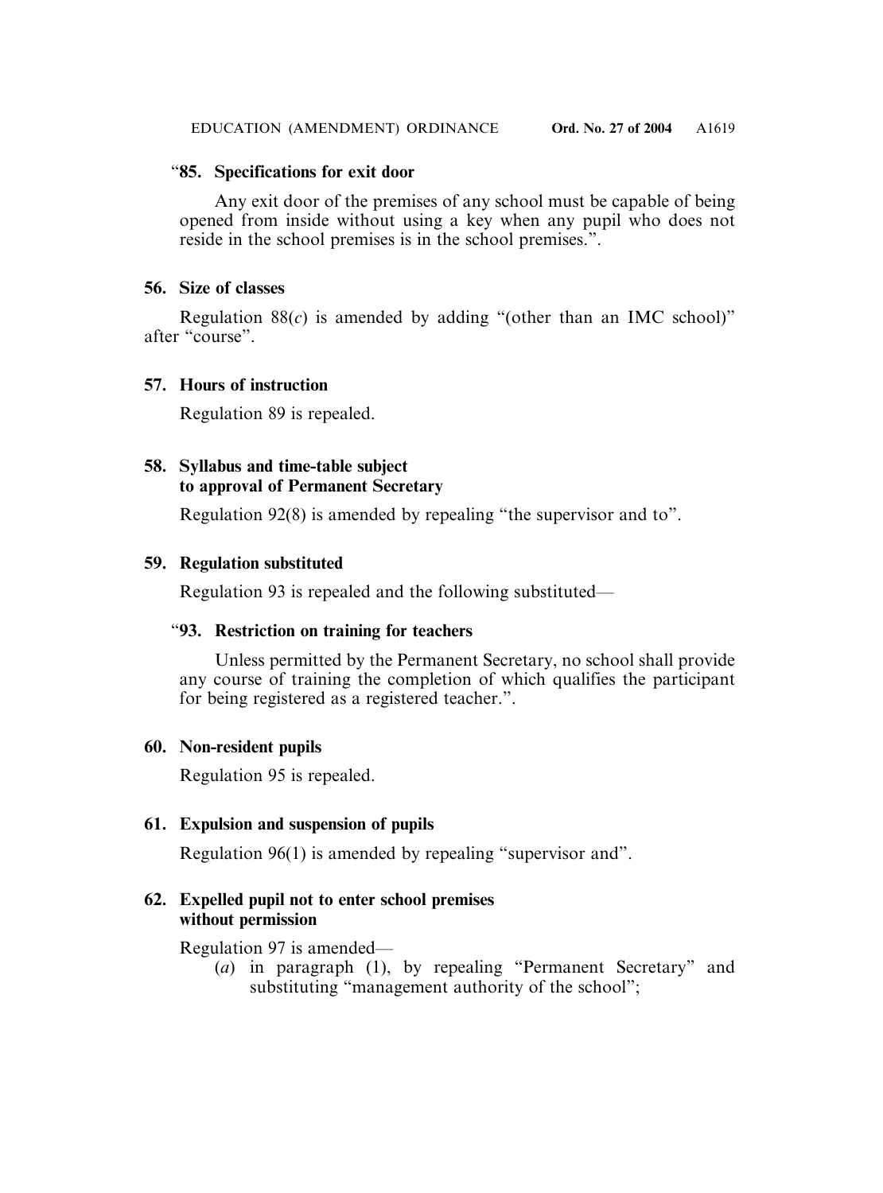“**85. Specifications for exit door**

Any exit door of the premises of any school must be capable of being opened from inside without using a key when any pupil who does not reside in the school premises is in the school premises.”.

**56. Size of classes**

Regulation 88(*c*) is amended by adding “(other than an IMC school)” after “course”.

**57. Hours of instruction**

Regulation 89 is repealed.

**58. Syllabus and time-table subject to approval of Permanent Secretary**

Regulation 92(8) is amended by repealing “the supervisor and to”.

**59. Regulation substituted**

Regulation 93 is repealed and the following substituted—

“**93. Restriction on training for teachers**

Unless permitted by the Permanent Secretary, no school shall provide any course of training the completion of which qualifies the participant for being registered as a registered teacher.”.

**60. Non-resident pupils**

Regulation 95 is repealed.

**61. Expulsion and suspension of pupils**

Regulation 96(1) is amended by repealing “supervisor and”.

**62. Expelled pupil not to enter school premises without permission**

Regulation 97 is amended—

(*a*) in paragraph (1), by repealing “Permanent Secretary” and substituting “management authority of the school”;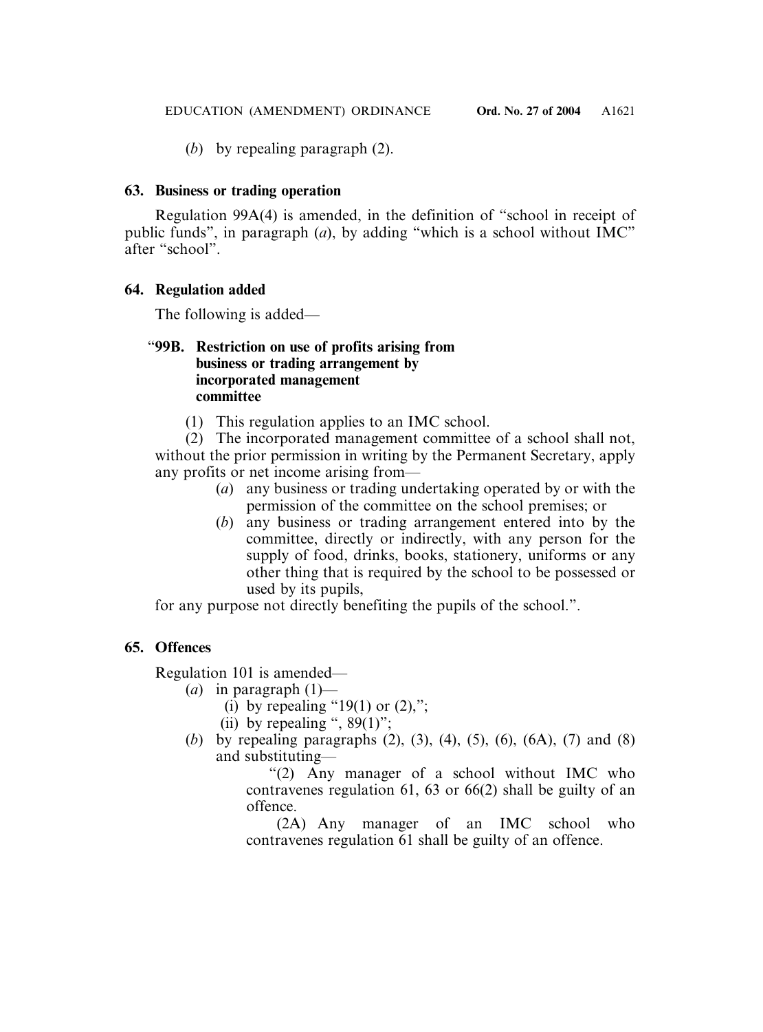(*b*) by repealing paragraph (2).

**63. Business or trading operation**

Regulation 99A(4) is amended, in the definition of "school in receipt of public funds", in paragraph (*a*), by adding "which is a school without IMC" after "school".

**64. Regulation added**

The following is added—

"**99B. Restriction on use of profits arising from business or trading arrangement by incorporated management committee**

(1) This regulation applies to an IMC school.

(2) The incorporated management committee of a school shall not, without the prior permission in writing by the Permanent Secretary, apply any profits or net income arising from—

(*a*) any business or trading undertaking operated by or with the permission of the committee on the school premises; or

(*b*) any business or trading arrangement entered into by the committee, directly or indirectly, with any person for the supply of food, drinks, books, stationery, uniforms or any other thing that is required by the school to be possessed or used by its pupils,

for any purpose not directly benefiting the pupils of the school.".

**65. Offences**

Regulation 101 is amended—

(*a*) in paragraph (1)—

(i) by repealing "19(1) or (2),";

(ii) by repealing ", 89(1)";

(*b*) by repealing paragraphs (2), (3), (4), (5), (6), (6A), (7) and (8) and substituting—

"(2) Any manager of a school without IMC who contravenes regulation 61, 63 or 66(2) shall be guilty of an offence.

(2A) Any manager of an IMC school who contravenes regulation 61 shall be guilty of an offence.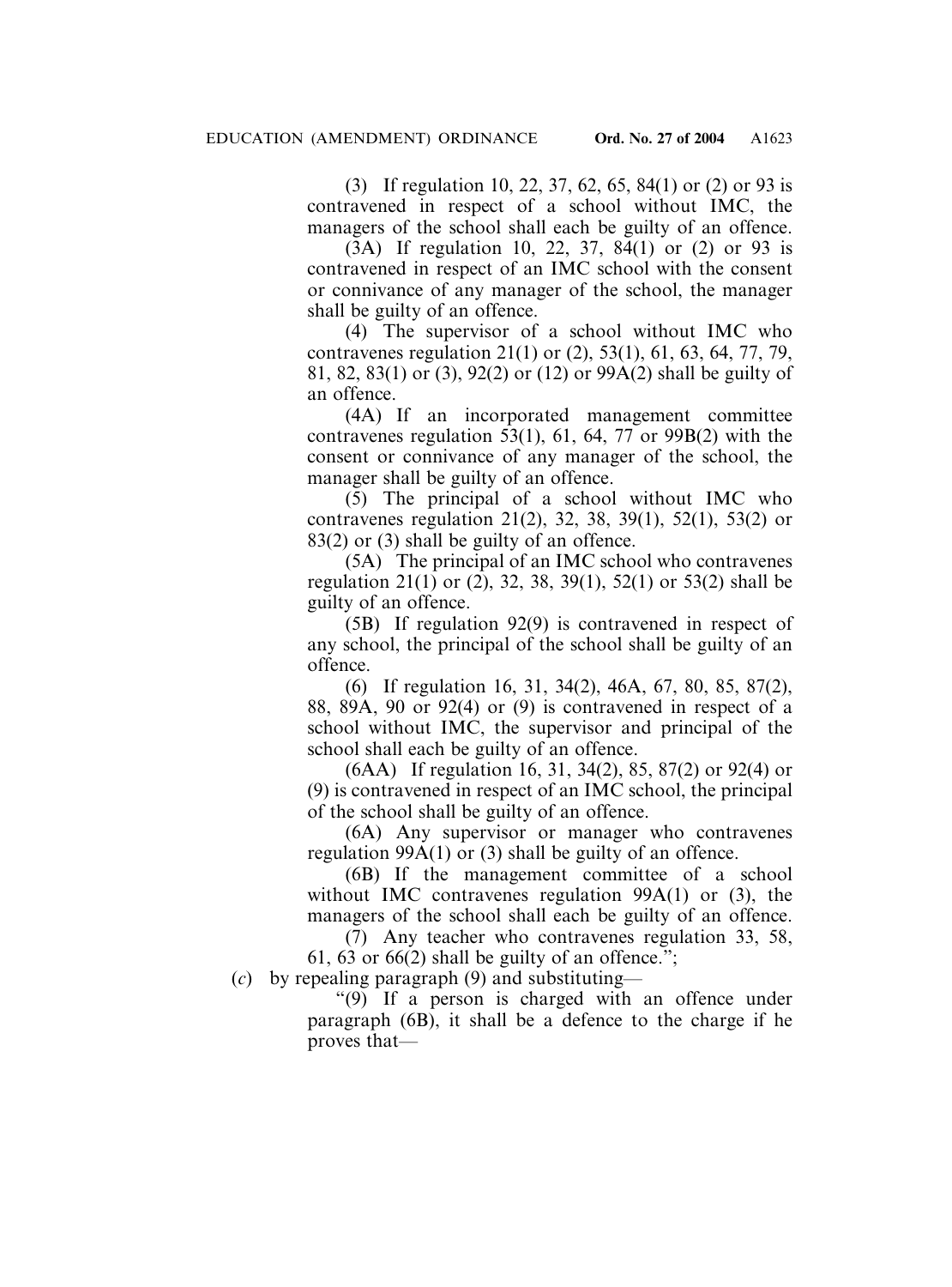(3) If regulation 10, 22, 37, 62, 65, 84(1) or (2) or 93 is contravened in respect of a school without IMC, the managers of the school shall each be guilty of an offence.

(3A) If regulation 10, 22, 37, 84(1) or (2) or 93 is contravened in respect of an IMC school with the consent or connivance of any manager of the school, the manager shall be guilty of an offence.

(4) The supervisor of a school without IMC who contravenes regulation 21(1) or (2), 53(1), 61, 63, 64, 77, 79, 81, 82, 83(1) or (3), 92(2) or (12) or 99A(2) shall be guilty of an offence.

(4A) If an incorporated management committee contravenes regulation 53(1), 61, 64, 77 or 99B(2) with the consent or connivance of any manager of the school, the manager shall be guilty of an offence.

(5) The principal of a school without IMC who contravenes regulation 21(2), 32, 38, 39(1), 52(1), 53(2) or 83(2) or (3) shall be guilty of an offence.

(5A) The principal of an IMC school who contravenes regulation 21(1) or (2), 32, 38, 39(1), 52(1) or 53(2) shall be guilty of an offence.

(5B) If regulation 92(9) is contravened in respect of any school, the principal of the school shall be guilty of an offence.

(6) If regulation 16, 31, 34(2), 46A, 67, 80, 85, 87(2), 88, 89A, 90 or 92(4) or (9) is contravened in respect of a school without IMC, the supervisor and principal of the school shall each be guilty of an offence.

(6AA) If regulation 16, 31, 34(2), 85, 87(2) or 92(4) or (9) is contravened in respect of an IMC school, the principal of the school shall be guilty of an offence.

(6A) Any supervisor or manager who contravenes regulation 99A(1) or (3) shall be guilty of an offence.

(6B) If the management committee of a school without IMC contravenes regulation 99A(1) or (3), the managers of the school shall each be guilty of an offence.

(7) Any teacher who contravenes regulation 33, 58, 61, 63 or 66(2) shall be guilty of an offence.";

(*c*) by repealing paragraph (9) and substituting—

"(9) If a person is charged with an offence under paragraph (6B), it shall be a defence to the charge if he proves that—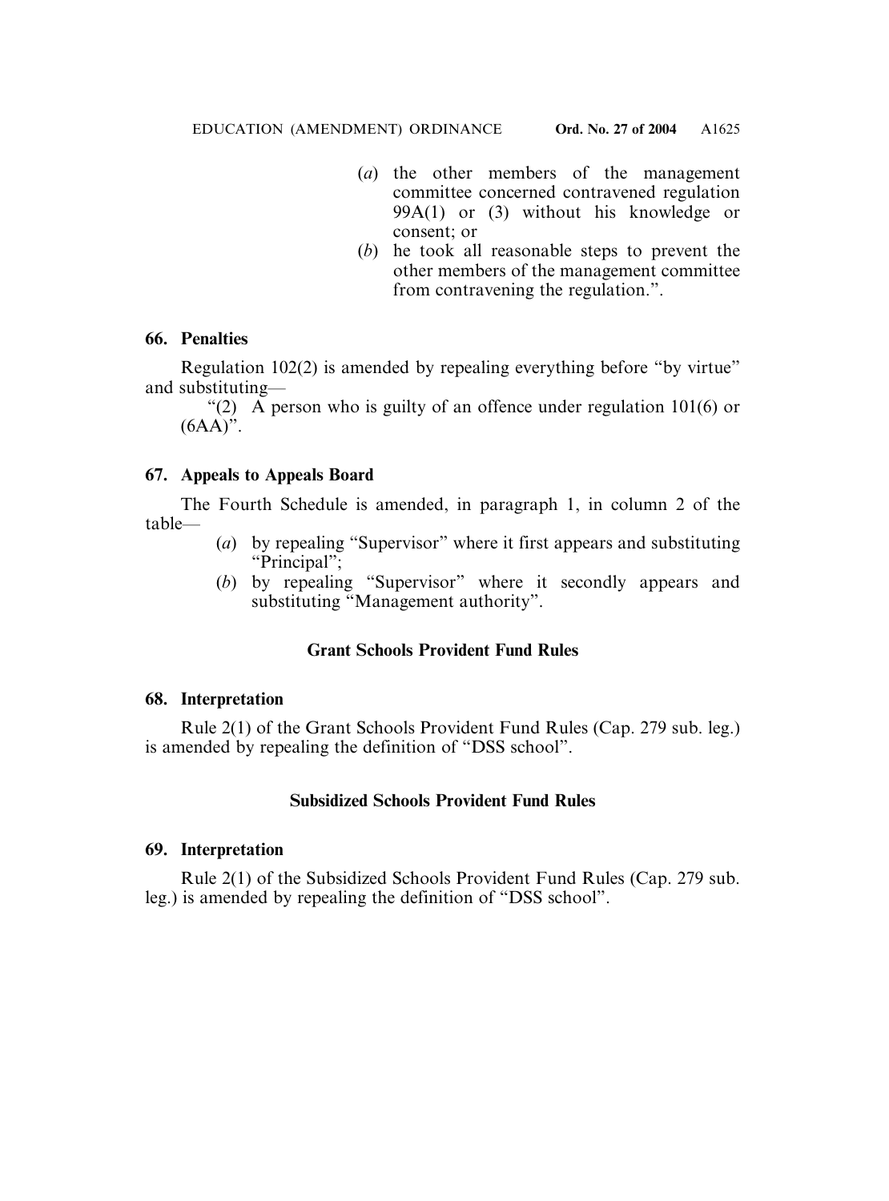(*a*) the other members of the management committee concerned contravened regulation 99A(1) or (3) without his knowledge or consent; or

(*b*) he took all reasonable steps to prevent the other members of the management committee from contravening the regulation.".

**66. Penalties**

Regulation 102(2) is amended by repealing everything before "by virtue" and substituting—

"(2) A person who is guilty of an offence under regulation 101(6) or (6AA)".

**67. Appeals to Appeals Board**

The Fourth Schedule is amended, in paragraph 1, in column 2 of the table—

(*a*) by repealing "Supervisor" where it first appears and substituting "Principal";

(*b*) by repealing "Supervisor" where it secondly appears and substituting "Management authority".

**Grant Schools Provident Fund Rules**

**68. Interpretation**

Rule 2(1) of the Grant Schools Provident Fund Rules (Cap. 279 sub. leg.) is amended by repealing the definition of "DSS school".

**Subsidized Schools Provident Fund Rules**

**69. Interpretation**

Rule 2(1) of the Subsidized Schools Provident Fund Rules (Cap. 279 sub. leg.) is amended by repealing the definition of "DSS school".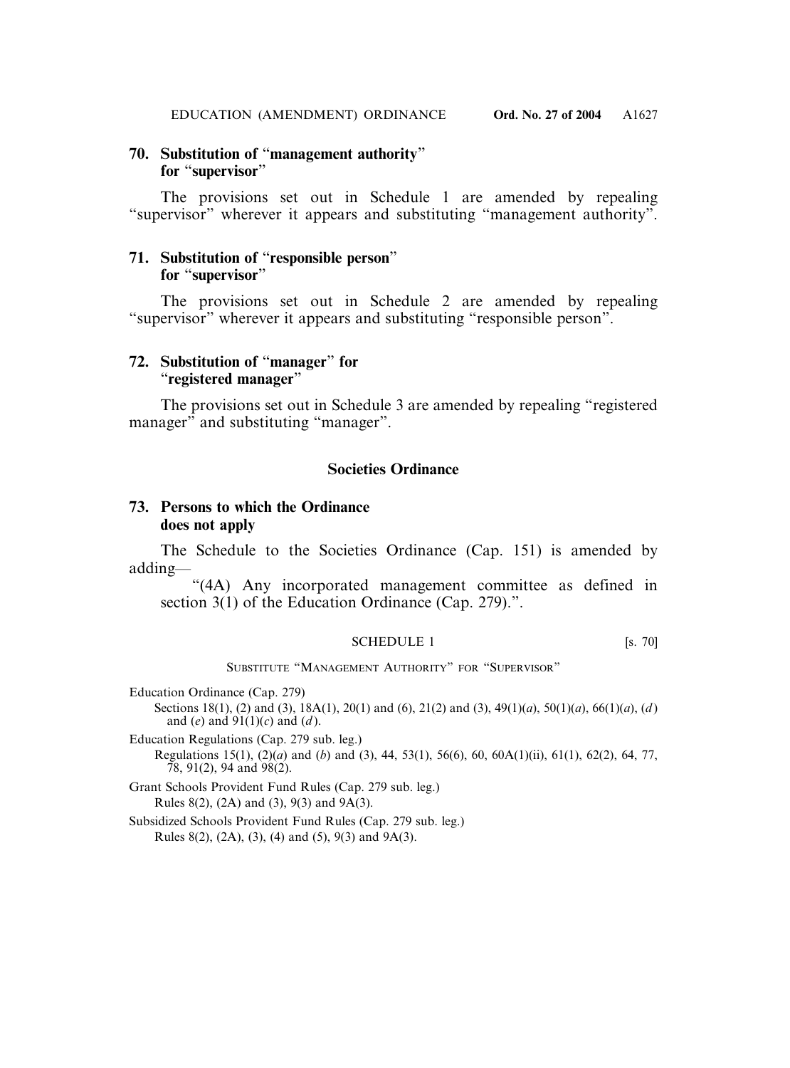**70. Substitution of "management authority" for "supervisor"**

The provisions set out in Schedule 1 are amended by repealing "supervisor" wherever it appears and substituting "management authority".

**71. Substitution of "responsible person" for "supervisor"**

The provisions set out in Schedule 2 are amended by repealing "supervisor" wherever it appears and substituting "responsible person".

**72. Substitution of "manager" for "registered manager"**

The provisions set out in Schedule 3 are amended by repealing "registered manager" and substituting "manager".

## Societies Ordinance

**73. Persons to which the Ordinance does not apply**

The Schedule to the Societies Ordinance (Cap. 151) is amended by adding—

"(4A) Any incorporated management committee as defined in section 3(1) of the Education Ordinance (Cap. 279).".

SCHEDULE 1 [s. 70]

SUBSTITUTE "MANAGEMENT AUTHORITY" FOR "SUPERVISOR"

Education Ordinance (Cap. 279)

Sections 18(1), (2) and (3), 18A(1), 20(1) and (6), 21(2) and (3), 49(1)(*a*), 50(1)(*a*), 66(1)(*a*), (*d*) and (*e*) and 91(1)(*c*) and (*d*).

Education Regulations (Cap. 279 sub. leg.)

Regulations 15(1), (2)(*a*) and (*b*) and (3), 44, 53(1), 56(6), 60, 60A(1)(ii), 61(1), 62(2), 64, 77, 78, 91(2), 94 and 98(2).

Grant Schools Provident Fund Rules (Cap. 279 sub. leg.)

Rules 8(2), (2A) and (3), 9(3) and 9A(3).

Subsidized Schools Provident Fund Rules (Cap. 279 sub. leg.)

Rules 8(2), (2A), (3), (4) and (5), 9(3) and 9A(3).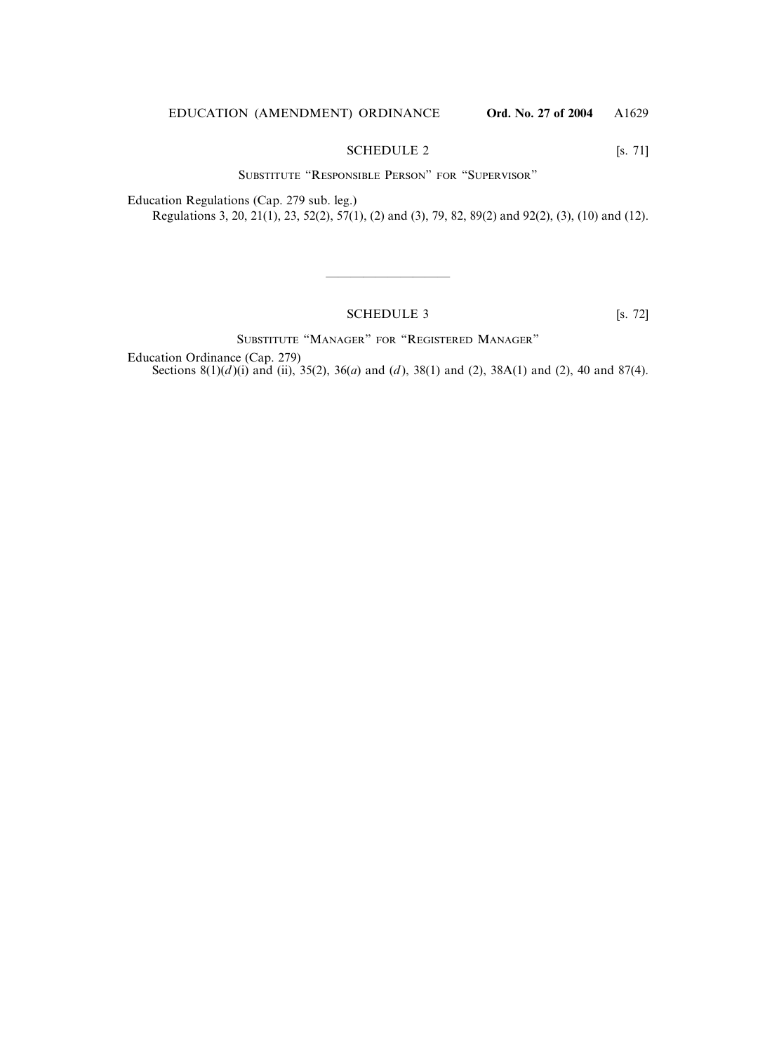## SCHEDULE 2 [s. 71]

### SUBSTITUTE "RESPONSIBLE PERSON" FOR "SUPERVISOR"

Education Regulations (Cap. 279 sub. leg.)

Regulations 3, 20, 21(1), 23, 52(2), 57(1), (2) and (3), 79, 82, 89(2) and 92(2), (3), (10) and (12).

---

## SCHEDULE 3 [s. 72]

### SUBSTITUTE "MANAGER" FOR "REGISTERED MANAGER"

Education Ordinance (Cap. 279)

Sections 8(1)(*d*)(i) and (ii), 35(2), 36(*a*) and (*d*), 38(1) and (2), 38A(1) and (2), 40 and 87(4).